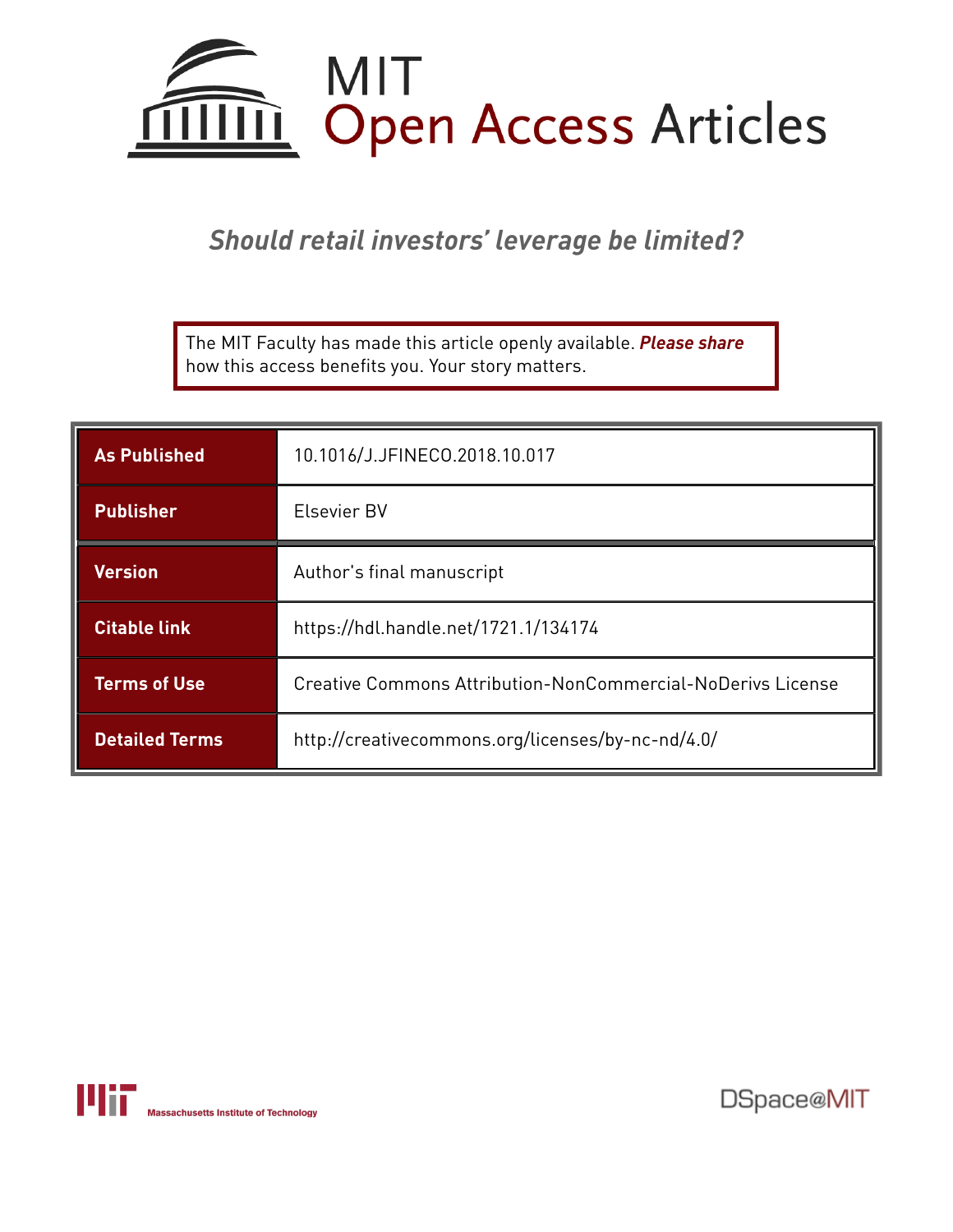# MIT Open Access Articles

## *Should retail investors' leverage be limited?*

The MIT Faculty has made this article openly available. ***Please share*** how this access benefits you. Your story matters.

| | |
|---|---|
| **As Published** | 10.1016/J.JFINECO.2018.10.017 |
| **Publisher** | Elsevier BV |
| **Version** | Author's final manuscript |
| **Citable link** | https://hdl.handle.net/1721.1/134174 |
| **Terms of Use** | Creative Commons Attribution-NonCommercial-NoDerivs License |
| **Detailed Terms** | http://creativecommons.org/licenses/by-nc-nd/4.0/ |

Massachusetts Institute of Technology

DSpace@MIT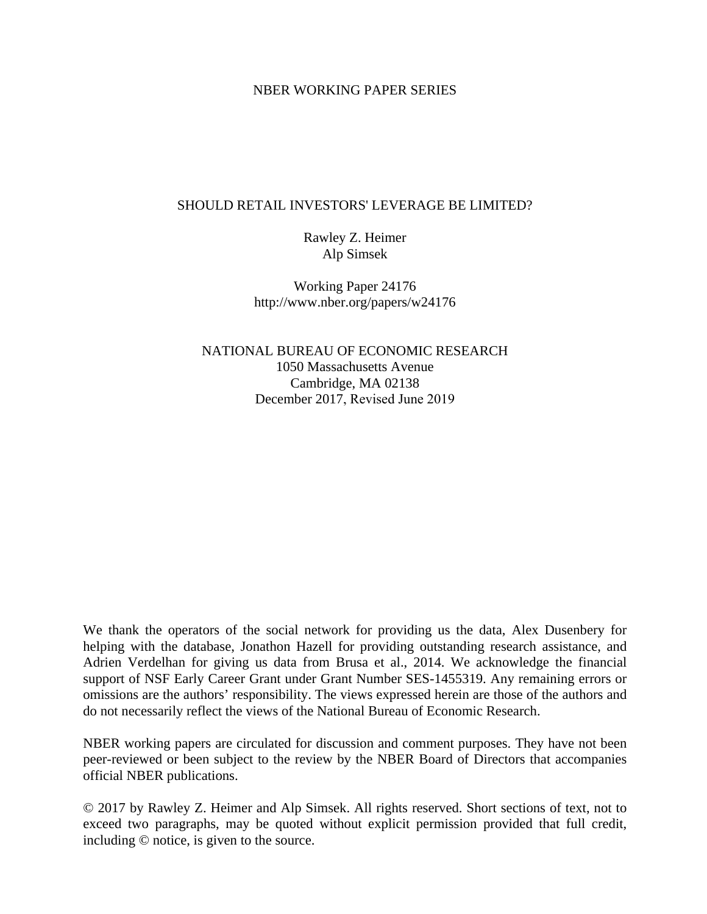NBER WORKING PAPER SERIES

# SHOULD RETAIL INVESTORS' LEVERAGE BE LIMITED?

Rawley Z. Heimer  
Alp Simsek

Working Paper 24176  
http://www.nber.org/papers/w24176

NATIONAL BUREAU OF ECONOMIC RESEARCH  
1050 Massachusetts Avenue  
Cambridge, MA 02138  
December 2017, Revised June 2019

We thank the operators of the social network for providing us the data, Alex Dusenbery for helping with the database, Jonathon Hazell for providing outstanding research assistance, and Adrien Verdelhan for giving us data from Brusa et al., 2014. We acknowledge the financial support of NSF Early Career Grant under Grant Number SES-1455319. Any remaining errors or omissions are the authors' responsibility. The views expressed herein are those of the authors and do not necessarily reflect the views of the National Bureau of Economic Research.

NBER working papers are circulated for discussion and comment purposes. They have not been peer-reviewed or been subject to the review by the NBER Board of Directors that accompanies official NBER publications.

© 2017 by Rawley Z. Heimer and Alp Simsek. All rights reserved. Short sections of text, not to exceed two paragraphs, may be quoted without explicit permission provided that full credit, including © notice, is given to the source.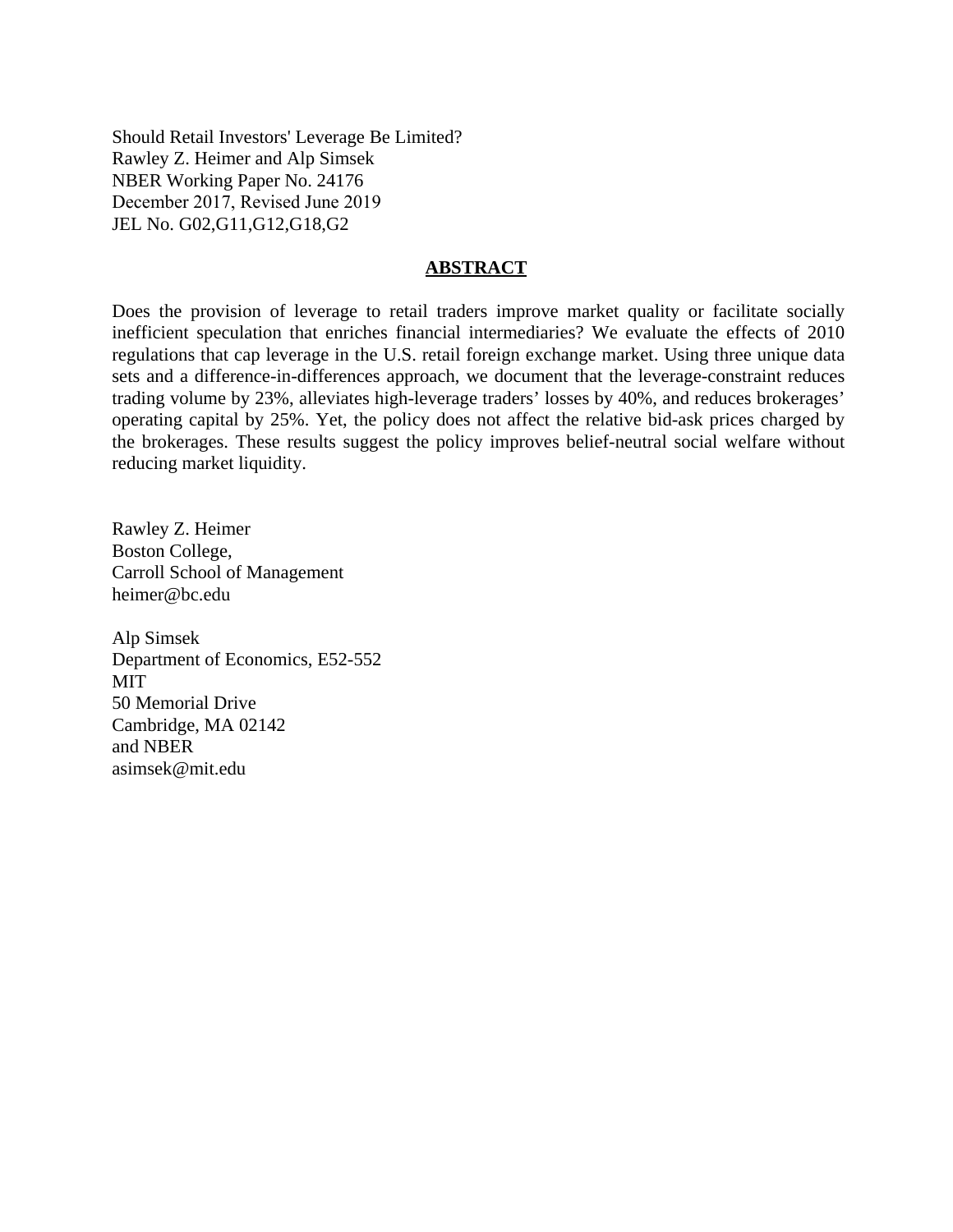Should Retail Investors' Leverage Be Limited?
Rawley Z. Heimer and Alp Simsek
NBER Working Paper No. 24176
December 2017, Revised June 2019
JEL No. G02,G11,G12,G18,G2

## ABSTRACT

Does the provision of leverage to retail traders improve market quality or facilitate socially inefficient speculation that enriches financial intermediaries? We evaluate the effects of 2010 regulations that cap leverage in the U.S. retail foreign exchange market. Using three unique data sets and a difference-in-differences approach, we document that the leverage-constraint reduces trading volume by 23%, alleviates high-leverage traders' losses by 40%, and reduces brokerages' operating capital by 25%. Yet, the policy does not affect the relative bid-ask prices charged by the brokerages. These results suggest the policy improves belief-neutral social welfare without reducing market liquidity.

Rawley Z. Heimer
Boston College,
Carroll School of Management
heimer@bc.edu

Alp Simsek
Department of Economics, E52-552
MIT
50 Memorial Drive
Cambridge, MA 02142
and NBER
asimsek@mit.edu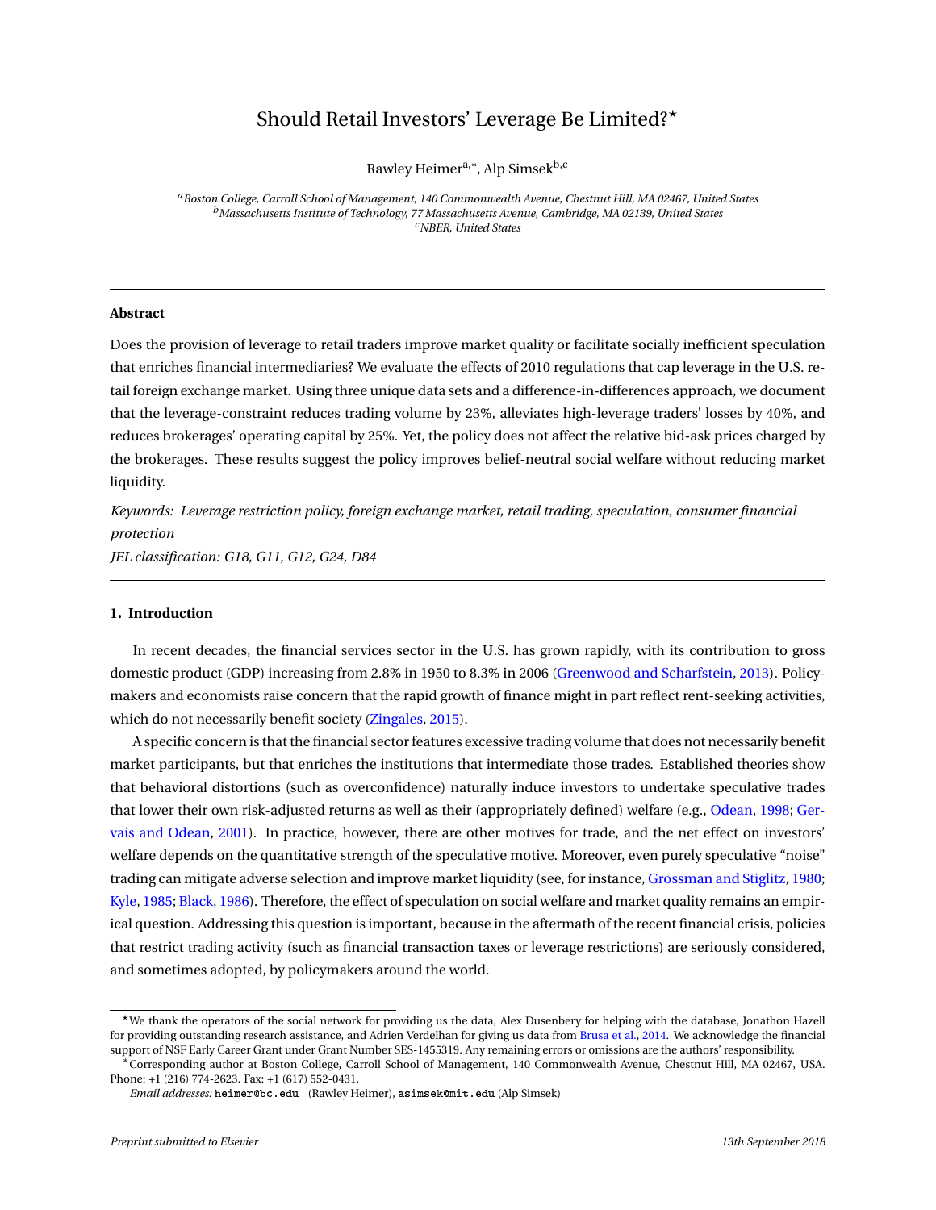# Should Retail Investors' Leverage Be Limited?[⋆]

Rawley Heimer[a,*], Alp Simsek[b,c]

[a]*Boston College, Carroll School of Management, 140 Commonwealth Avenue, Chestnut Hill, MA 02467, United States*
[b]*Massachusetts Institute of Technology, 77 Massachusetts Avenue, Cambridge, MA 02139, United States*
[c]*NBER, United States*

---

### Abstract

Does the provision of leverage to retail traders improve market quality or facilitate socially inefficient speculation that enriches financial intermediaries? We evaluate the effects of 2010 regulations that cap leverage in the U.S. retail foreign exchange market. Using three unique data sets and a difference-in-differences approach, we document that the leverage-constraint reduces trading volume by 23%, alleviates high-leverage traders' losses by 40%, and reduces brokerages' operating capital by 25%. Yet, the policy does not affect the relative bid-ask prices charged by the brokerages. These results suggest the policy improves belief-neutral social welfare without reducing market liquidity.

*Keywords: Leverage restriction policy, foreign exchange market, retail trading, speculation, consumer financial protection*

*JEL classification: G18, G11, G12, G24, D84*

---

### 1. Introduction

In recent decades, the financial services sector in the U.S. has grown rapidly, with its contribution to gross domestic product (GDP) increasing from 2.8% in 1950 to 8.3% in 2006 (Greenwood and Scharfstein, 2013). Policymakers and economists raise concern that the rapid growth of finance might in part reflect rent-seeking activities, which do not necessarily benefit society (Zingales, 2015).

A specific concern is that the financial sector features excessive trading volume that does not necessarily benefit market participants, but that enriches the institutions that intermediate those trades. Established theories show that behavioral distortions (such as overconfidence) naturally induce investors to undertake speculative trades that lower their own risk-adjusted returns as well as their (appropriately defined) welfare (e.g., Odean, 1998; Gervais and Odean, 2001). In practice, however, there are other motives for trade, and the net effect on investors' welfare depends on the quantitative strength of the speculative motive. Moreover, even purely speculative "noise" trading can mitigate adverse selection and improve market liquidity (see, for instance, Grossman and Stiglitz, 1980; Kyle, 1985; Black, 1986). Therefore, the effect of speculation on social welfare and market quality remains an empirical question. Addressing this question is important, because in the aftermath of the recent financial crisis, policies that restrict trading activity (such as financial transaction taxes or leverage restrictions) are seriously considered, and sometimes adopted, by policymakers around the world.

---

[⋆]We thank the operators of the social network for providing us the data, Alex Dusenbery for helping with the database, Jonathon Hazell for providing outstanding research assistance, and Adrien Verdelhan for giving us data from Brusa et al., 2014. We acknowledge the financial support of NSF Early Career Grant under Grant Number SES-1455319. Any remaining errors or omissions are the authors' responsibility.

[*]Corresponding author at Boston College, Carroll School of Management, 140 Commonwealth Avenue, Chestnut Hill, MA 02467, USA. Phone: +1 (216) 774-2623. Fax: +1 (617) 552-0431.

*Email addresses:* heimer@bc.edu (Rawley Heimer), asimsek@mit.edu (Alp Simsek)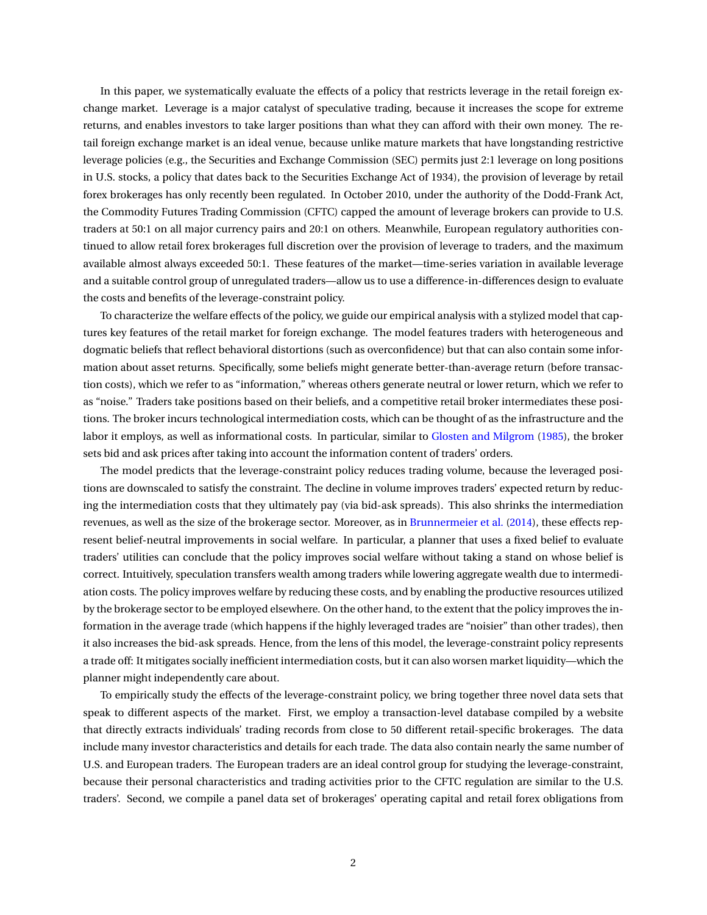In this paper, we systematically evaluate the effects of a policy that restricts leverage in the retail foreign exchange market. Leverage is a major catalyst of speculative trading, because it increases the scope for extreme returns, and enables investors to take larger positions than what they can afford with their own money. The retail foreign exchange market is an ideal venue, because unlike mature markets that have longstanding restrictive leverage policies (e.g., the Securities and Exchange Commission (SEC) permits just 2:1 leverage on long positions in U.S. stocks, a policy that dates back to the Securities Exchange Act of 1934), the provision of leverage by retail forex brokerages has only recently been regulated. In October 2010, under the authority of the Dodd-Frank Act, the Commodity Futures Trading Commission (CFTC) capped the amount of leverage brokers can provide to U.S. traders at 50:1 on all major currency pairs and 20:1 on others. Meanwhile, European regulatory authorities continued to allow retail forex brokerages full discretion over the provision of leverage to traders, and the maximum available almost always exceeded 50:1. These features of the market—time-series variation in available leverage and a suitable control group of unregulated traders—allow us to use a difference-in-differences design to evaluate the costs and benefits of the leverage-constraint policy.

To characterize the welfare effects of the policy, we guide our empirical analysis with a stylized model that captures key features of the retail market for foreign exchange. The model features traders with heterogeneous and dogmatic beliefs that reflect behavioral distortions (such as overconfidence) but that can also contain some information about asset returns. Specifically, some beliefs might generate better-than-average return (before transaction costs), which we refer to as "information," whereas others generate neutral or lower return, which we refer to as "noise." Traders take positions based on their beliefs, and a competitive retail broker intermediates these positions. The broker incurs technological intermediation costs, which can be thought of as the infrastructure and the labor it employs, as well as informational costs. In particular, similar to Glosten and Milgrom (1985), the broker sets bid and ask prices after taking into account the information content of traders' orders.

The model predicts that the leverage-constraint policy reduces trading volume, because the leveraged positions are downscaled to satisfy the constraint. The decline in volume improves traders' expected return by reducing the intermediation costs that they ultimately pay (via bid-ask spreads). This also shrinks the intermediation revenues, as well as the size of the brokerage sector. Moreover, as in Brunnermeier et al. (2014), these effects represent belief-neutral improvements in social welfare. In particular, a planner that uses a fixed belief to evaluate traders' utilities can conclude that the policy improves social welfare without taking a stand on whose belief is correct. Intuitively, speculation transfers wealth among traders while lowering aggregate wealth due to intermediation costs. The policy improves welfare by reducing these costs, and by enabling the productive resources utilized by the brokerage sector to be employed elsewhere. On the other hand, to the extent that the policy improves the information in the average trade (which happens if the highly leveraged trades are "noisier" than other trades), then it also increases the bid-ask spreads. Hence, from the lens of this model, the leverage-constraint policy represents a trade off: It mitigates socially inefficient intermediation costs, but it can also worsen market liquidity—which the planner might independently care about.

To empirically study the effects of the leverage-constraint policy, we bring together three novel data sets that speak to different aspects of the market. First, we employ a transaction-level database compiled by a website that directly extracts individuals' trading records from close to 50 different retail-specific brokerages. The data include many investor characteristics and details for each trade. The data also contain nearly the same number of U.S. and European traders. The European traders are an ideal control group for studying the leverage-constraint, because their personal characteristics and trading activities prior to the CFTC regulation are similar to the U.S. traders'. Second, we compile a panel data set of brokerages' operating capital and retail forex obligations from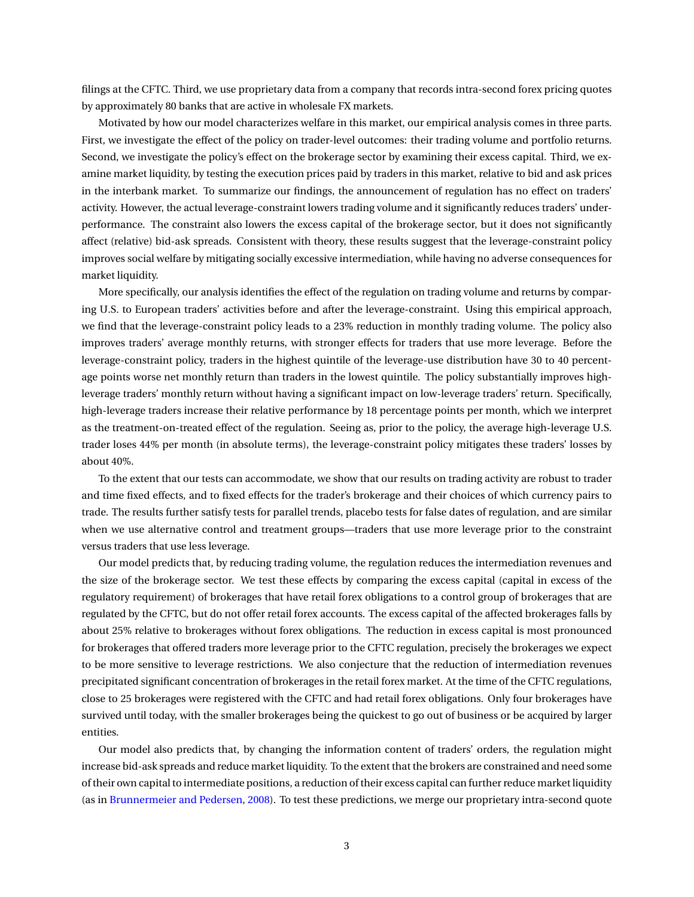filings at the CFTC. Third, we use proprietary data from a company that records intra-second forex pricing quotes by approximately 80 banks that are active in wholesale FX markets.

Motivated by how our model characterizes welfare in this market, our empirical analysis comes in three parts. First, we investigate the effect of the policy on trader-level outcomes: their trading volume and portfolio returns. Second, we investigate the policy's effect on the brokerage sector by examining their excess capital. Third, we examine market liquidity, by testing the execution prices paid by traders in this market, relative to bid and ask prices in the interbank market. To summarize our findings, the announcement of regulation has no effect on traders' activity. However, the actual leverage-constraint lowers trading volume and it significantly reduces traders' underperformance. The constraint also lowers the excess capital of the brokerage sector, but it does not significantly affect (relative) bid-ask spreads. Consistent with theory, these results suggest that the leverage-constraint policy improves social welfare by mitigating socially excessive intermediation, while having no adverse consequences for market liquidity.

More specifically, our analysis identifies the effect of the regulation on trading volume and returns by comparing U.S. to European traders' activities before and after the leverage-constraint. Using this empirical approach, we find that the leverage-constraint policy leads to a 23% reduction in monthly trading volume. The policy also improves traders' average monthly returns, with stronger effects for traders that use more leverage. Before the leverage-constraint policy, traders in the highest quintile of the leverage-use distribution have 30 to 40 percentage points worse net monthly return than traders in the lowest quintile. The policy substantially improves high-leverage traders' monthly return without having a significant impact on low-leverage traders' return. Specifically, high-leverage traders increase their relative performance by 18 percentage points per month, which we interpret as the treatment-on-treated effect of the regulation. Seeing as, prior to the policy, the average high-leverage U.S. trader loses 44% per month (in absolute terms), the leverage-constraint policy mitigates these traders' losses by about 40%.

To the extent that our tests can accommodate, we show that our results on trading activity are robust to trader and time fixed effects, and to fixed effects for the trader's brokerage and their choices of which currency pairs to trade. The results further satisfy tests for parallel trends, placebo tests for false dates of regulation, and are similar when we use alternative control and treatment groups—traders that use more leverage prior to the constraint versus traders that use less leverage.

Our model predicts that, by reducing trading volume, the regulation reduces the intermediation revenues and the size of the brokerage sector. We test these effects by comparing the excess capital (capital in excess of the regulatory requirement) of brokerages that have retail forex obligations to a control group of brokerages that are regulated by the CFTC, but do not offer retail forex accounts. The excess capital of the affected brokerages falls by about 25% relative to brokerages without forex obligations. The reduction in excess capital is most pronounced for brokerages that offered traders more leverage prior to the CFTC regulation, precisely the brokerages we expect to be more sensitive to leverage restrictions. We also conjecture that the reduction of intermediation revenues precipitated significant concentration of brokerages in the retail forex market. At the time of the CFTC regulations, close to 25 brokerages were registered with the CFTC and had retail forex obligations. Only four brokerages have survived until today, with the smaller brokerages being the quickest to go out of business or be acquired by larger entities.

Our model also predicts that, by changing the information content of traders' orders, the regulation might increase bid-ask spreads and reduce market liquidity. To the extent that the brokers are constrained and need some of their own capital to intermediate positions, a reduction of their excess capital can further reduce market liquidity (as in Brunnermeier and Pedersen, 2008). To test these predictions, we merge our proprietary intra-second quote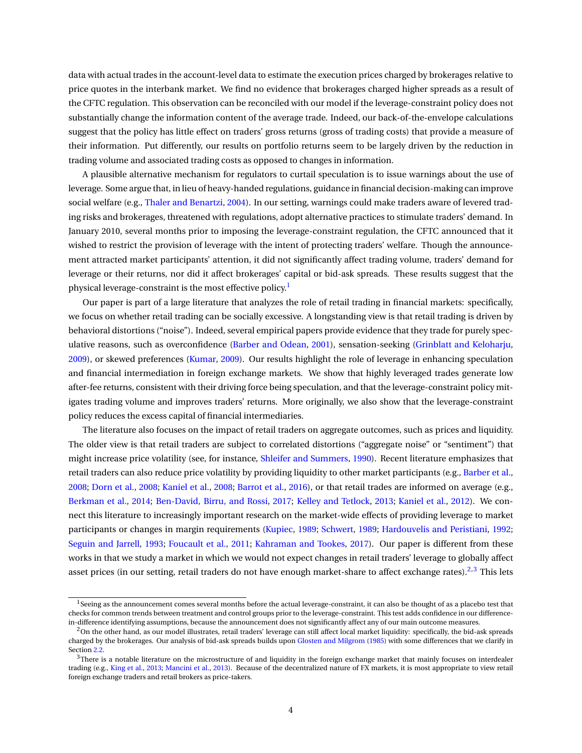data with actual trades in the account-level data to estimate the execution prices charged by brokerages relative to price quotes in the interbank market. We find no evidence that brokerages charged higher spreads as a result of the CFTC regulation. This observation can be reconciled with our model if the leverage-constraint policy does not substantially change the information content of the average trade. Indeed, our back-of-the-envelope calculations suggest that the policy has little effect on traders' gross returns (gross of trading costs) that provide a measure of their information. Put differently, our results on portfolio returns seem to be largely driven by the reduction in trading volume and associated trading costs as opposed to changes in information.

A plausible alternative mechanism for regulators to curtail speculation is to issue warnings about the use of leverage. Some argue that, in lieu of heavy-handed regulations, guidance in financial decision-making can improve social welfare (e.g., Thaler and Benartzi, 2004). In our setting, warnings could make traders aware of levered trading risks and brokerages, threatened with regulations, adopt alternative practices to stimulate traders' demand. In January 2010, several months prior to imposing the leverage-constraint regulation, the CFTC announced that it wished to restrict the provision of leverage with the intent of protecting traders' welfare. Though the announcement attracted market participants' attention, it did not significantly affect trading volume, traders' demand for leverage or their returns, nor did it affect brokerages' capital or bid-ask spreads. These results suggest that the physical leverage-constraint is the most effective policy.[1]

Our paper is part of a large literature that analyzes the role of retail trading in financial markets: specifically, we focus on whether retail trading can be socially excessive. A longstanding view is that retail trading is driven by behavioral distortions ("noise"). Indeed, several empirical papers provide evidence that they trade for purely speculative reasons, such as overconfidence (Barber and Odean, 2001), sensation-seeking (Grinblatt and Keloharju, 2009), or skewed preferences (Kumar, 2009). Our results highlight the role of leverage in enhancing speculation and financial intermediation in foreign exchange markets. We show that highly leveraged trades generate low after-fee returns, consistent with their driving force being speculation, and that the leverage-constraint policy mitigates trading volume and improves traders' returns. More originally, we also show that the leverage-constraint policy reduces the excess capital of financial intermediaries.

The literature also focuses on the impact of retail traders on aggregate outcomes, such as prices and liquidity. The older view is that retail traders are subject to correlated distortions ("aggregate noise" or "sentiment") that might increase price volatility (see, for instance, Shleifer and Summers, 1990). Recent literature emphasizes that retail traders can also reduce price volatility by providing liquidity to other market participants (e.g., Barber et al., 2008; Dorn et al., 2008; Kaniel et al., 2008; Barrot et al., 2016), or that retail trades are informed on average (e.g., Berkman et al., 2014; Ben-David, Birru, and Rossi, 2017; Kelley and Tetlock, 2013; Kaniel et al., 2012). We connect this literature to increasingly important research on the market-wide effects of providing leverage to market participants or changes in margin requirements (Kupiec, 1989; Schwert, 1989; Hardouvelis and Peristiani, 1992; Seguin and Jarrell, 1993; Foucault et al., 2011; Kahraman and Tookes, 2017). Our paper is different from these works in that we study a market in which we would not expect changes in retail traders' leverage to globally affect asset prices (in our setting, retail traders do not have enough market-share to affect exchange rates).[2,3] This lets

[1] Seeing as the announcement comes several months before the actual leverage-constraint, it can also be thought of as a placebo test that checks for common trends between treatment and control groups prior to the leverage-constraint. This test adds confidence in our difference-in-difference identifying assumptions, because the announcement does not significantly affect any of our main outcome measures.

[2] On the other hand, as our model illustrates, retail traders' leverage can still affect local market liquidity: specifically, the bid-ask spreads charged by the brokerages. Our analysis of bid-ask spreads builds upon Glosten and Milgrom (1985) with some differences that we clarify in Section 2.2.

[3] There is a notable literature on the microstructure of and liquidity in the foreign exchange market that mainly focuses on interdealer trading (e.g., King et al., 2013; Mancini et al., 2013). Because of the decentralized nature of FX markets, it is most appropriate to view retail foreign exchange traders and retail brokers as price-takers.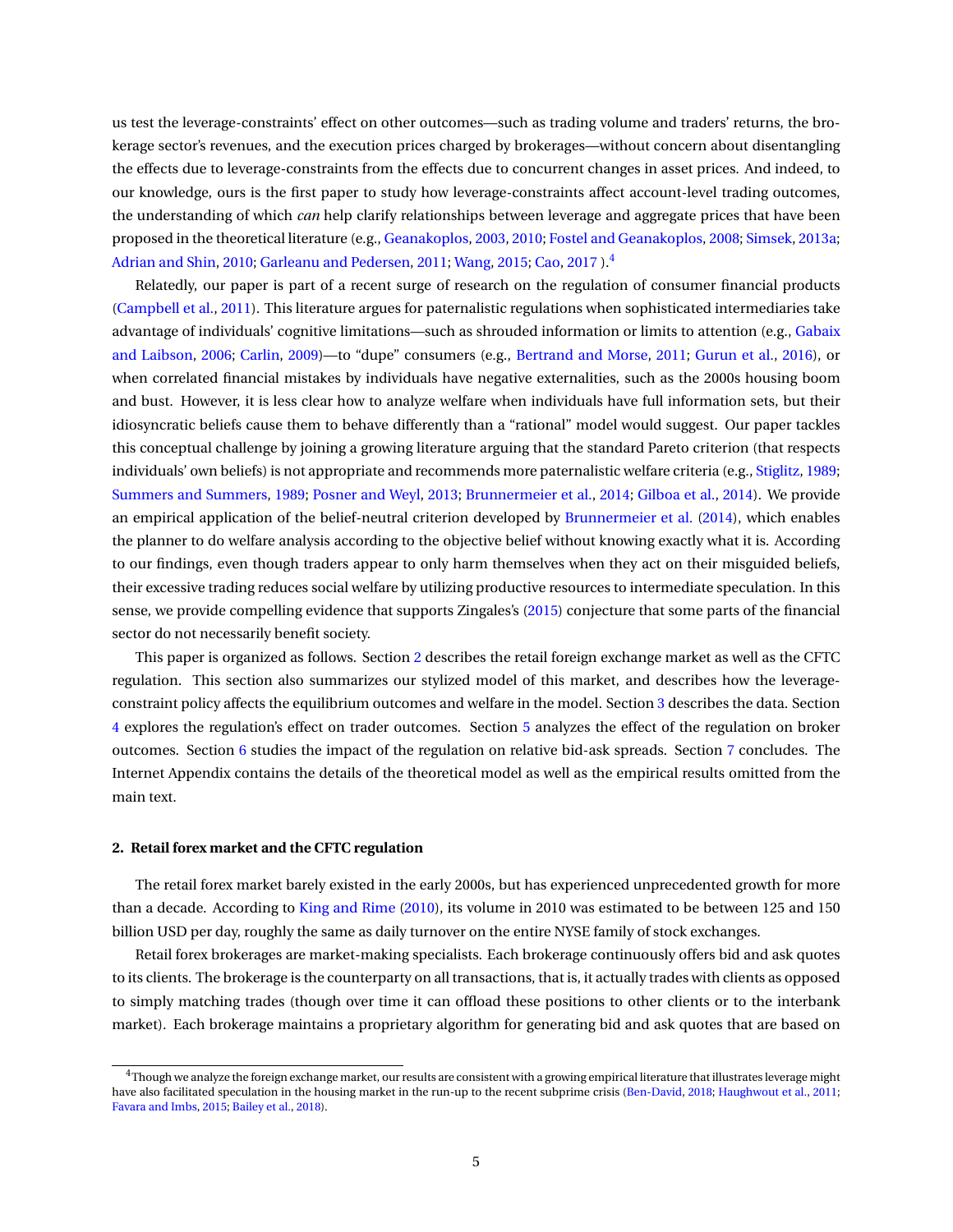us test the leverage-constraints' effect on other outcomes—such as trading volume and traders' returns, the brokerage sector's revenues, and the execution prices charged by brokerages—without concern about disentangling the effects due to leverage-constraints from the effects due to concurrent changes in asset prices. And indeed, to our knowledge, ours is the first paper to study how leverage-constraints affect account-level trading outcomes, the understanding of which *can* help clarify relationships between leverage and aggregate prices that have been proposed in the theoretical literature (e.g., Geanakoplos, 2003, 2010; Fostel and Geanakoplos, 2008; Simsek, 2013a; Adrian and Shin, 2010; Garleanu and Pedersen, 2011; Wang, 2015; Cao, 2017 ).[4]

Relatedly, our paper is part of a recent surge of research on the regulation of consumer financial products (Campbell et al., 2011). This literature argues for paternalistic regulations when sophisticated intermediaries take advantage of individuals' cognitive limitations—such as shrouded information or limits to attention (e.g., Gabaix and Laibson, 2006; Carlin, 2009)—to "dupe" consumers (e.g., Bertrand and Morse, 2011; Gurun et al., 2016), or when correlated financial mistakes by individuals have negative externalities, such as the 2000s housing boom and bust. However, it is less clear how to analyze welfare when individuals have full information sets, but their idiosyncratic beliefs cause them to behave differently than a "rational" model would suggest. Our paper tackles this conceptual challenge by joining a growing literature arguing that the standard Pareto criterion (that respects individuals' own beliefs) is not appropriate and recommends more paternalistic welfare criteria (e.g., Stiglitz, 1989; Summers and Summers, 1989; Posner and Weyl, 2013; Brunnermeier et al., 2014; Gilboa et al., 2014). We provide an empirical application of the belief-neutral criterion developed by Brunnermeier et al. (2014), which enables the planner to do welfare analysis according to the objective belief without knowing exactly what it is. According to our findings, even though traders appear to only harm themselves when they act on their misguided beliefs, their excessive trading reduces social welfare by utilizing productive resources to intermediate speculation. In this sense, we provide compelling evidence that supports Zingales's (2015) conjecture that some parts of the financial sector do not necessarily benefit society.

This paper is organized as follows. Section 2 describes the retail foreign exchange market as well as the CFTC regulation. This section also summarizes our stylized model of this market, and describes how the leverage-constraint policy affects the equilibrium outcomes and welfare in the model. Section 3 describes the data. Section 4 explores the regulation's effect on trader outcomes. Section 5 analyzes the effect of the regulation on broker outcomes. Section 6 studies the impact of the regulation on relative bid-ask spreads. Section 7 concludes. The Internet Appendix contains the details of the theoretical model as well as the empirical results omitted from the main text.

## 2. Retail forex market and the CFTC regulation

The retail forex market barely existed in the early 2000s, but has experienced unprecedented growth for more than a decade. According to King and Rime (2010), its volume in 2010 was estimated to be between 125 and 150 billion USD per day, roughly the same as daily turnover on the entire NYSE family of stock exchanges.

Retail forex brokerages are market-making specialists. Each brokerage continuously offers bid and ask quotes to its clients. The brokerage is the counterparty on all transactions, that is, it actually trades with clients as opposed to simply matching trades (though over time it can offload these positions to other clients or to the interbank market). Each brokerage maintains a proprietary algorithm for generating bid and ask quotes that are based on

[4] Though we analyze the foreign exchange market, our results are consistent with a growing empirical literature that illustrates leverage might have also facilitated speculation in the housing market in the run-up to the recent subprime crisis (Ben-David, 2018; Haughwout et al., 2011; Favara and Imbs, 2015; Bailey et al., 2018).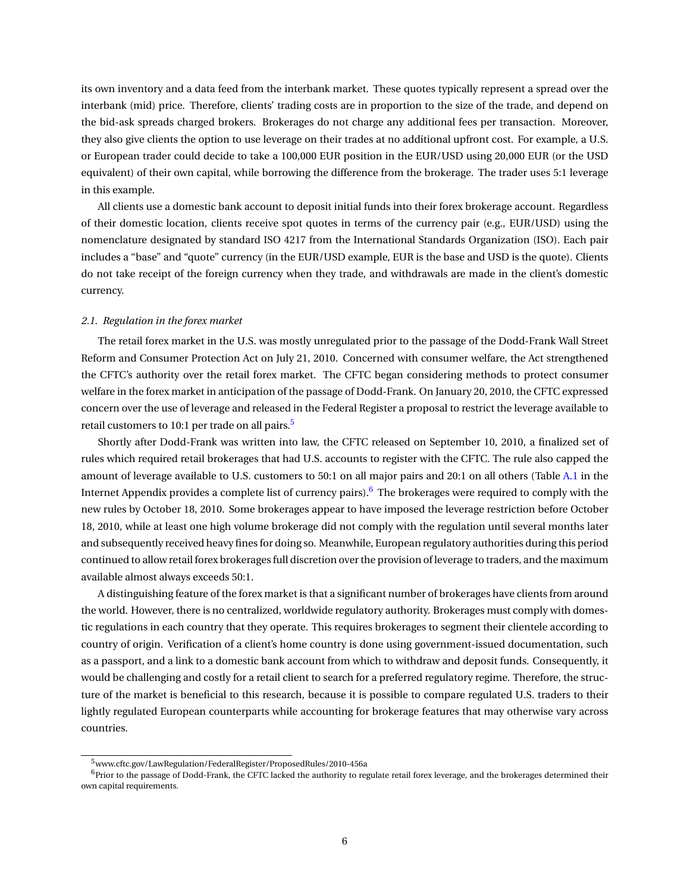its own inventory and a data feed from the interbank market. These quotes typically represent a spread over the interbank (mid) price. Therefore, clients' trading costs are in proportion to the size of the trade, and depend on the bid-ask spreads charged brokers. Brokerages do not charge any additional fees per transaction. Moreover, they also give clients the option to use leverage on their trades at no additional upfront cost. For example, a U.S. or European trader could decide to take a 100,000 EUR position in the EUR/USD using 20,000 EUR (or the USD equivalent) of their own capital, while borrowing the difference from the brokerage. The trader uses 5:1 leverage in this example.

All clients use a domestic bank account to deposit initial funds into their forex brokerage account. Regardless of their domestic location, clients receive spot quotes in terms of the currency pair (e.g., EUR/USD) using the nomenclature designated by standard ISO 4217 from the International Standards Organization (ISO). Each pair includes a "base" and "quote" currency (in the EUR/USD example, EUR is the base and USD is the quote). Clients do not take receipt of the foreign currency when they trade, and withdrawals are made in the client's domestic currency.

### *2.1. Regulation in the forex market*

The retail forex market in the U.S. was mostly unregulated prior to the passage of the Dodd-Frank Wall Street Reform and Consumer Protection Act on July 21, 2010. Concerned with consumer welfare, the Act strengthened the CFTC's authority over the retail forex market. The CFTC began considering methods to protect consumer welfare in the forex market in anticipation of the passage of Dodd-Frank. On January 20, 2010, the CFTC expressed concern over the use of leverage and released in the Federal Register a proposal to restrict the leverage available to retail customers to 10:1 per trade on all pairs.[5]

Shortly after Dodd-Frank was written into law, the CFTC released on September 10, 2010, a finalized set of rules which required retail brokerages that had U.S. accounts to register with the CFTC. The rule also capped the amount of leverage available to U.S. customers to 50:1 on all major pairs and 20:1 on all others (Table A.1 in the Internet Appendix provides a complete list of currency pairs).[6] The brokerages were required to comply with the new rules by October 18, 2010. Some brokerages appear to have imposed the leverage restriction before October 18, 2010, while at least one high volume brokerage did not comply with the regulation until several months later and subsequently received heavy fines for doing so. Meanwhile, European regulatory authorities during this period continued to allow retail forex brokerages full discretion over the provision of leverage to traders, and the maximum available almost always exceeds 50:1.

A distinguishing feature of the forex market is that a significant number of brokerages have clients from around the world. However, there is no centralized, worldwide regulatory authority. Brokerages must comply with domestic regulations in each country that they operate. This requires brokerages to segment their clientele according to country of origin. Verification of a client's home country is done using government-issued documentation, such as a passport, and a link to a domestic bank account from which to withdraw and deposit funds. Consequently, it would be challenging and costly for a retail client to search for a preferred regulatory regime. Therefore, the structure of the market is beneficial to this research, because it is possible to compare regulated U.S. traders to their lightly regulated European counterparts while accounting for brokerage features that may otherwise vary across countries.

[5] www.cftc.gov/LawRegulation/FederalRegister/ProposedRules/2010-456a

[6] Prior to the passage of Dodd-Frank, the CFTC lacked the authority to regulate retail forex leverage, and the brokerages determined their own capital requirements.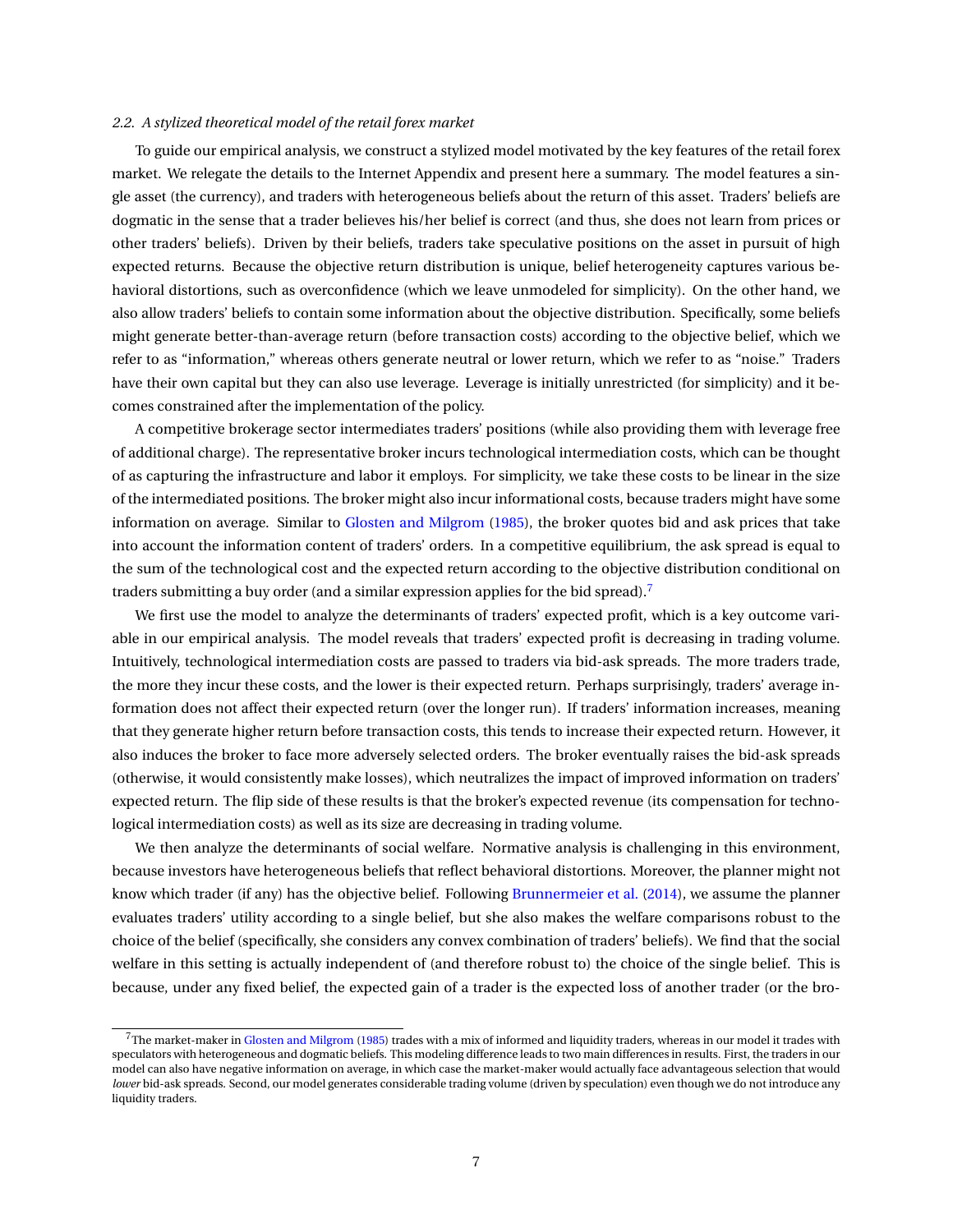### *2.2. A stylized theoretical model of the retail forex market*

To guide our empirical analysis, we construct a stylized model motivated by the key features of the retail forex market. We relegate the details to the Internet Appendix and present here a summary. The model features a single asset (the currency), and traders with heterogeneous beliefs about the return of this asset. Traders' beliefs are dogmatic in the sense that a trader believes his/her belief is correct (and thus, she does not learn from prices or other traders' beliefs). Driven by their beliefs, traders take speculative positions on the asset in pursuit of high expected returns. Because the objective return distribution is unique, belief heterogeneity captures various behavioral distortions, such as overconfidence (which we leave unmodeled for simplicity). On the other hand, we also allow traders' beliefs to contain some information about the objective distribution. Specifically, some beliefs might generate better-than-average return (before transaction costs) according to the objective belief, which we refer to as "information," whereas others generate neutral or lower return, which we refer to as "noise." Traders have their own capital but they can also use leverage. Leverage is initially unrestricted (for simplicity) and it becomes constrained after the implementation of the policy.

A competitive brokerage sector intermediates traders' positions (while also providing them with leverage free of additional charge). The representative broker incurs technological intermediation costs, which can be thought of as capturing the infrastructure and labor it employs. For simplicity, we take these costs to be linear in the size of the intermediated positions. The broker might also incur informational costs, because traders might have some information on average. Similar to Glosten and Milgrom (1985), the broker quotes bid and ask prices that take into account the information content of traders' orders. In a competitive equilibrium, the ask spread is equal to the sum of the technological cost and the expected return according to the objective distribution conditional on traders submitting a buy order (and a similar expression applies for the bid spread).[7]

We first use the model to analyze the determinants of traders' expected profit, which is a key outcome variable in our empirical analysis. The model reveals that traders' expected profit is decreasing in trading volume. Intuitively, technological intermediation costs are passed to traders via bid-ask spreads. The more traders trade, the more they incur these costs, and the lower is their expected return. Perhaps surprisingly, traders' average information does not affect their expected return (over the longer run). If traders' information increases, meaning that they generate higher return before transaction costs, this tends to increase their expected return. However, it also induces the broker to face more adversely selected orders. The broker eventually raises the bid-ask spreads (otherwise, it would consistently make losses), which neutralizes the impact of improved information on traders' expected return. The flip side of these results is that the broker's expected revenue (its compensation for technological intermediation costs) as well as its size are decreasing in trading volume.

We then analyze the determinants of social welfare. Normative analysis is challenging in this environment, because investors have heterogeneous beliefs that reflect behavioral distortions. Moreover, the planner might not know which trader (if any) has the objective belief. Following Brunnermeier et al. (2014), we assume the planner evaluates traders' utility according to a single belief, but she also makes the welfare comparisons robust to the choice of the belief (specifically, she considers any convex combination of traders' beliefs). We find that the social welfare in this setting is actually independent of (and therefore robust to) the choice of the single belief. This is because, under any fixed belief, the expected gain of a trader is the expected loss of another trader (or the bro-

[7] The market-maker in Glosten and Milgrom (1985) trades with a mix of informed and liquidity traders, whereas in our model it trades with speculators with heterogeneous and dogmatic beliefs. This modeling difference leads to two main differences in results. First, the traders in our model can also have negative information on average, in which case the market-maker would actually face advantageous selection that would *lower* bid-ask spreads. Second, our model generates considerable trading volume (driven by speculation) even though we do not introduce any liquidity traders.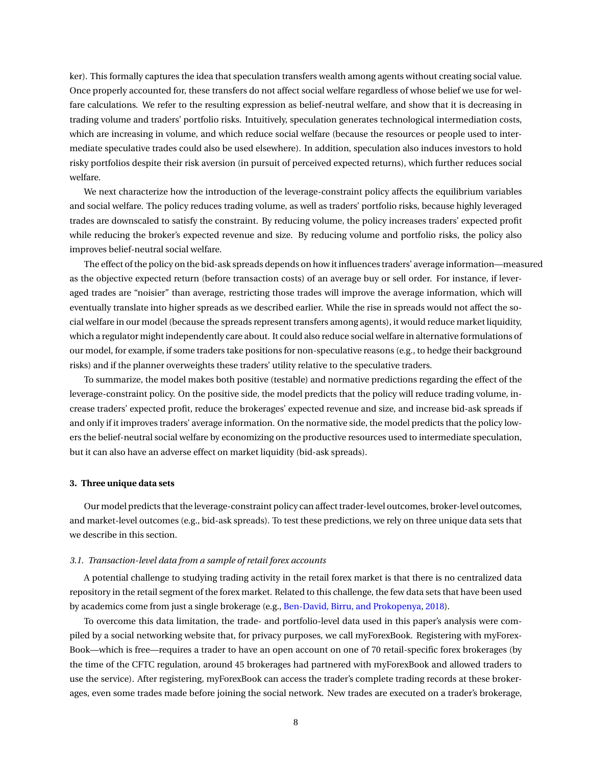ker). This formally captures the idea that speculation transfers wealth among agents without creating social value. Once properly accounted for, these transfers do not affect social welfare regardless of whose belief we use for welfare calculations. We refer to the resulting expression as belief-neutral welfare, and show that it is decreasing in trading volume and traders' portfolio risks. Intuitively, speculation generates technological intermediation costs, which are increasing in volume, and which reduce social welfare (because the resources or people used to intermediate speculative trades could also be used elsewhere). In addition, speculation also induces investors to hold risky portfolios despite their risk aversion (in pursuit of perceived expected returns), which further reduces social welfare.

We next characterize how the introduction of the leverage-constraint policy affects the equilibrium variables and social welfare. The policy reduces trading volume, as well as traders' portfolio risks, because highly leveraged trades are downscaled to satisfy the constraint. By reducing volume, the policy increases traders' expected profit while reducing the broker's expected revenue and size. By reducing volume and portfolio risks, the policy also improves belief-neutral social welfare.

The effect of the policy on the bid-ask spreads depends on how it influences traders' average information—measured as the objective expected return (before transaction costs) of an average buy or sell order. For instance, if leveraged trades are "noisier" than average, restricting those trades will improve the average information, which will eventually translate into higher spreads as we described earlier. While the rise in spreads would not affect the social welfare in our model (because the spreads represent transfers among agents), it would reduce market liquidity, which a regulator might independently care about. It could also reduce social welfare in alternative formulations of our model, for example, if some traders take positions for non-speculative reasons (e.g., to hedge their background risks) and if the planner overweights these traders' utility relative to the speculative traders.

To summarize, the model makes both positive (testable) and normative predictions regarding the effect of the leverage-constraint policy. On the positive side, the model predicts that the policy will reduce trading volume, increase traders' expected profit, reduce the brokerages' expected revenue and size, and increase bid-ask spreads if and only if it improves traders' average information. On the normative side, the model predicts that the policy lowers the belief-neutral social welfare by economizing on the productive resources used to intermediate speculation, but it can also have an adverse effect on market liquidity (bid-ask spreads).

## 3. Three unique data sets

Our model predicts that the leverage-constraint policy can affect trader-level outcomes, broker-level outcomes, and market-level outcomes (e.g., bid-ask spreads). To test these predictions, we rely on three unique data sets that we describe in this section.

### *3.1. Transaction-level data from a sample of retail forex accounts*

A potential challenge to studying trading activity in the retail forex market is that there is no centralized data repository in the retail segment of the forex market. Related to this challenge, the few data sets that have been used by academics come from just a single brokerage (e.g., Ben-David, Birru, and Prokopenya, 2018).

To overcome this data limitation, the trade- and portfolio-level data used in this paper's analysis were compiled by a social networking website that, for privacy purposes, we call myForexBook. Registering with myForexBook—which is free—requires a trader to have an open account on one of 70 retail-specific forex brokerages (by the time of the CFTC regulation, around 45 brokerages had partnered with myForexBook and allowed traders to use the service). After registering, myForexBook can access the trader's complete trading records at these brokerages, even some trades made before joining the social network. New trades are executed on a trader's brokerage,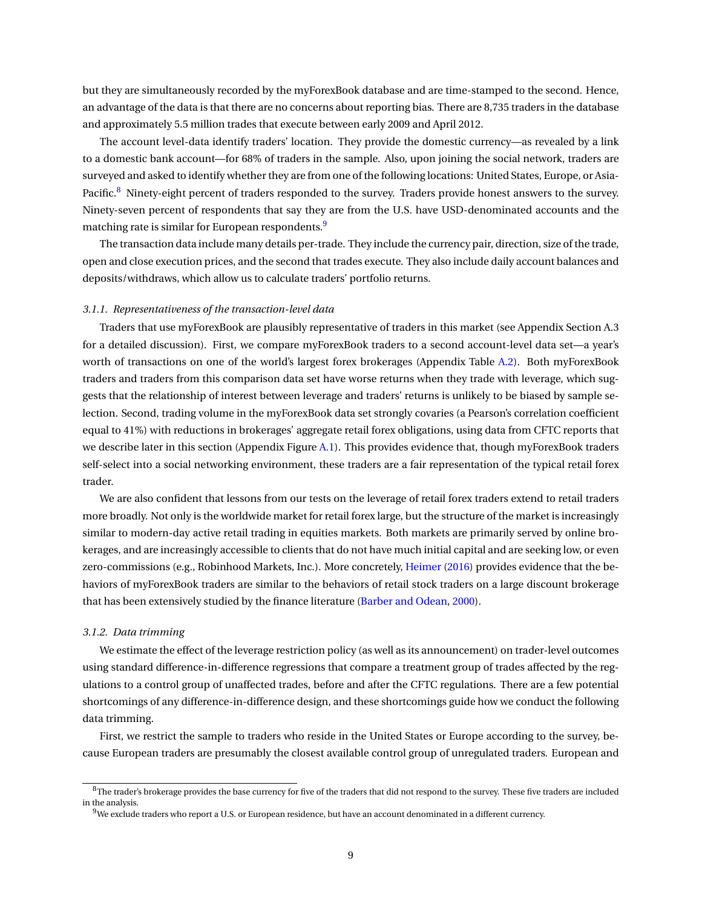but they are simultaneously recorded by the myForexBook database and are time-stamped to the second. Hence, an advantage of the data is that there are no concerns about reporting bias. There are 8,735 traders in the database and approximately 5.5 million trades that execute between early 2009 and April 2012.

The account level-data identify traders' location. They provide the domestic currency—as revealed by a link to a domestic bank account—for 68% of traders in the sample. Also, upon joining the social network, traders are surveyed and asked to identify whether they are from one of the following locations: United States, Europe, or Asia-Pacific.[8] Ninety-eight percent of traders responded to the survey. Traders provide honest answers to the survey. Ninety-seven percent of respondents that say they are from the U.S. have USD-denominated accounts and the matching rate is similar for European respondents.[9]

The transaction data include many details per-trade. They include the currency pair, direction, size of the trade, open and close execution prices, and the second that trades execute. They also include daily account balances and deposits/withdraws, which allow us to calculate traders' portfolio returns.

#### *3.1.1. Representativeness of the transaction-level data*

Traders that use myForexBook are plausibly representative of traders in this market (see Appendix Section A.3 for a detailed discussion). First, we compare myForexBook traders to a second account-level data set—a year's worth of transactions on one of the world's largest forex brokerages (Appendix Table A.2). Both myForexBook traders and traders from this comparison data set have worse returns when they trade with leverage, which suggests that the relationship of interest between leverage and traders' returns is unlikely to be biased by sample selection. Second, trading volume in the myForexBook data set strongly covaries (a Pearson's correlation coefficient equal to 41%) with reductions in brokerages' aggregate retail forex obligations, using data from CFTC reports that we describe later in this section (Appendix Figure A.1). This provides evidence that, though myForexBook traders self-select into a social networking environment, these traders are a fair representation of the typical retail forex trader.

We are also confident that lessons from our tests on the leverage of retail forex traders extend to retail traders more broadly. Not only is the worldwide market for retail forex large, but the structure of the market is increasingly similar to modern-day active retail trading in equities markets. Both markets are primarily served by online brokerages, and are increasingly accessible to clients that do not have much initial capital and are seeking low, or even zero-commissions (e.g., Robinhood Markets, Inc.). More concretely, Heimer (2016) provides evidence that the behaviors of myForexBook traders are similar to the behaviors of retail stock traders on a large discount brokerage that has been extensively studied by the finance literature (Barber and Odean, 2000).

#### *3.1.2. Data trimming*

We estimate the effect of the leverage restriction policy (as well as its announcement) on trader-level outcomes using standard difference-in-difference regressions that compare a treatment group of trades affected by the regulations to a control group of unaffected trades, before and after the CFTC regulations. There are a few potential shortcomings of any difference-in-difference design, and these shortcomings guide how we conduct the following data trimming.

First, we restrict the sample to traders who reside in the United States or Europe according to the survey, because European traders are presumably the closest available control group of unregulated traders. European and

---

[8] The trader's brokerage provides the base currency for five of the traders that did not respond to the survey. These five traders are included in the analysis.

[9] We exclude traders who report a U.S. or European residence, but have an account denominated in a different currency.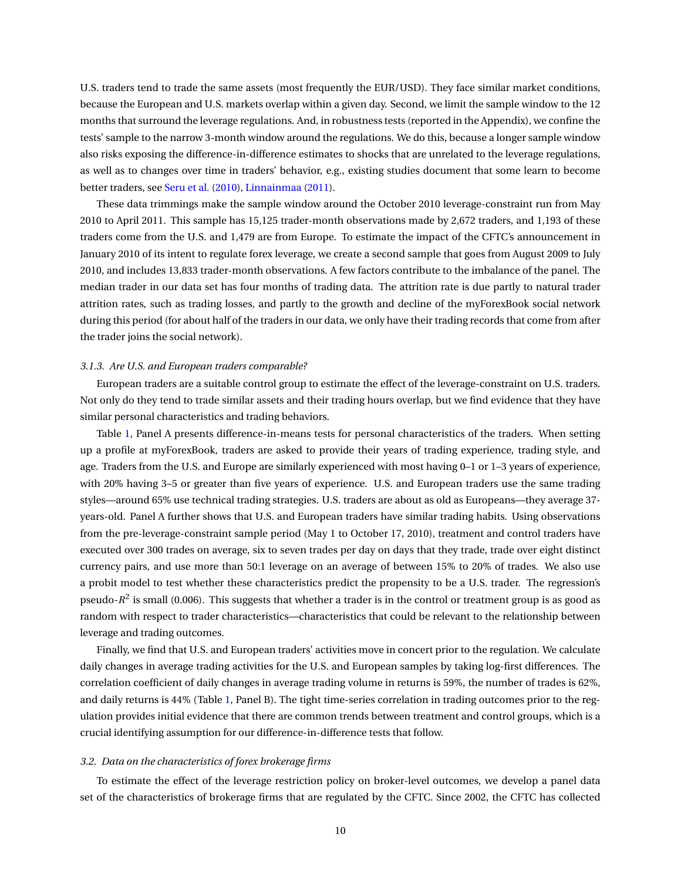U.S. traders tend to trade the same assets (most frequently the EUR/USD). They face similar market conditions, because the European and U.S. markets overlap within a given day. Second, we limit the sample window to the 12 months that surround the leverage regulations. And, in robustness tests (reported in the Appendix), we confine the tests' sample to the narrow 3-month window around the regulations. We do this, because a longer sample window also risks exposing the difference-in-difference estimates to shocks that are unrelated to the leverage regulations, as well as to changes over time in traders' behavior, e.g., existing studies document that some learn to become better traders, see Seru et al. (2010), Linnainmaa (2011).

These data trimmings make the sample window around the October 2010 leverage-constraint run from May 2010 to April 2011. This sample has 15,125 trader-month observations made by 2,672 traders, and 1,193 of these traders come from the U.S. and 1,479 are from Europe. To estimate the impact of the CFTC's announcement in January 2010 of its intent to regulate forex leverage, we create a second sample that goes from August 2009 to July 2010, and includes 13,833 trader-month observations. A few factors contribute to the imbalance of the panel. The median trader in our data set has four months of trading data. The attrition rate is due partly to natural trader attrition rates, such as trading losses, and partly to the growth and decline of the myForexBook social network during this period (for about half of the traders in our data, we only have their trading records that come from after the trader joins the social network).

#### *3.1.3. Are U.S. and European traders comparable?*

European traders are a suitable control group to estimate the effect of the leverage-constraint on U.S. traders. Not only do they tend to trade similar assets and their trading hours overlap, but we find evidence that they have similar personal characteristics and trading behaviors.

Table 1, Panel A presents difference-in-means tests for personal characteristics of the traders. When setting up a profile at myForexBook, traders are asked to provide their years of trading experience, trading style, and age. Traders from the U.S. and Europe are similarly experienced with most having 0–1 or 1–3 years of experience, with 20% having 3–5 or greater than five years of experience. U.S. and European traders use the same trading styles—around 65% use technical trading strategies. U.S. traders are about as old as Europeans—they average 37-years-old. Panel A further shows that U.S. and European traders have similar trading habits. Using observations from the pre-leverage-constraint sample period (May 1 to October 17, 2010), treatment and control traders have executed over 300 trades on average, six to seven trades per day on days that they trade, trade over eight distinct currency pairs, and use more than 50:1 leverage on an average of between 15% to 20% of trades. We also use a probit model to test whether these characteristics predict the propensity to be a U.S. trader. The regression's pseudo-$R^2$ is small (0.006). This suggests that whether a trader is in the control or treatment group is as good as random with respect to trader characteristics—characteristics that could be relevant to the relationship between leverage and trading outcomes.

Finally, we find that U.S. and European traders' activities move in concert prior to the regulation. We calculate daily changes in average trading activities for the U.S. and European samples by taking log-first differences. The correlation coefficient of daily changes in average trading volume in returns is 59%, the number of trades is 62%, and daily returns is 44% (Table 1, Panel B). The tight time-series correlation in trading outcomes prior to the regulation provides initial evidence that there are common trends between treatment and control groups, which is a crucial identifying assumption for our difference-in-difference tests that follow.

### *3.2. Data on the characteristics of forex brokerage firms*

To estimate the effect of the leverage restriction policy on broker-level outcomes, we develop a panel data set of the characteristics of brokerage firms that are regulated by the CFTC. Since 2002, the CFTC has collected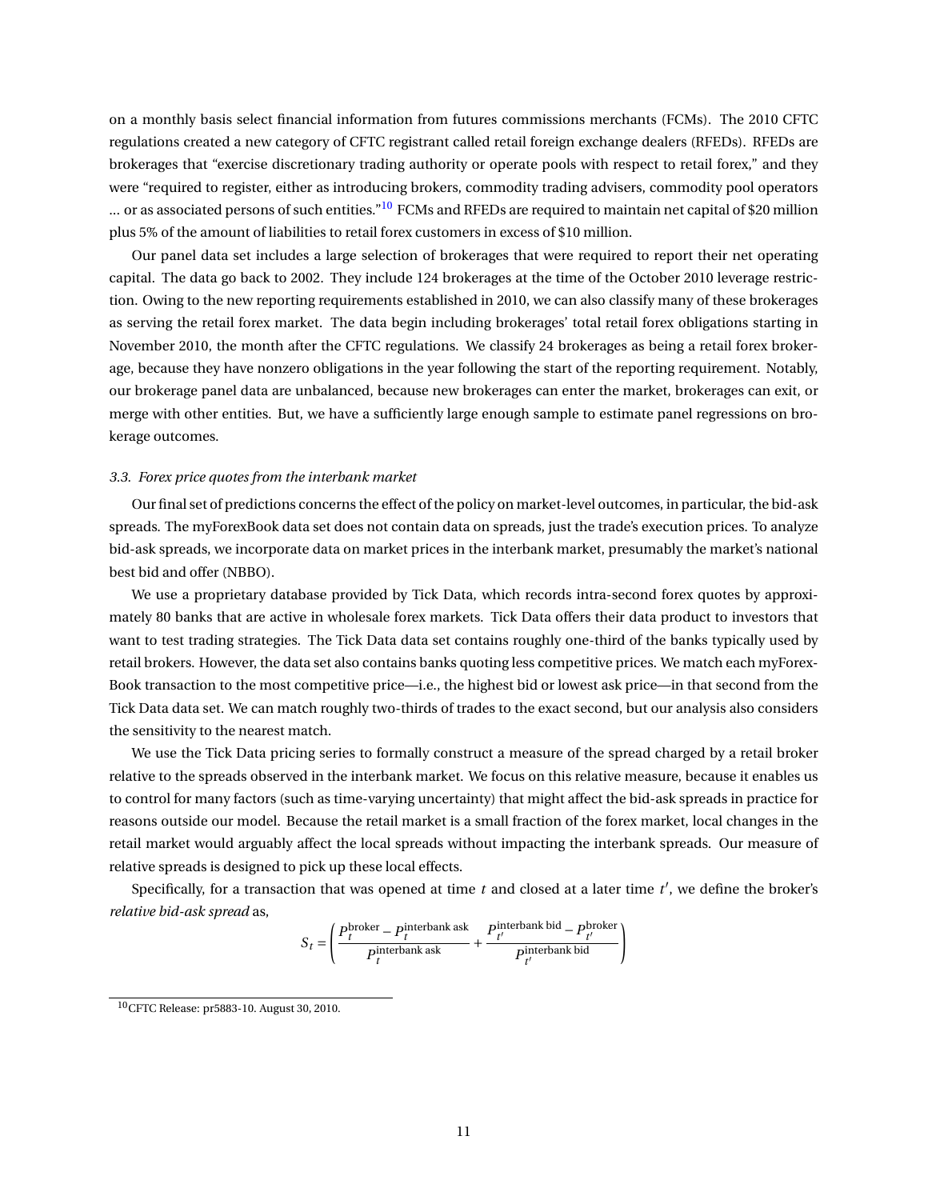on a monthly basis select financial information from futures commissions merchants (FCMs). The 2010 CFTC regulations created a new category of CFTC registrant called retail foreign exchange dealers (RFEDs). RFEDs are brokerages that "exercise discretionary trading authority or operate pools with respect to retail forex," and they were "required to register, either as introducing brokers, commodity trading advisers, commodity pool operators ... or as associated persons of such entities."[10] FCMs and RFEDs are required to maintain net capital of $20 million plus 5% of the amount of liabilities to retail forex customers in excess of $10 million.

Our panel data set includes a large selection of brokerages that were required to report their net operating capital. The data go back to 2002. They include 124 brokerages at the time of the October 2010 leverage restriction. Owing to the new reporting requirements established in 2010, we can also classify many of these brokerages as serving the retail forex market. The data begin including brokerages' total retail forex obligations starting in November 2010, the month after the CFTC regulations. We classify 24 brokerages as being a retail forex brokerage, because they have nonzero obligations in the year following the start of the reporting requirement. Notably, our brokerage panel data are unbalanced, because new brokerages can enter the market, brokerages can exit, or merge with other entities. But, we have a sufficiently large enough sample to estimate panel regressions on brokerage outcomes.

### 3.3. *Forex price quotes from the interbank market*

Our final set of predictions concerns the effect of the policy on market-level outcomes, in particular, the bid-ask spreads. The myForexBook data set does not contain data on spreads, just the trade's execution prices. To analyze bid-ask spreads, we incorporate data on market prices in the interbank market, presumably the market's national best bid and offer (NBBO).

We use a proprietary database provided by Tick Data, which records intra-second forex quotes by approximately 80 banks that are active in wholesale forex markets. Tick Data offers their data product to investors that want to test trading strategies. The Tick Data data set contains roughly one-third of the banks typically used by retail brokers. However, the data set also contains banks quoting less competitive prices. We match each myForexBook transaction to the most competitive price—i.e., the highest bid or lowest ask price—in that second from the Tick Data data set. We can match roughly two-thirds of trades to the exact second, but our analysis also considers the sensitivity to the nearest match.

We use the Tick Data pricing series to formally construct a measure of the spread charged by a retail broker relative to the spreads observed in the interbank market. We focus on this relative measure, because it enables us to control for many factors (such as time-varying uncertainty) that might affect the bid-ask spreads in practice for reasons outside our model. Because the retail market is a small fraction of the forex market, local changes in the retail market would arguably affect the local spreads without impacting the interbank spreads. Our measure of relative spreads is designed to pick up these local effects.

Specifically, for a transaction that was opened at time $t$ and closed at a later time $t'$, we define the broker's *relative bid-ask spread* as,

$$S_t = \left( \frac{P_t^{\text{broker}} - P_t^{\text{interbank ask}}}{P_t^{\text{interbank ask}}} + \frac{P_{t'}^{\text{interbank bid}} - P_{t'}^{\text{broker}}}{P_{t'}^{\text{interbank bid}}} \right)$$

[10] CFTC Release: pr5883-10. August 30, 2010.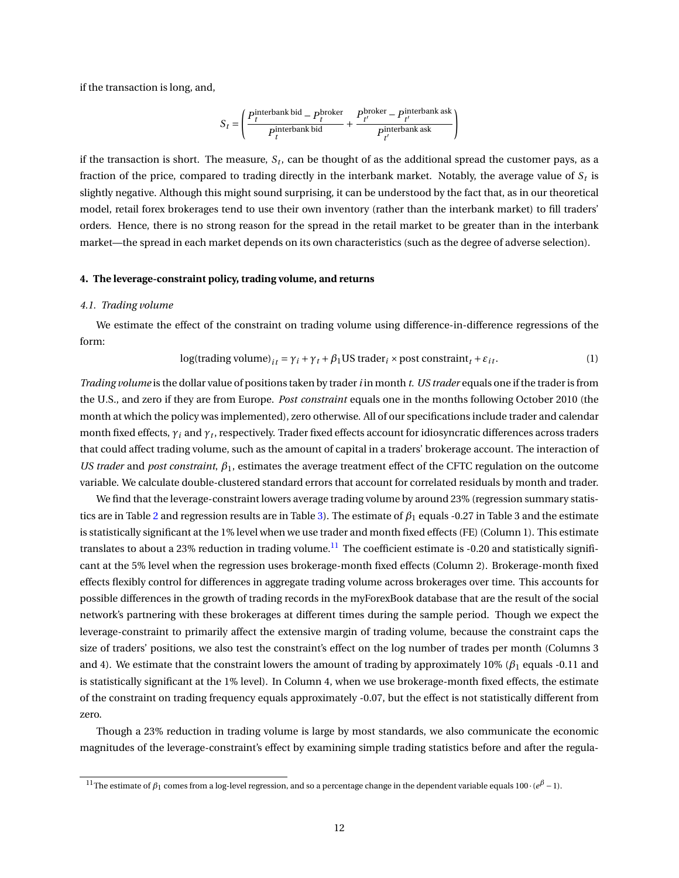if the transaction is long, and,

$$S_t = \left( \frac{P_t^{\text{interbank bid}} - P_t^{\text{broker}}}{P_t^{\text{interbank bid}}} + \frac{P_{t'}^{\text{broker}} - P_{t'}^{\text{interbank ask}}}{P_{t'}^{\text{interbank ask}}} \right)$$

if the transaction is short. The measure, $S_t$, can be thought of as the additional spread the customer pays, as a fraction of the price, compared to trading directly in the interbank market. Notably, the average value of $S_t$ is slightly negative. Although this might sound surprising, it can be understood by the fact that, as in our theoretical model, retail forex brokerages tend to use their own inventory (rather than the interbank market) to fill traders' orders. Hence, there is no strong reason for the spread in the retail market to be greater than in the interbank market—the spread in each market depends on its own characteristics (such as the degree of adverse selection).

#### 4. The leverage-constraint policy, trading volume, and returns

##### *4.1. Trading volume*

We estimate the effect of the constraint on trading volume using difference-in-difference regressions of the form:

$$\log(\text{trading volume})_{it} = \gamma_i + \gamma_t + \beta_1 \text{US trader}_i \times \text{post constraint}_t + \varepsilon_{it}. \tag{1}$$

*Trading volume* is the dollar value of positions taken by trader $i$ in month $t$. *US trader* equals one if the trader is from the U.S., and zero if they are from Europe. *Post constraint* equals one in the months following October 2010 (the month at which the policy was implemented), zero otherwise. All of our specifications include trader and calendar month fixed effects, $\gamma_i$ and $\gamma_t$, respectively. Trader fixed effects account for idiosyncratic differences across traders that could affect trading volume, such as the amount of capital in a traders' brokerage account. The interaction of *US trader* and *post constraint*, $\beta_1$, estimates the average treatment effect of the CFTC regulation on the outcome variable. We calculate double-clustered standard errors that account for correlated residuals by month and trader.

We find that the leverage-constraint lowers average trading volume by around 23% (regression summary statistics are in Table 2 and regression results are in Table 3). The estimate of $\beta_1$ equals -0.27 in Table 3 and the estimate is statistically significant at the 1% level when we use trader and month fixed effects (FE) (Column 1). This estimate translates to about a 23% reduction in trading volume.[11] The coefficient estimate is -0.20 and statistically significant at the 5% level when the regression uses brokerage-month fixed effects (Column 2). Brokerage-month fixed effects flexibly control for differences in aggregate trading volume across brokerages over time. This accounts for possible differences in the growth of trading records in the myForexBook database that are the result of the social network's partnering with these brokerages at different times during the sample period. Though we expect the leverage-constraint to primarily affect the extensive margin of trading volume, because the constraint caps the size of traders' positions, we also test the constraint's effect on the log number of trades per month (Columns 3 and 4). We estimate that the constraint lowers the amount of trading by approximately 10% ($\beta_1$ equals -0.11 and is statistically significant at the 1% level). In Column 4, when we use brokerage-month fixed effects, the estimate of the constraint on trading frequency equals approximately -0.07, but the effect is not statistically different from zero.

Though a 23% reduction in trading volume is large by most standards, we also communicate the economic magnitudes of the leverage-constraint's effect by examining simple trading statistics before and after the regula-

[11] The estimate of $\beta_1$ comes from a log-level regression, and so a percentage change in the dependent variable equals $100 \cdot (e^{\beta} - 1)$.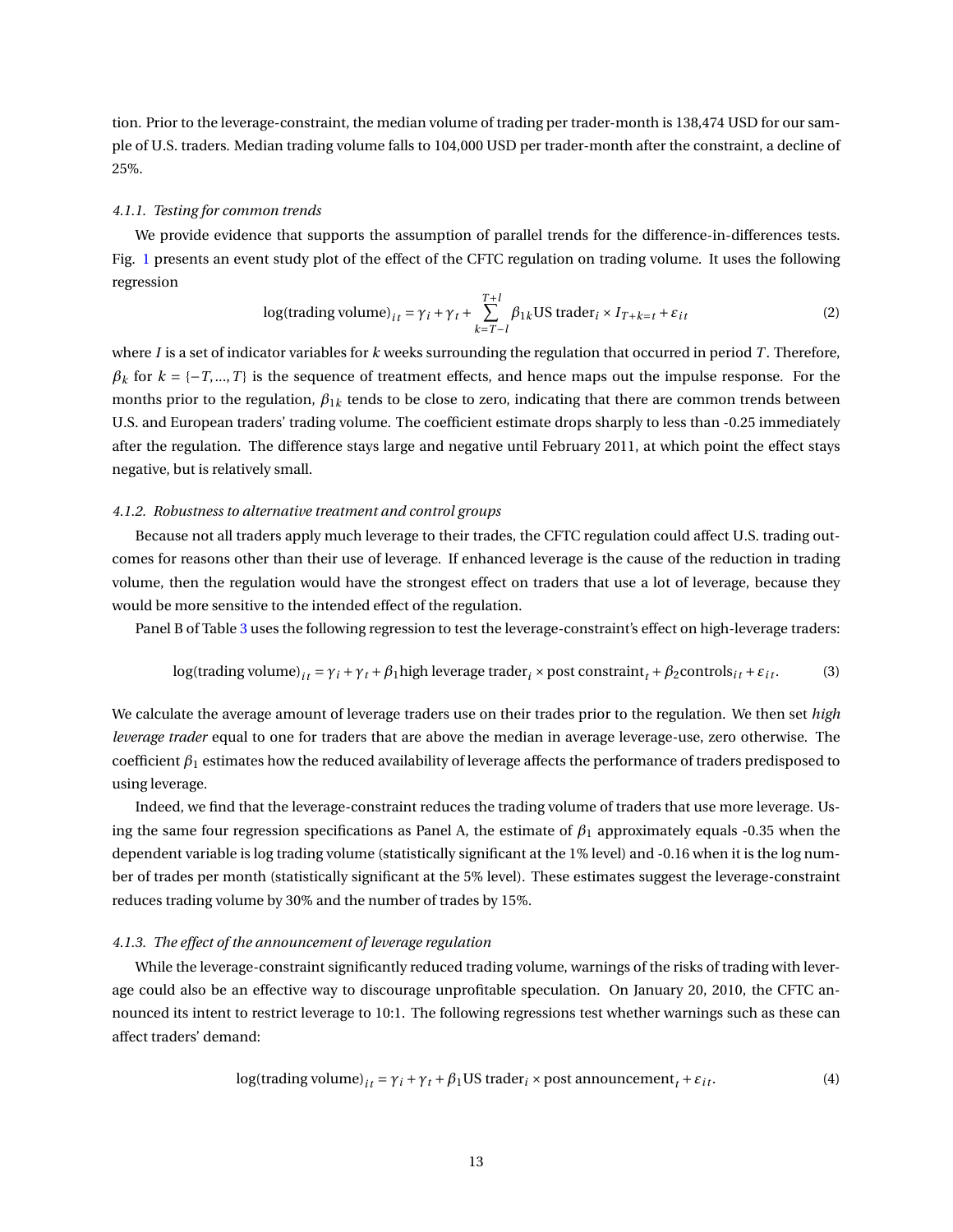tion. Prior to the leverage-constraint, the median volume of trading per trader-month is 138,474 USD for our sample of U.S. traders. Median trading volume falls to 104,000 USD per trader-month after the constraint, a decline of 25%.

#### *4.1.1. Testing for common trends*

We provide evidence that supports the assumption of parallel trends for the difference-in-differences tests. Fig. 1 presents an event study plot of the effect of the CFTC regulation on trading volume. It uses the following regression

$$\log(\text{trading volume})_{it} = \gamma_i + \gamma_t + \sum_{k=T-l}^{T+l} \beta_{1k} \text{US trader}_i \times I_{T+k=t} + \varepsilon_{it} \tag{2}$$

where $I$ is a set of indicator variables for $k$ weeks surrounding the regulation that occurred in period $T$. Therefore, $\beta_k$ for $k = \{-T, ..., T\}$ is the sequence of treatment effects, and hence maps out the impulse response. For the months prior to the regulation, $\beta_{1k}$ tends to be close to zero, indicating that there are common trends between U.S. and European traders' trading volume. The coefficient estimate drops sharply to less than -0.25 immediately after the regulation. The difference stays large and negative until February 2011, at which point the effect stays negative, but is relatively small.

#### *4.1.2. Robustness to alternative treatment and control groups*

Because not all traders apply much leverage to their trades, the CFTC regulation could affect U.S. trading outcomes for reasons other than their use of leverage. If enhanced leverage is the cause of the reduction in trading volume, then the regulation would have the strongest effect on traders that use a lot of leverage, because they would be more sensitive to the intended effect of the regulation.

Panel B of Table 3 uses the following regression to test the leverage-constraint's effect on high-leverage traders:

$$\log(\text{trading volume})_{it} = \gamma_i + \gamma_t + \beta_1 \text{high leverage trader}_i \times \text{post constraint}_t + \beta_2 \text{controls}_{it} + \varepsilon_{it}. \tag{3}$$

We calculate the average amount of leverage traders use on their trades prior to the regulation. We then set *high leverage trader* equal to one for traders that are above the median in average leverage-use, zero otherwise. The coefficient $\beta_1$ estimates how the reduced availability of leverage affects the performance of traders predisposed to using leverage.

Indeed, we find that the leverage-constraint reduces the trading volume of traders that use more leverage. Using the same four regression specifications as Panel A, the estimate of $\beta_1$ approximately equals -0.35 when the dependent variable is log trading volume (statistically significant at the 1% level) and -0.16 when it is the log number of trades per month (statistically significant at the 5% level). These estimates suggest the leverage-constraint reduces trading volume by 30% and the number of trades by 15%.

#### *4.1.3. The effect of the announcement of leverage regulation*

While the leverage-constraint significantly reduced trading volume, warnings of the risks of trading with leverage could also be an effective way to discourage unprofitable speculation. On January 20, 2010, the CFTC announced its intent to restrict leverage to 10:1. The following regressions test whether warnings such as these can affect traders' demand:

$$\log(\text{trading volume})_{it} = \gamma_i + \gamma_t + \beta_1 \text{US trader}_i \times \text{post announcement}_t + \varepsilon_{it}. \tag{4}$$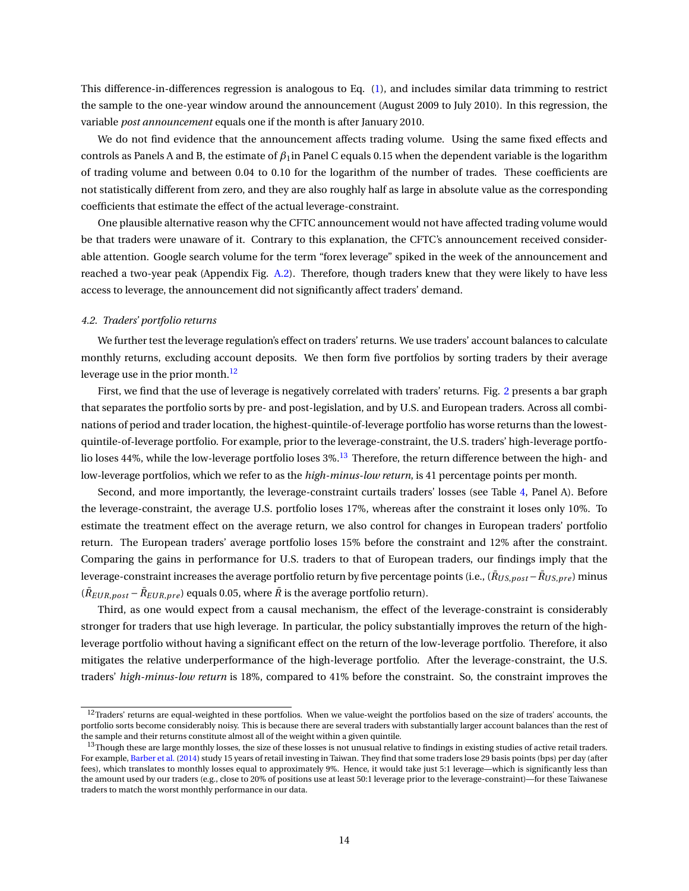This difference-in-differences regression is analogous to Eq. (1), and includes similar data trimming to restrict the sample to the one-year window around the announcement (August 2009 to July 2010). In this regression, the variable *post announcement* equals one if the month is after January 2010.

We do not find evidence that the announcement affects trading volume. Using the same fixed effects and controls as Panels A and B, the estimate of $\beta_1$ in Panel C equals 0.15 when the dependent variable is the logarithm of trading volume and between 0.04 to 0.10 for the logarithm of the number of trades. These coefficients are not statistically different from zero, and they are also roughly half as large in absolute value as the corresponding coefficients that estimate the effect of the actual leverage-constraint.

One plausible alternative reason why the CFTC announcement would not have affected trading volume would be that traders were unaware of it. Contrary to this explanation, the CFTC's announcement received considerable attention. Google search volume for the term "forex leverage" spiked in the week of the announcement and reached a two-year peak (Appendix Fig. A.2). Therefore, though traders knew that they were likely to have less access to leverage, the announcement did not significantly affect traders' demand.

### 4.2. Traders' portfolio returns

We further test the leverage regulation's effect on traders' returns. We use traders' account balances to calculate monthly returns, excluding account deposits. We then form five portfolios by sorting traders by their average leverage use in the prior month.[12]

First, we find that the use of leverage is negatively correlated with traders' returns. Fig. 2 presents a bar graph that separates the portfolio sorts by pre- and post-legislation, and by U.S. and European traders. Across all combinations of period and trader location, the highest-quintile-of-leverage portfolio has worse returns than the lowest-quintile-of-leverage portfolio. For example, prior to the leverage-constraint, the U.S. traders' high-leverage portfolio loses 44%, while the low-leverage portfolio loses 3%.[13] Therefore, the return difference between the high- and low-leverage portfolios, which we refer to as the *high-minus-low return*, is 41 percentage points per month.

Second, and more importantly, the leverage-constraint curtails traders' losses (see Table 4, Panel A). Before the leverage-constraint, the average U.S. portfolio loses 17%, whereas after the constraint it loses only 10%. To estimate the treatment effect on the average return, we also control for changes in European traders' portfolio return. The European traders' average portfolio loses 15% before the constraint and 12% after the constraint. Comparing the gains in performance for U.S. traders to that of European traders, our findings imply that the leverage-constraint increases the average portfolio return by five percentage points (i.e., $(\bar{R}_{US,post} - \bar{R}_{US,pre})$ minus $(\bar{R}_{EUR,post} - \bar{R}_{EUR,pre})$ equals 0.05, where $\bar{R}$ is the average portfolio return).

Third, as one would expect from a causal mechanism, the effect of the leverage-constraint is considerably stronger for traders that use high leverage. In particular, the policy substantially improves the return of the high-leverage portfolio without having a significant effect on the return of the low-leverage portfolio. Therefore, it also mitigates the relative underperformance of the high-leverage portfolio. After the leverage-constraint, the U.S. traders' *high-minus-low return* is 18%, compared to 41% before the constraint. So, the constraint improves the

[12] Traders' returns are equal-weighted in these portfolios. When we value-weight the portfolios based on the size of traders' accounts, the portfolio sorts become considerably noisy. This is because there are several traders with substantially larger account balances than the rest of the sample and their returns constitute almost all of the weight within a given quintile.

[13] Though these are large monthly losses, the size of these losses is not unusual relative to findings in existing studies of active retail traders. For example, Barber et al. (2014) study 15 years of retail investing in Taiwan. They find that some traders lose 29 basis points (bps) per day (after fees), which translates to monthly losses equal to approximately 9%. Hence, it would take just 5:1 leverage—which is significantly less than the amount used by our traders (e.g., close to 20% of positions use at least 50:1 leverage prior to the leverage-constraint)—for these Taiwanese traders to match the worst monthly performance in our data.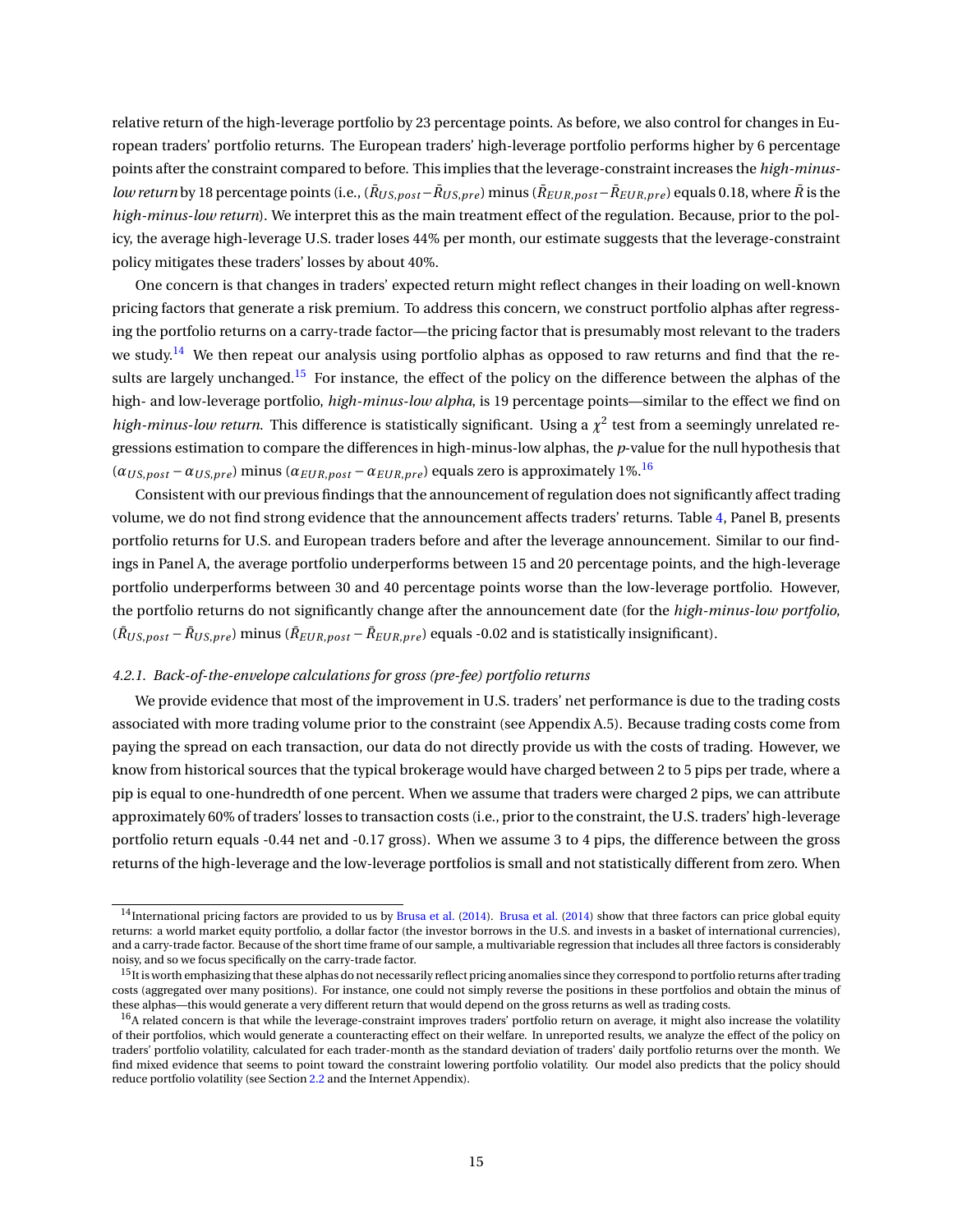relative return of the high-leverage portfolio by 23 percentage points. As before, we also control for changes in European traders' portfolio returns. The European traders' high-leverage portfolio performs higher by 6 percentage points after the constraint compared to before. This implies that the leverage-constraint increases the *high-minus-low return* by 18 percentage points (i.e., $(\bar{R}_{US,post} - \bar{R}_{US,pre})$ minus $(\bar{R}_{EUR,post} - \bar{R}_{EUR,pre})$ equals 0.18, where $\bar{R}$ is the *high-minus-low return*). We interpret this as the main treatment effect of the regulation. Because, prior to the policy, the average high-leverage U.S. trader loses 44% per month, our estimate suggests that the leverage-constraint policy mitigates these traders' losses by about 40%.

One concern is that changes in traders' expected return might reflect changes in their loading on well-known pricing factors that generate a risk premium. To address this concern, we construct portfolio alphas after regressing the portfolio returns on a carry-trade factor—the pricing factor that is presumably most relevant to the traders we study.[14] We then repeat our analysis using portfolio alphas as opposed to raw returns and find that the results are largely unchanged.[15] For instance, the effect of the policy on the difference between the alphas of the high- and low-leverage portfolio, *high-minus-low alpha*, is 19 percentage points—similar to the effect we find on *high-minus-low return*. This difference is statistically significant. Using a $\chi^2$ test from a seemingly unrelated regressions estimation to compare the differences in high-minus-low alphas, the *p*-value for the null hypothesis that $(\alpha_{US,post} - \alpha_{US,pre})$ minus $(\alpha_{EUR,post} - \alpha_{EUR,pre})$ equals zero is approximately 1%.[16]

Consistent with our previous findings that the announcement of regulation does not significantly affect trading volume, we do not find strong evidence that the announcement affects traders' returns. Table 4, Panel B, presents portfolio returns for U.S. and European traders before and after the leverage announcement. Similar to our findings in Panel A, the average portfolio underperforms between 15 and 20 percentage points, and the high-leverage portfolio underperforms between 30 and 40 percentage points worse than the low-leverage portfolio. However, the portfolio returns do not significantly change after the announcement date (for the *high-minus-low portfolio*, $(\bar{R}_{US,post} - \bar{R}_{US,pre})$ minus $(\bar{R}_{EUR,post} - \bar{R}_{EUR,pre})$ equals -0.02 and is statistically insignificant).

#### 4.2.1. Back-of-the-envelope calculations for gross (pre-fee) portfolio returns

We provide evidence that most of the improvement in U.S. traders' net performance is due to the trading costs associated with more trading volume prior to the constraint (see Appendix A.5). Because trading costs come from paying the spread on each transaction, our data do not directly provide us with the costs of trading. However, we know from historical sources that the typical brokerage would have charged between 2 to 5 pips per trade, where a pip is equal to one-hundredth of one percent. When we assume that traders were charged 2 pips, we can attribute approximately 60% of traders' losses to transaction costs (i.e., prior to the constraint, the U.S. traders' high-leverage portfolio return equals -0.44 net and -0.17 gross). When we assume 3 to 4 pips, the difference between the gross returns of the high-leverage and the low-leverage portfolios is small and not statistically different from zero. When

---

[14] International pricing factors are provided to us by Brusa et al. (2014). Brusa et al. (2014) show that three factors can price global equity returns: a world market equity portfolio, a dollar factor (the investor borrows in the U.S. and invests in a basket of international currencies), and a carry-trade factor. Because of the short time frame of our sample, a multivariable regression that includes all three factors is considerably noisy, and so we focus specifically on the carry-trade factor.

[15] It is worth emphasizing that these alphas do not necessarily reflect pricing anomalies since they correspond to portfolio returns after trading costs (aggregated over many positions). For instance, one could not simply reverse the positions in these portfolios and obtain the minus of these alphas—this would generate a very different return that would depend on the gross returns as well as trading costs.

[16] A related concern is that while the leverage-constraint improves traders' portfolio return on average, it might also increase the volatility of their portfolios, which would generate a counteracting effect on their welfare. In unreported results, we analyze the effect of the policy on traders' portfolio volatility, calculated for each trader-month as the standard deviation of traders' daily portfolio returns over the month. We find mixed evidence that seems to point toward the constraint lowering portfolio volatility. Our model also predicts that the policy should reduce portfolio volatility (see Section 2.2 and the Internet Appendix).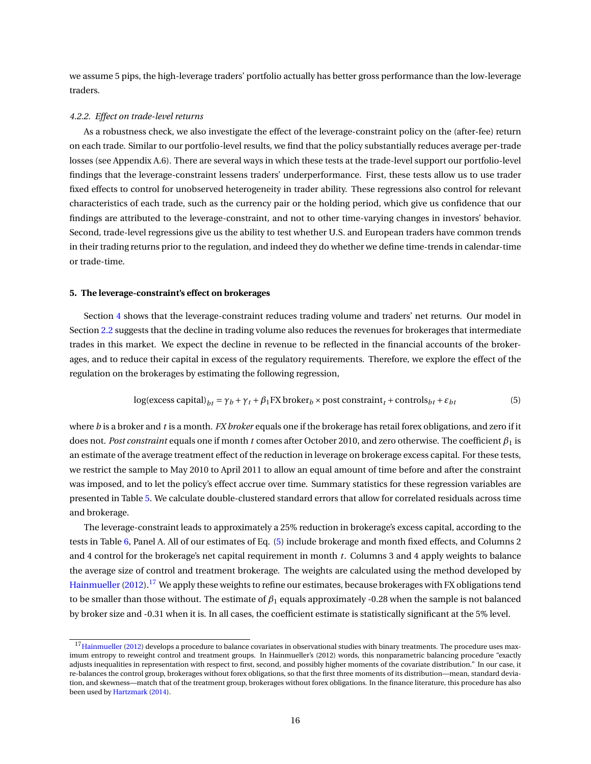we assume 5 pips, the high-leverage traders' portfolio actually has better gross performance than the low-leverage traders.

#### *4.2.2. Effect on trade-level returns*

As a robustness check, we also investigate the effect of the leverage-constraint policy on the (after-fee) return on each trade. Similar to our portfolio-level results, we find that the policy substantially reduces average per-trade losses (see Appendix A.6). There are several ways in which these tests at the trade-level support our portfolio-level findings that the leverage-constraint lessens traders' underperformance. First, these tests allow us to use trader fixed effects to control for unobserved heterogeneity in trader ability. These regressions also control for relevant characteristics of each trade, such as the currency pair or the holding period, which give us confidence that our findings are attributed to the leverage-constraint, and not to other time-varying changes in investors' behavior. Second, trade-level regressions give us the ability to test whether U.S. and European traders have common trends in their trading returns prior to the regulation, and indeed they do whether we define time-trends in calendar-time or trade-time.

## **5. The leverage-constraint's effect on brokerages**

Section 4 shows that the leverage-constraint reduces trading volume and traders' net returns. Our model in Section 2.2 suggests that the decline in trading volume also reduces the revenues for brokerages that intermediate trades in this market. We expect the decline in revenue to be reflected in the financial accounts of the brokerages, and to reduce their capital in excess of the regulatory requirements. Therefore, we explore the effect of the regulation on the brokerages by estimating the following regression,

$$\log(\text{excess capital})_{bt} = \gamma_b + \gamma_t + \beta_1 \text{FX broker}_b \times \text{post constraint}_t + \text{controls}_{bt} + \varepsilon_{bt} \tag{5}$$

where $b$ is a broker and $t$ is a month. *FX broker* equals one if the brokerage has retail forex obligations, and zero if it does not. *Post constraint* equals one if month $t$ comes after October 2010, and zero otherwise. The coefficient $\beta_1$ is an estimate of the average treatment effect of the reduction in leverage on brokerage excess capital. For these tests, we restrict the sample to May 2010 to April 2011 to allow an equal amount of time before and after the constraint was imposed, and to let the policy's effect accrue over time. Summary statistics for these regression variables are presented in Table 5. We calculate double-clustered standard errors that allow for correlated residuals across time and brokerage.

The leverage-constraint leads to approximately a 25% reduction in brokerage's excess capital, according to the tests in Table 6, Panel A. All of our estimates of Eq. (5) include brokerage and month fixed effects, and Columns 2 and 4 control for the brokerage's net capital requirement in month $t$. Columns 3 and 4 apply weights to balance the average size of control and treatment brokerage. The weights are calculated using the method developed by Hainmueller (2012).[17] We apply these weights to refine our estimates, because brokerages with FX obligations tend to be smaller than those without. The estimate of $\beta_1$ equals approximately -0.28 when the sample is not balanced by broker size and -0.31 when it is. In all cases, the coefficient estimate is statistically significant at the 5% level.

[17] Hainmueller (2012) develops a procedure to balance covariates in observational studies with binary treatments. The procedure uses maximum entropy to reweight control and treatment groups. In Hainmueller's (2012) words, this nonparametric balancing procedure "exactly adjusts inequalities in representation with respect to first, second, and possibly higher moments of the covariate distribution." In our case, it re-balances the control group, brokerages without forex obligations, so that the first three moments of its distribution—mean, standard deviation, and skewness—match that of the treatment group, brokerages without forex obligations. In the finance literature, this procedure has also been used by Hartzmark (2014).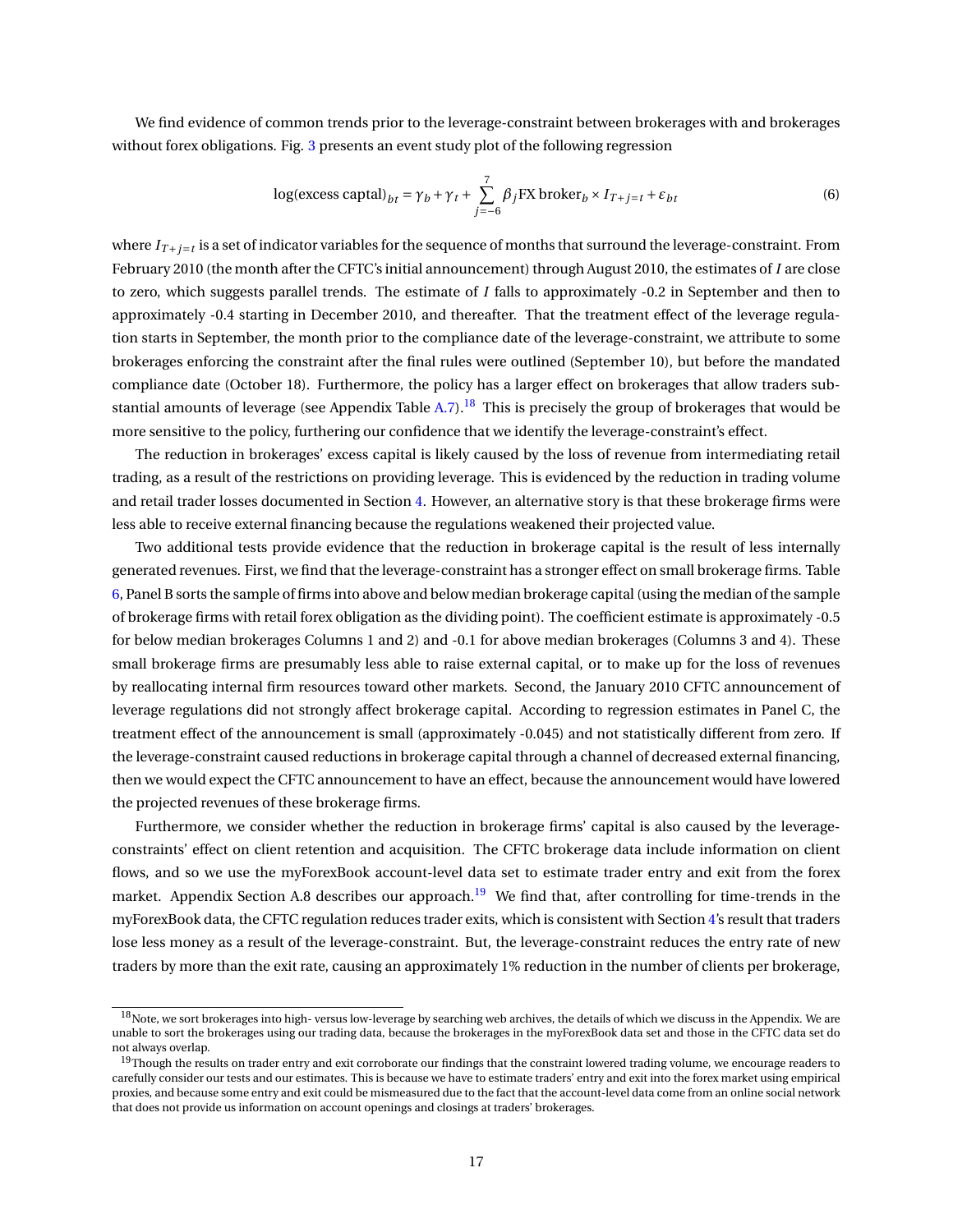We find evidence of common trends prior to the leverage-constraint between brokerages with and brokerages without forex obligations. Fig. 3 presents an event study plot of the following regression

$$\log(\text{excess captal})_{bt} = \gamma_b + \gamma_t + \sum_{j=-6}^{7} \beta_j \text{FX broker}_b \times I_{T+j=t} + \varepsilon_{bt} \tag{6}$$

where $I_{T+j=t}$ is a set of indicator variables for the sequence of months that surround the leverage-constraint. From February 2010 (the month after the CFTC's initial announcement) through August 2010, the estimates of $I$ are close to zero, which suggests parallel trends. The estimate of $I$ falls to approximately -0.2 in September and then to approximately -0.4 starting in December 2010, and thereafter. That the treatment effect of the leverage regulation starts in September, the month prior to the compliance date of the leverage-constraint, we attribute to some brokerages enforcing the constraint after the final rules were outlined (September 10), but before the mandated compliance date (October 18). Furthermore, the policy has a larger effect on brokerages that allow traders substantial amounts of leverage (see Appendix Table A.7).[18] This is precisely the group of brokerages that would be more sensitive to the policy, furthering our confidence that we identify the leverage-constraint's effect.

The reduction in brokerages' excess capital is likely caused by the loss of revenue from intermediating retail trading, as a result of the restrictions on providing leverage. This is evidenced by the reduction in trading volume and retail trader losses documented in Section 4. However, an alternative story is that these brokerage firms were less able to receive external financing because the regulations weakened their projected value.

Two additional tests provide evidence that the reduction in brokerage capital is the result of less internally generated revenues. First, we find that the leverage-constraint has a stronger effect on small brokerage firms. Table 6, Panel B sorts the sample of firms into above and below median brokerage capital (using the median of the sample of brokerage firms with retail forex obligation as the dividing point). The coefficient estimate is approximately -0.5 for below median brokerages Columns 1 and 2) and -0.1 for above median brokerages (Columns 3 and 4). These small brokerage firms are presumably less able to raise external capital, or to make up for the loss of revenues by reallocating internal firm resources toward other markets. Second, the January 2010 CFTC announcement of leverage regulations did not strongly affect brokerage capital. According to regression estimates in Panel C, the treatment effect of the announcement is small (approximately -0.045) and not statistically different from zero. If the leverage-constraint caused reductions in brokerage capital through a channel of decreased external financing, then we would expect the CFTC announcement to have an effect, because the announcement would have lowered the projected revenues of these brokerage firms.

Furthermore, we consider whether the reduction in brokerage firms' capital is also caused by the leverage-constraints' effect on client retention and acquisition. The CFTC brokerage data include information on client flows, and so we use the myForexBook account-level data set to estimate trader entry and exit from the forex market. Appendix Section A.8 describes our approach.[19] We find that, after controlling for time-trends in the myForexBook data, the CFTC regulation reduces trader exits, which is consistent with Section 4's result that traders lose less money as a result of the leverage-constraint. But, the leverage-constraint reduces the entry rate of new traders by more than the exit rate, causing an approximately 1% reduction in the number of clients per brokerage,

[18] Note, we sort brokerages into high- versus low-leverage by searching web archives, the details of which we discuss in the Appendix. We are unable to sort the brokerages using our trading data, because the brokerages in the myForexBook data set and those in the CFTC data set do not always overlap.

[19] Though the results on trader entry and exit corroborate our findings that the constraint lowered trading volume, we encourage readers to carefully consider our tests and our estimates. This is because we have to estimate traders' entry and exit into the forex market using empirical proxies, and because some entry and exit could be mismeasured due to the fact that the account-level data come from an online social network that does not provide us information on account openings and closings at traders' brokerages.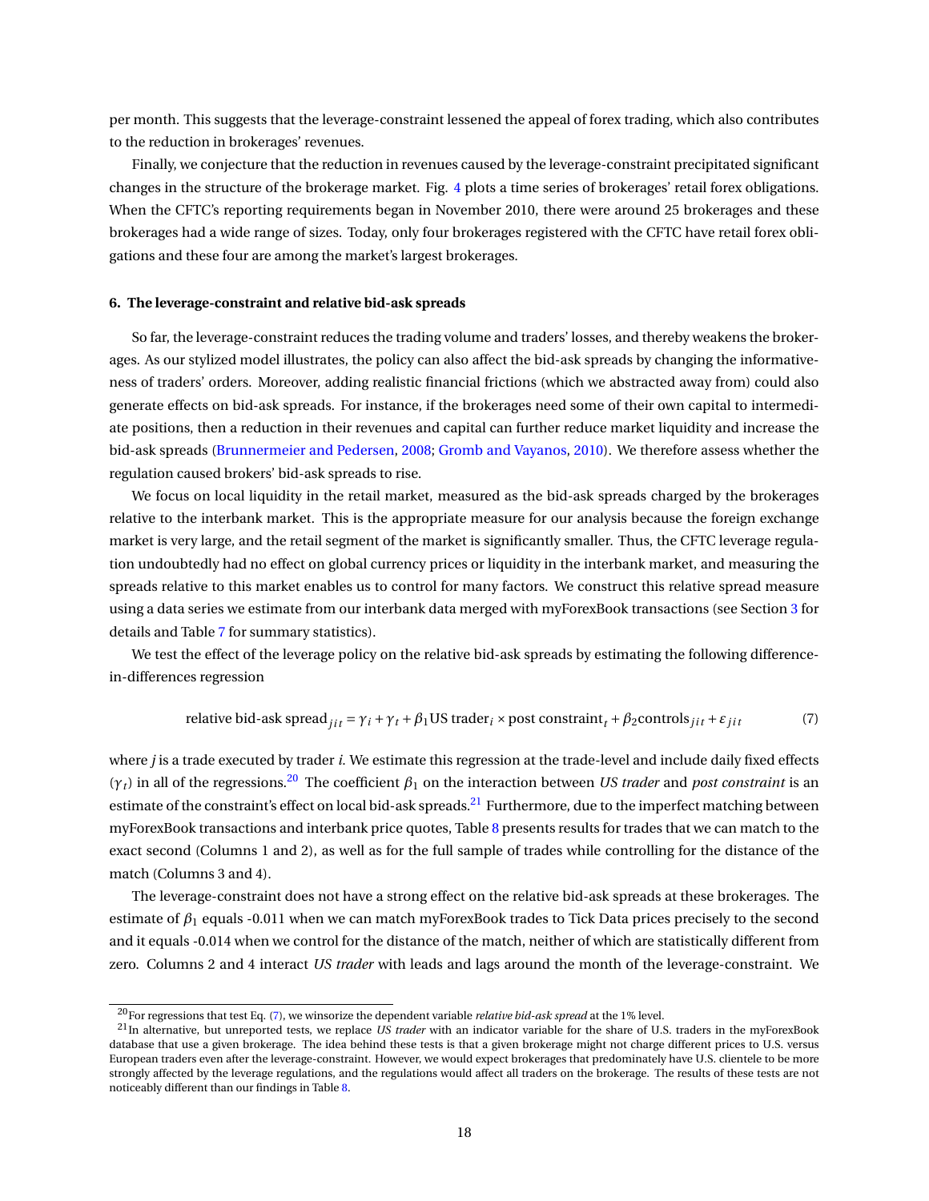per month. This suggests that the leverage-constraint lessened the appeal of forex trading, which also contributes to the reduction in brokerages' revenues.

Finally, we conjecture that the reduction in revenues caused by the leverage-constraint precipitated significant changes in the structure of the brokerage market. Fig. 4 plots a time series of brokerages' retail forex obligations. When the CFTC's reporting requirements began in November 2010, there were around 25 brokerages and these brokerages had a wide range of sizes. Today, only four brokerages registered with the CFTC have retail forex obligations and these four are among the market's largest brokerages.

### 6. The leverage-constraint and relative bid-ask spreads

So far, the leverage-constraint reduces the trading volume and traders' losses, and thereby weakens the brokerages. As our stylized model illustrates, the policy can also affect the bid-ask spreads by changing the informativeness of traders' orders. Moreover, adding realistic financial frictions (which we abstracted away from) could also generate effects on bid-ask spreads. For instance, if the brokerages need some of their own capital to intermediate positions, then a reduction in their revenues and capital can further reduce market liquidity and increase the bid-ask spreads (Brunnermeier and Pedersen, 2008; Gromb and Vayanos, 2010). We therefore assess whether the regulation caused brokers' bid-ask spreads to rise.

We focus on local liquidity in the retail market, measured as the bid-ask spreads charged by the brokerages relative to the interbank market. This is the appropriate measure for our analysis because the foreign exchange market is very large, and the retail segment of the market is significantly smaller. Thus, the CFTC leverage regulation undoubtedly had no effect on global currency prices or liquidity in the interbank market, and measuring the spreads relative to this market enables us to control for many factors. We construct this relative spread measure using a data series we estimate from our interbank data merged with myForexBook transactions (see Section 3 for details and Table 7 for summary statistics).

We test the effect of the leverage policy on the relative bid-ask spreads by estimating the following difference-in-differences regression

$$\text{relative bid-ask spread}_{jit} = \gamma_i + \gamma_t + \beta_1 \text{US trader}_i \times \text{post constraint}_t + \beta_2 \text{controls}_{jit} + \varepsilon_{jit} \tag{7}$$

where $j$ is a trade executed by trader $i$. We estimate this regression at the trade-level and include daily fixed effects ($\gamma_t$) in all of the regressions.[20] The coefficient $\beta_1$ on the interaction between *US trader* and *post constraint* is an estimate of the constraint's effect on local bid-ask spreads.[21] Furthermore, due to the imperfect matching between myForexBook transactions and interbank price quotes, Table 8 presents results for trades that we can match to the exact second (Columns 1 and 2), as well as for the full sample of trades while controlling for the distance of the match (Columns 3 and 4).

The leverage-constraint does not have a strong effect on the relative bid-ask spreads at these brokerages. The estimate of $\beta_1$ equals -0.011 when we can match myForexBook trades to Tick Data prices precisely to the second and it equals -0.014 when we control for the distance of the match, neither of which are statistically different from zero. Columns 2 and 4 interact *US trader* with leads and lags around the month of the leverage-constraint. We

[20] For regressions that test Eq. (7), we winsorize the dependent variable *relative bid-ask spread* at the 1% level.

[21] In alternative, but unreported tests, we replace *US trader* with an indicator variable for the share of U.S. traders in the myForexBook database that use a given brokerage. The idea behind these tests is that a given brokerage might not charge different prices to U.S. versus European traders even after the leverage-constraint. However, we would expect brokerages that predominately have U.S. clientele to be more strongly affected by the leverage regulations, and the regulations would affect all traders on the brokerage. The results of these tests are not noticeably different than our findings in Table 8.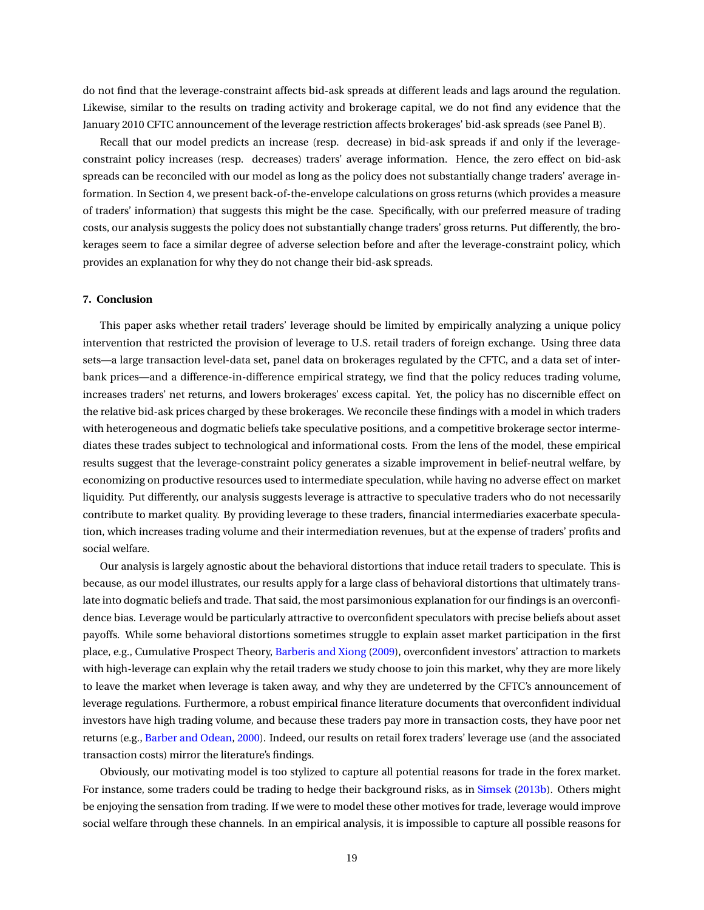do not find that the leverage-constraint affects bid-ask spreads at different leads and lags around the regulation. Likewise, similar to the results on trading activity and brokerage capital, we do not find any evidence that the January 2010 CFTC announcement of the leverage restriction affects brokerages' bid-ask spreads (see Panel B).

Recall that our model predicts an increase (resp. decrease) in bid-ask spreads if and only if the leverage-constraint policy increases (resp. decreases) traders' average information. Hence, the zero effect on bid-ask spreads can be reconciled with our model as long as the policy does not substantially change traders' average information. In Section 4, we present back-of-the-envelope calculations on gross returns (which provides a measure of traders' information) that suggests this might be the case. Specifically, with our preferred measure of trading costs, our analysis suggests the policy does not substantially change traders' gross returns. Put differently, the brokerages seem to face a similar degree of adverse selection before and after the leverage-constraint policy, which provides an explanation for why they do not change their bid-ask spreads.

### 7. Conclusion

This paper asks whether retail traders' leverage should be limited by empirically analyzing a unique policy intervention that restricted the provision of leverage to U.S. retail traders of foreign exchange. Using three data sets—a large transaction level-data set, panel data on brokerages regulated by the CFTC, and a data set of inter-bank prices—and a difference-in-difference empirical strategy, we find that the policy reduces trading volume, increases traders' net returns, and lowers brokerages' excess capital. Yet, the policy has no discernible effect on the relative bid-ask prices charged by these brokerages. We reconcile these findings with a model in which traders with heterogeneous and dogmatic beliefs take speculative positions, and a competitive brokerage sector intermediates these trades subject to technological and informational costs. From the lens of the model, these empirical results suggest that the leverage-constraint policy generates a sizable improvement in belief-neutral welfare, by economizing on productive resources used to intermediate speculation, while having no adverse effect on market liquidity. Put differently, our analysis suggests leverage is attractive to speculative traders who do not necessarily contribute to market quality. By providing leverage to these traders, financial intermediaries exacerbate speculation, which increases trading volume and their intermediation revenues, but at the expense of traders' profits and social welfare.

Our analysis is largely agnostic about the behavioral distortions that induce retail traders to speculate. This is because, as our model illustrates, our results apply for a large class of behavioral distortions that ultimately translate into dogmatic beliefs and trade. That said, the most parsimonious explanation for our findings is an overconfidence bias. Leverage would be particularly attractive to overconfident speculators with precise beliefs about asset payoffs. While some behavioral distortions sometimes struggle to explain asset market participation in the first place, e.g., Cumulative Prospect Theory, Barberis and Xiong (2009), overconfident investors' attraction to markets with high-leverage can explain why the retail traders we study choose to join this market, why they are more likely to leave the market when leverage is taken away, and why they are undeterred by the CFTC's announcement of leverage regulations. Furthermore, a robust empirical finance literature documents that overconfident individual investors have high trading volume, and because these traders pay more in transaction costs, they have poor net returns (e.g., Barber and Odean, 2000). Indeed, our results on retail forex traders' leverage use (and the associated transaction costs) mirror the literature's findings.

Obviously, our motivating model is too stylized to capture all potential reasons for trade in the forex market. For instance, some traders could be trading to hedge their background risks, as in Simsek (2013b). Others might be enjoying the sensation from trading. If we were to model these other motives for trade, leverage would improve social welfare through these channels. In an empirical analysis, it is impossible to capture all possible reasons for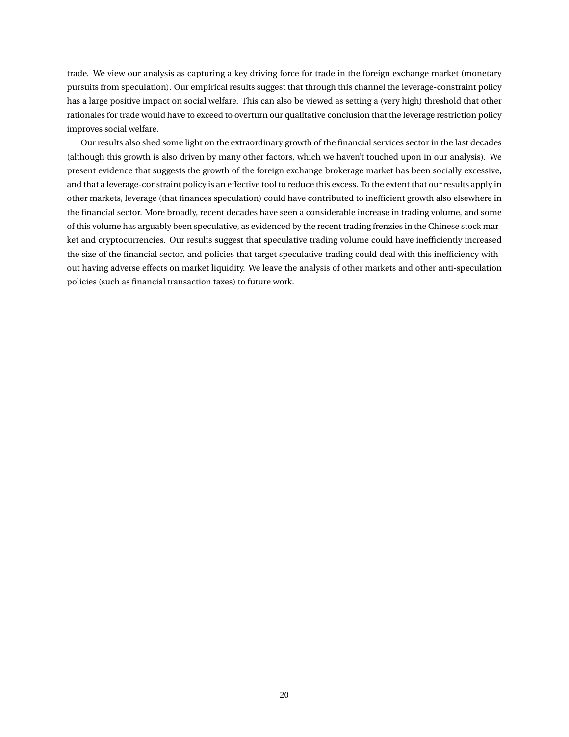trade. We view our analysis as capturing a key driving force for trade in the foreign exchange market (monetary pursuits from speculation). Our empirical results suggest that through this channel the leverage-constraint policy has a large positive impact on social welfare. This can also be viewed as setting a (very high) threshold that other rationales for trade would have to exceed to overturn our qualitative conclusion that the leverage restriction policy improves social welfare.

Our results also shed some light on the extraordinary growth of the financial services sector in the last decades (although this growth is also driven by many other factors, which we haven't touched upon in our analysis). We present evidence that suggests the growth of the foreign exchange brokerage market has been socially excessive, and that a leverage-constraint policy is an effective tool to reduce this excess. To the extent that our results apply in other markets, leverage (that finances speculation) could have contributed to inefficient growth also elsewhere in the financial sector. More broadly, recent decades have seen a considerable increase in trading volume, and some of this volume has arguably been speculative, as evidenced by the recent trading frenzies in the Chinese stock market and cryptocurrencies. Our results suggest that speculative trading volume could have inefficiently increased the size of the financial sector, and policies that target speculative trading could deal with this inefficiency without having adverse effects on market liquidity. We leave the analysis of other markets and other anti-speculation policies (such as financial transaction taxes) to future work.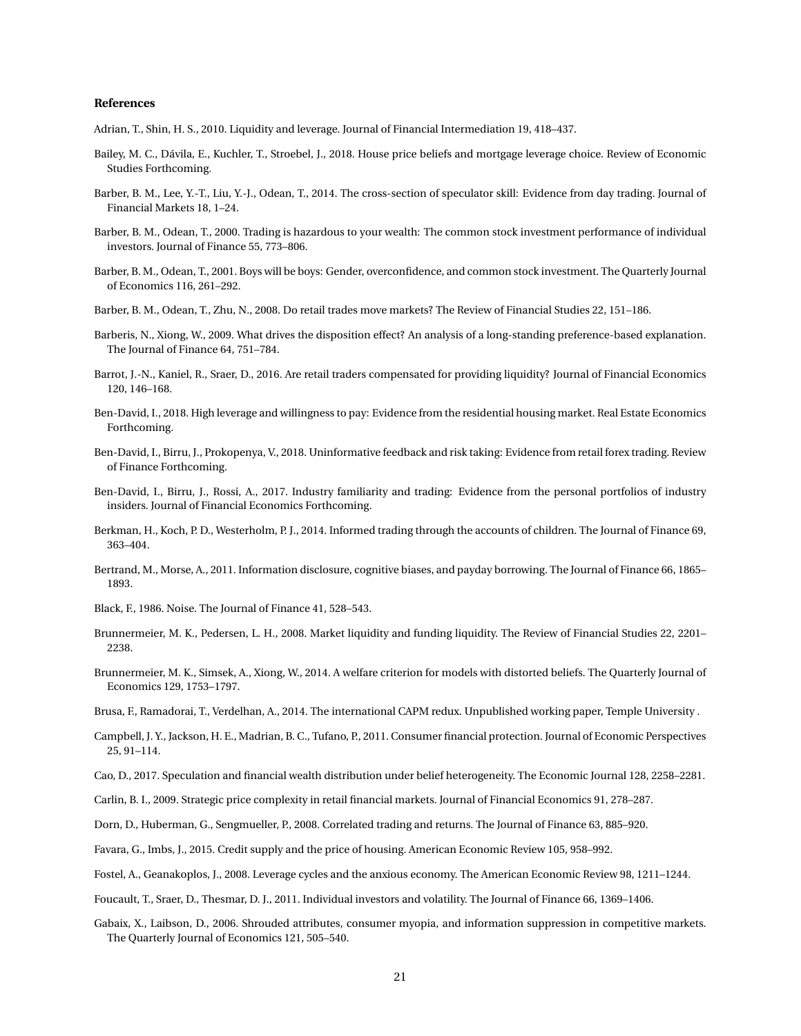## References

Adrian, T., Shin, H. S., 2010. Liquidity and leverage. Journal of Financial Intermediation 19, 418–437.

Bailey, M. C., Dávila, E., Kuchler, T., Stroebel, J., 2018. House price beliefs and mortgage leverage choice. Review of Economic Studies Forthcoming.

Barber, B. M., Lee, Y.-T., Liu, Y.-J., Odean, T., 2014. The cross-section of speculator skill: Evidence from day trading. Journal of Financial Markets 18, 1–24.

Barber, B. M., Odean, T., 2000. Trading is hazardous to your wealth: The common stock investment performance of individual investors. Journal of Finance 55, 773–806.

Barber, B. M., Odean, T., 2001. Boys will be boys: Gender, overconfidence, and common stock investment. The Quarterly Journal of Economics 116, 261–292.

Barber, B. M., Odean, T., Zhu, N., 2008. Do retail trades move markets? The Review of Financial Studies 22, 151–186.

Barberis, N., Xiong, W., 2009. What drives the disposition effect? An analysis of a long-standing preference-based explanation. The Journal of Finance 64, 751–784.

Barrot, J.-N., Kaniel, R., Sraer, D., 2016. Are retail traders compensated for providing liquidity? Journal of Financial Economics 120, 146–168.

Ben-David, I., 2018. High leverage and willingness to pay: Evidence from the residential housing market. Real Estate Economics Forthcoming.

Ben-David, I., Birru, J., Prokopenya, V., 2018. Uninformative feedback and risk taking: Evidence from retail forex trading. Review of Finance Forthcoming.

Ben-David, I., Birru, J., Rossi, A., 2017. Industry familiarity and trading: Evidence from the personal portfolios of industry insiders. Journal of Financial Economics Forthcoming.

Berkman, H., Koch, P. D., Westerholm, P. J., 2014. Informed trading through the accounts of children. The Journal of Finance 69, 363–404.

Bertrand, M., Morse, A., 2011. Information disclosure, cognitive biases, and payday borrowing. The Journal of Finance 66, 1865–1893.

Black, F., 1986. Noise. The Journal of Finance 41, 528–543.

Brunnermeier, M. K., Pedersen, L. H., 2008. Market liquidity and funding liquidity. The Review of Financial Studies 22, 2201–2238.

Brunnermeier, M. K., Simsek, A., Xiong, W., 2014. A welfare criterion for models with distorted beliefs. The Quarterly Journal of Economics 129, 1753–1797.

Brusa, F., Ramadorai, T., Verdelhan, A., 2014. The international CAPM redux. Unpublished working paper, Temple University .

Campbell, J. Y., Jackson, H. E., Madrian, B. C., Tufano, P., 2011. Consumer financial protection. Journal of Economic Perspectives 25, 91–114.

Cao, D., 2017. Speculation and financial wealth distribution under belief heterogeneity. The Economic Journal 128, 2258–2281.

Carlin, B. I., 2009. Strategic price complexity in retail financial markets. Journal of Financial Economics 91, 278–287.

Dorn, D., Huberman, G., Sengmueller, P., 2008. Correlated trading and returns. The Journal of Finance 63, 885–920.

Favara, G., Imbs, J., 2015. Credit supply and the price of housing. American Economic Review 105, 958–992.

Fostel, A., Geanakoplos, J., 2008. Leverage cycles and the anxious economy. The American Economic Review 98, 1211–1244.

Foucault, T., Sraer, D., Thesmar, D. J., 2011. Individual investors and volatility. The Journal of Finance 66, 1369–1406.

Gabaix, X., Laibson, D., 2006. Shrouded attributes, consumer myopia, and information suppression in competitive markets. The Quarterly Journal of Economics 121, 505–540.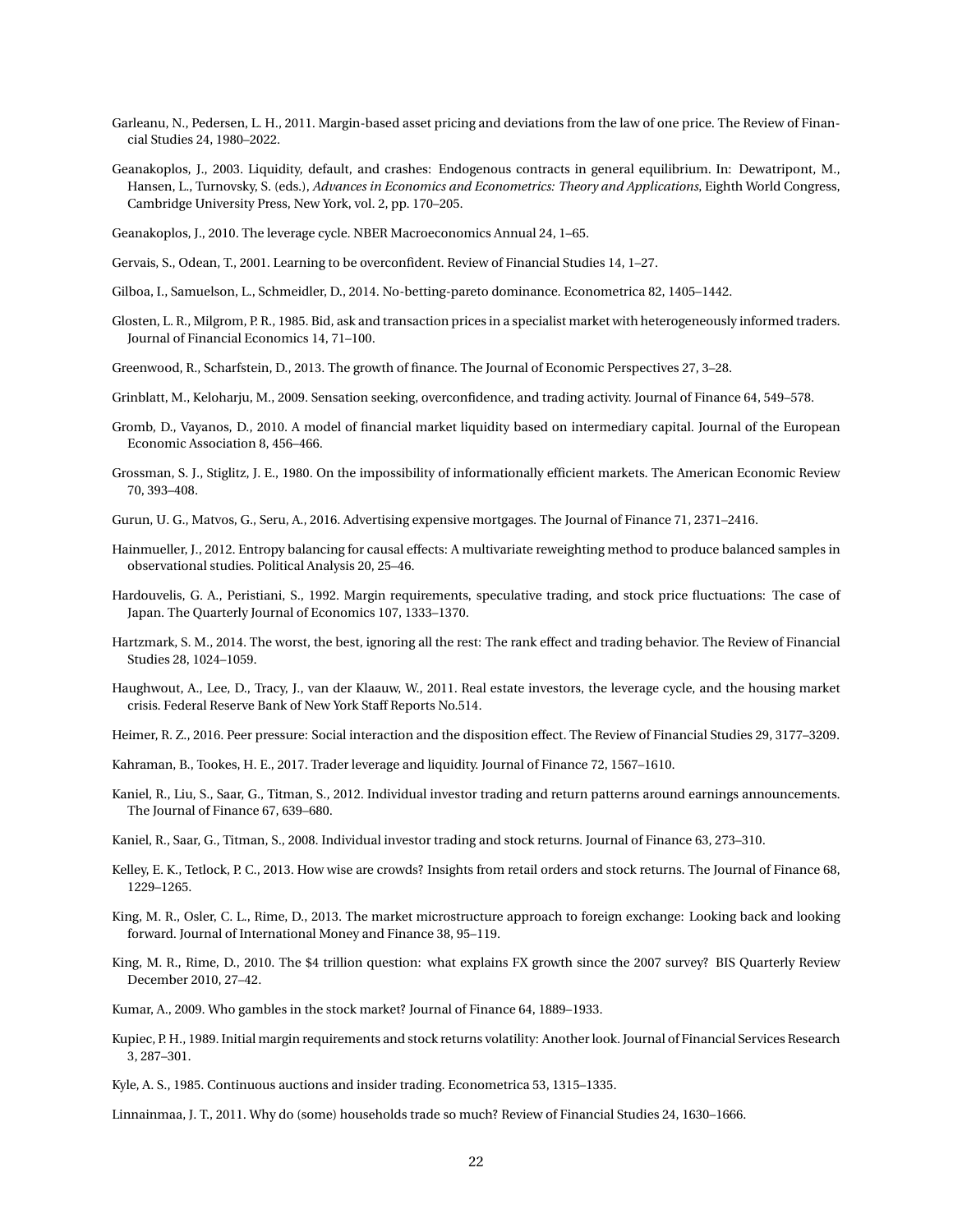Garleanu, N., Pedersen, L. H., 2011. Margin-based asset pricing and deviations from the law of one price. The Review of Financial Studies 24, 1980–2022.

Geanakoplos, J., 2003. Liquidity, default, and crashes: Endogenous contracts in general equilibrium. In: Dewatripont, M., Hansen, L., Turnovsky, S. (eds.), *Advances in Economics and Econometrics: Theory and Applications*, Eighth World Congress, Cambridge University Press, New York, vol. 2, pp. 170–205.

Geanakoplos, J., 2010. The leverage cycle. NBER Macroeconomics Annual 24, 1–65.

Gervais, S., Odean, T., 2001. Learning to be overconfident. Review of Financial Studies 14, 1–27.

Gilboa, I., Samuelson, L., Schmeidler, D., 2014. No-betting-pareto dominance. Econometrica 82, 1405–1442.

Glosten, L. R., Milgrom, P. R., 1985. Bid, ask and transaction prices in a specialist market with heterogeneously informed traders. Journal of Financial Economics 14, 71–100.

Greenwood, R., Scharfstein, D., 2013. The growth of finance. The Journal of Economic Perspectives 27, 3–28.

Grinblatt, M., Keloharju, M., 2009. Sensation seeking, overconfidence, and trading activity. Journal of Finance 64, 549–578.

Gromb, D., Vayanos, D., 2010. A model of financial market liquidity based on intermediary capital. Journal of the European Economic Association 8, 456–466.

Grossman, S. J., Stiglitz, J. E., 1980. On the impossibility of informationally efficient markets. The American Economic Review 70, 393–408.

Gurun, U. G., Matvos, G., Seru, A., 2016. Advertising expensive mortgages. The Journal of Finance 71, 2371–2416.

Hainmueller, J., 2012. Entropy balancing for causal effects: A multivariate reweighting method to produce balanced samples in observational studies. Political Analysis 20, 25–46.

Hardouvelis, G. A., Peristiani, S., 1992. Margin requirements, speculative trading, and stock price fluctuations: The case of Japan. The Quarterly Journal of Economics 107, 1333–1370.

Hartzmark, S. M., 2014. The worst, the best, ignoring all the rest: The rank effect and trading behavior. The Review of Financial Studies 28, 1024–1059.

Haughwout, A., Lee, D., Tracy, J., van der Klaauw, W., 2011. Real estate investors, the leverage cycle, and the housing market crisis. Federal Reserve Bank of New York Staff Reports No.514.

Heimer, R. Z., 2016. Peer pressure: Social interaction and the disposition effect. The Review of Financial Studies 29, 3177–3209.

Kahraman, B., Tookes, H. E., 2017. Trader leverage and liquidity. Journal of Finance 72, 1567–1610.

Kaniel, R., Liu, S., Saar, G., Titman, S., 2012. Individual investor trading and return patterns around earnings announcements. The Journal of Finance 67, 639–680.

Kaniel, R., Saar, G., Titman, S., 2008. Individual investor trading and stock returns. Journal of Finance 63, 273–310.

Kelley, E. K., Tetlock, P. C., 2013. How wise are crowds? Insights from retail orders and stock returns. The Journal of Finance 68, 1229–1265.

King, M. R., Osler, C. L., Rime, D., 2013. The market microstructure approach to foreign exchange: Looking back and looking forward. Journal of International Money and Finance 38, 95–119.

King, M. R., Rime, D., 2010. The $4 trillion question: what explains FX growth since the 2007 survey? BIS Quarterly Review December 2010, 27–42.

Kumar, A., 2009. Who gambles in the stock market? Journal of Finance 64, 1889–1933.

Kupiec, P. H., 1989. Initial margin requirements and stock returns volatility: Another look. Journal of Financial Services Research 3, 287–301.

Kyle, A. S., 1985. Continuous auctions and insider trading. Econometrica 53, 1315–1335.

Linnainmaa, J. T., 2011. Why do (some) households trade so much? Review of Financial Studies 24, 1630–1666.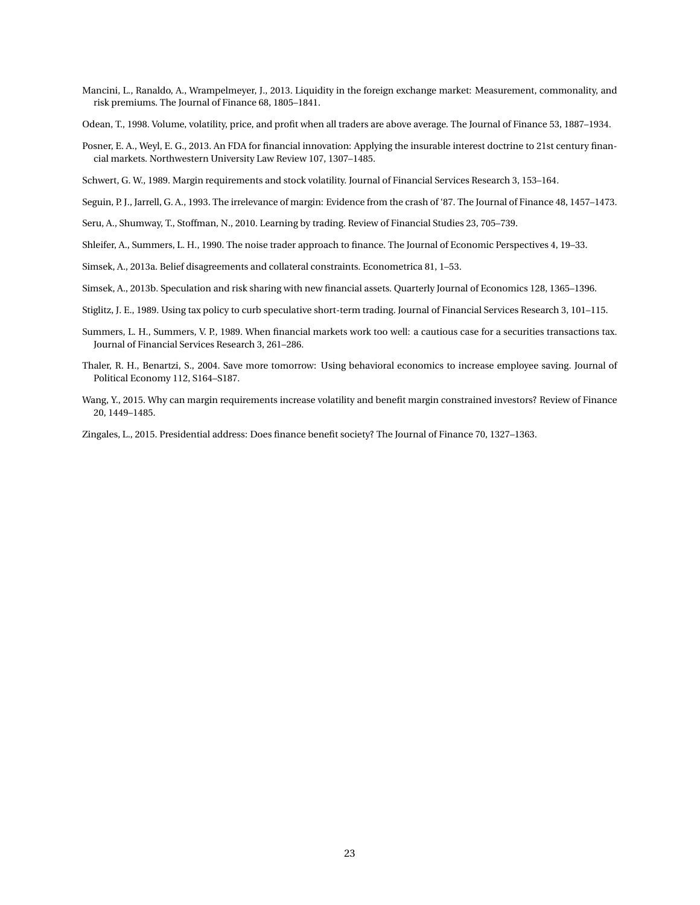Mancini, L., Ranaldo, A., Wrampelmeyer, J., 2013. Liquidity in the foreign exchange market: Measurement, commonality, and risk premiums. The Journal of Finance 68, 1805–1841.

Odean, T., 1998. Volume, volatility, price, and profit when all traders are above average. The Journal of Finance 53, 1887–1934.

Posner, E. A., Weyl, E. G., 2013. An FDA for financial innovation: Applying the insurable interest doctrine to 21st century financial markets. Northwestern University Law Review 107, 1307–1485.

Schwert, G. W., 1989. Margin requirements and stock volatility. Journal of Financial Services Research 3, 153–164.

Seguin, P. J., Jarrell, G. A., 1993. The irrelevance of margin: Evidence from the crash of '87. The Journal of Finance 48, 1457–1473.

Seru, A., Shumway, T., Stoffman, N., 2010. Learning by trading. Review of Financial Studies 23, 705–739.

Shleifer, A., Summers, L. H., 1990. The noise trader approach to finance. The Journal of Economic Perspectives 4, 19–33.

Simsek, A., 2013a. Belief disagreements and collateral constraints. Econometrica 81, 1–53.

Simsek, A., 2013b. Speculation and risk sharing with new financial assets. Quarterly Journal of Economics 128, 1365–1396.

Stiglitz, J. E., 1989. Using tax policy to curb speculative short-term trading. Journal of Financial Services Research 3, 101–115.

Summers, L. H., Summers, V. P., 1989. When financial markets work too well: a cautious case for a securities transactions tax. Journal of Financial Services Research 3, 261–286.

Thaler, R. H., Benartzi, S., 2004. Save more tomorrow: Using behavioral economics to increase employee saving. Journal of Political Economy 112, S164–S187.

Wang, Y., 2015. Why can margin requirements increase volatility and benefit margin constrained investors? Review of Finance 20, 1449–1485.

Zingales, L., 2015. Presidential address: Does finance benefit society? The Journal of Finance 70, 1327–1363.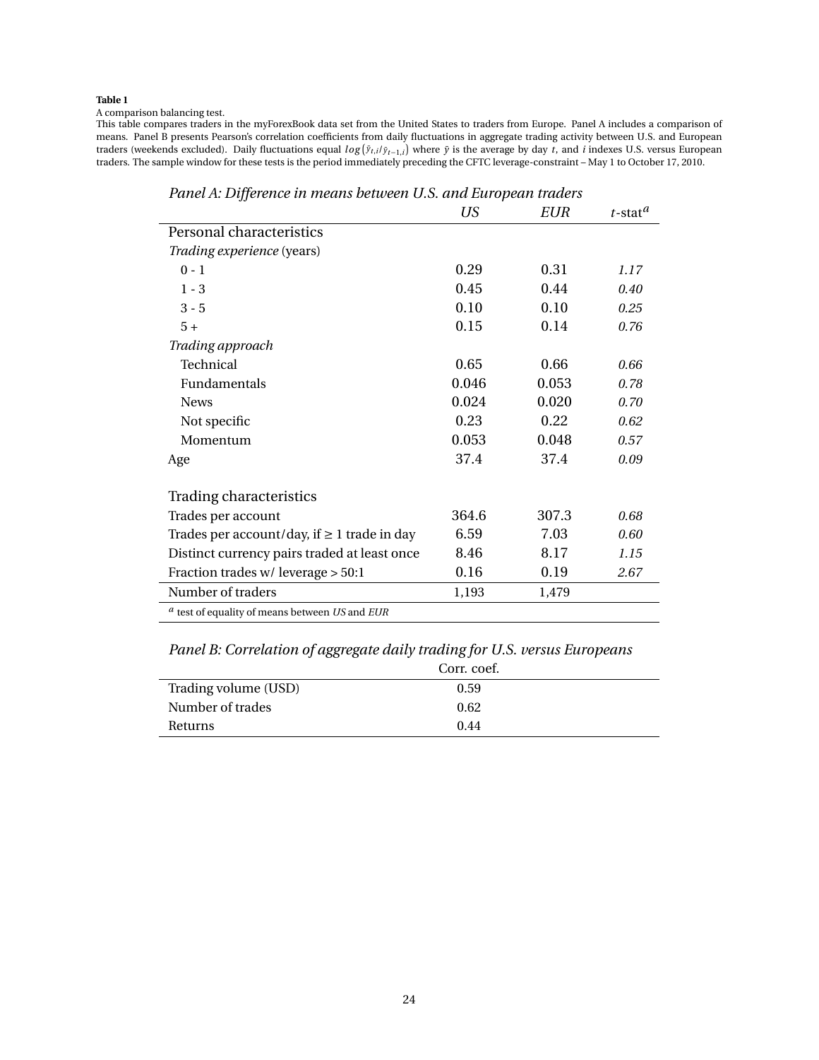**Table 1**

A comparison balancing test.

This table compares traders in the myForexBook data set from the United States to traders from Europe. Panel A includes a comparison of means. Panel B presents Pearson's correlation coefficients from daily fluctuations in aggregate trading activity between U.S. and European traders (weekends excluded). Daily fluctuations equal $log(\bar{y}_{t,i}/\bar{y}_{t-1,i})$ where $\bar{y}$ is the average by day $t$, and $i$ indexes U.S. versus European traders. The sample window for these tests is the period immediately preceding the CFTC leverage-constraint – May 1 to October 17, 2010.

*Panel A: Difference in means between U.S. and European traders*

| | *US* | *EUR* | $t$-stat[a] |
|---|---|---|---|
| Personal characteristics | | | |
| *Trading experience* (years) | | | |
| 0 - 1 | 0.29 | 0.31 | *1.17* |
| 1 - 3 | 0.45 | 0.44 | *0.40* |
| 3 - 5 | 0.10 | 0.10 | *0.25* |
| 5 + | 0.15 | 0.14 | *0.76* |
| *Trading approach* | | | |
| Technical | 0.65 | 0.66 | *0.66* |
| Fundamentals | 0.046 | 0.053 | *0.78* |
| News | 0.024 | 0.020 | *0.70* |
| Not specific | 0.23 | 0.22 | *0.62* |
| Momentum | 0.053 | 0.048 | *0.57* |
| Age | 37.4 | 37.4 | *0.09* |
| Trading characteristics | | | |
| Trades per account | 364.6 | 307.3 | *0.68* |
| Trades per account/day, if ≥ 1 trade in day | 6.59 | 7.03 | *0.60* |
| Distinct currency pairs traded at least once | 8.46 | 8.17 | *1.15* |
| Fraction trades w/ leverage > 50:1 | 0.16 | 0.19 | *2.67* |
| Number of traders | 1,193 | 1,479 | |

[a] test of equality of means between *US* and *EUR*

*Panel B: Correlation of aggregate daily trading for U.S. versus Europeans*

| | Corr. coef. |
|---|---|
| Trading volume (USD) | 0.59 |
| Number of trades | 0.62 |
| Returns | 0.44 |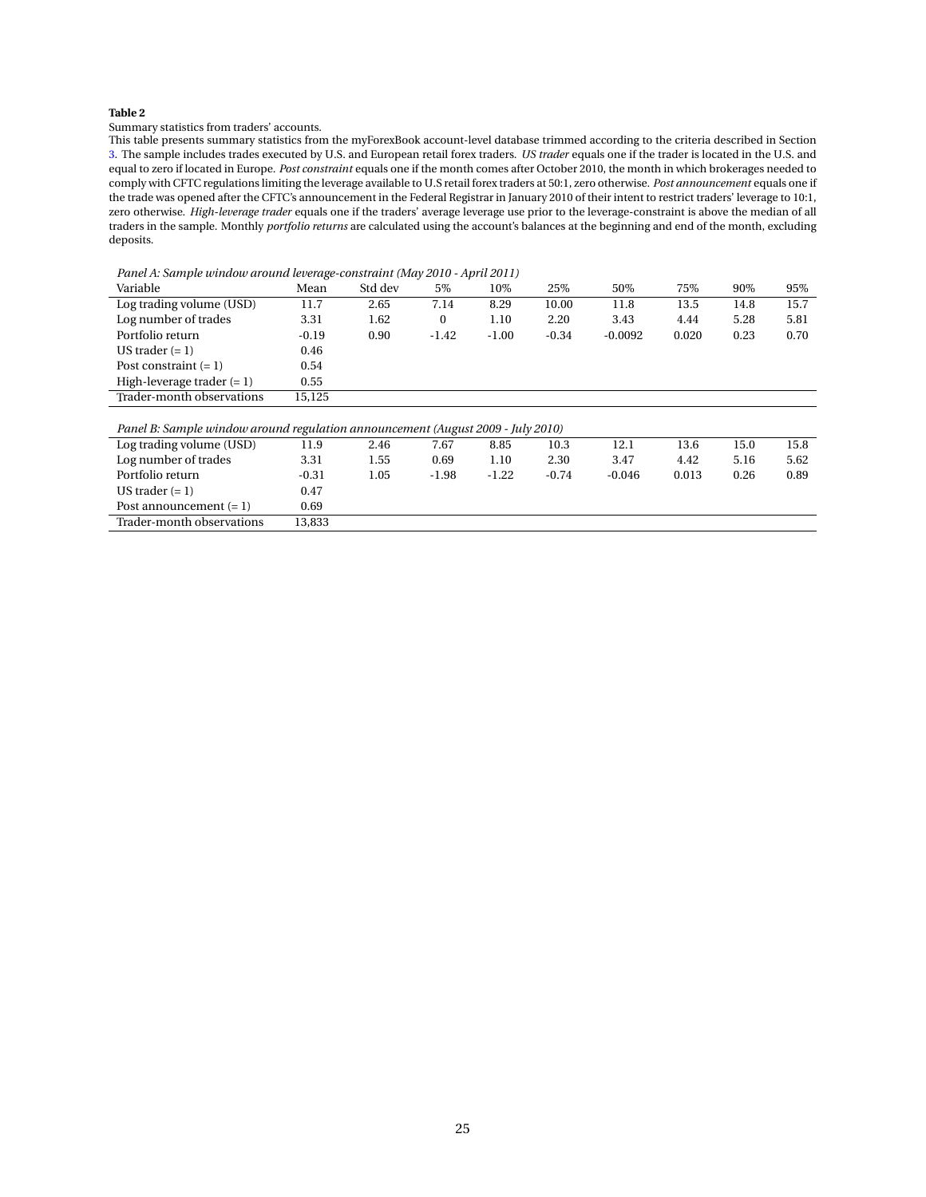**Table 2**

Summary statistics from traders' accounts.

This table presents summary statistics from the myForexBook account-level database trimmed according to the criteria described in Section 3. The sample includes trades executed by U.S. and European retail forex traders. *US trader* equals one if the trader is located in the U.S. and equal to zero if located in Europe. *Post constraint* equals one if the month comes after October 2010, the month in which brokerages needed to comply with CFTC regulations limiting the leverage available to U.S retail forex traders at 50:1, zero otherwise. *Post announcement* equals one if the trade was opened after the CFTC's announcement in the Federal Registrar in January 2010 of their intent to restrict traders' leverage to 10:1, zero otherwise. *High-leverage trader* equals one if the traders' average leverage use prior to the leverage-constraint is above the median of all traders in the sample. Monthly *portfolio returns* are calculated using the account's balances at the beginning and end of the month, excluding deposits.

*Panel A: Sample window around leverage-constraint (May 2010 - April 2011)*

| Variable | Mean | Std dev | 5% | 10% | 25% | 50% | 75% | 90% | 95% |
|---|---|---|---|---|---|---|---|---|---|
| Log trading volume (USD) | 11.7 | 2.65 | 7.14 | 8.29 | 10.00 | 11.8 | 13.5 | 14.8 | 15.7 |
| Log number of trades | 3.31 | 1.62 | 0 | 1.10 | 2.20 | 3.43 | 4.44 | 5.28 | 5.81 |
| Portfolio return | -0.19 | 0.90 | -1.42 | -1.00 | -0.34 | -0.0092 | 0.020 | 0.23 | 0.70 |
| US trader (= 1) | 0.46 | | | | | | | | |
| Post constraint (= 1) | 0.54 | | | | | | | | |
| High-leverage trader (= 1) | 0.55 | | | | | | | | |
| Trader-month observations | 15,125 | | | | | | | | |

*Panel B: Sample window around regulation announcement (August 2009 - July 2010)*

| Variable | Mean | Std dev | 5% | 10% | 25% | 50% | 75% | 90% | 95% |
|---|---|---|---|---|---|---|---|---|---|
| Log trading volume (USD) | 11.9 | 2.46 | 7.67 | 8.85 | 10.3 | 12.1 | 13.6 | 15.0 | 15.8 |
| Log number of trades | 3.31 | 1.55 | 0.69 | 1.10 | 2.30 | 3.47 | 4.42 | 5.16 | 5.62 |
| Portfolio return | -0.31 | 1.05 | -1.98 | -1.22 | -0.74 | -0.046 | 0.013 | 0.26 | 0.89 |
| US trader (= 1) | 0.47 | | | | | | | | |
| Post announcement (= 1) | 0.69 | | | | | | | | |
| Trader-month observations | 13,833 | | | | | | | | |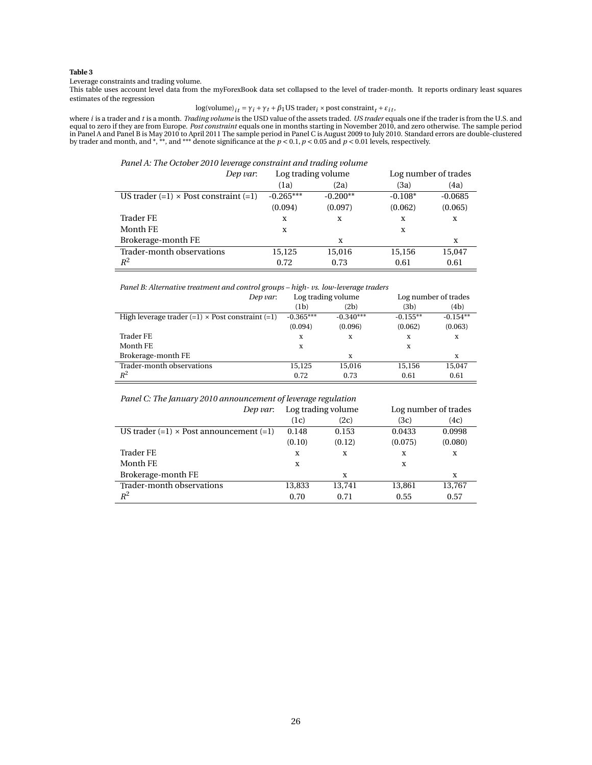**Table 3**

Leverage constraints and trading volume.

This table uses account level data from the myForexBook data set collapsed to the level of trader-month. It reports ordinary least squares estimates of the regression

$$\log(\text{volume})_{it} = \gamma_i + \gamma_t + \beta_1 \text{US trader}_i \times \text{post constraint}_t + \varepsilon_{it},$$

where $i$ is a trader and $t$ is a month. *Trading volume* is the USD value of the assets traded. *US trader* equals one if the trader is from the U.S. and equal to zero if they are from Europe. *Post constraint* equals one in months starting in November 2010, and zero otherwise. The sample period in Panel A and Panel B is May 2010 to April 2011 The sample period in Panel C is August 2009 to July 2010. Standard errors are double-clustered by trader and month, and *, **, and *** denote significance at the $p < 0.1$, $p < 0.05$ and $p < 0.01$ levels, respectively.

*Panel A: The October 2010 leverage constraint and trading volume*

| *Dep var*: | Log trading volume | | Log number of trades | |
|---|---|---|---|---|
| | (1a) | (2a) | (3a) | (4a) |
| US trader (=1) × Post constraint (=1) | -0.265*** | -0.200** | -0.108* | -0.0685 |
| | (0.094) | (0.097) | (0.062) | (0.065) |
| Trader FE | x | x | x | x |
| Month FE | x | | x | |
| Brokerage-month FE | | x | | x |
| Trader-month observations | 15,125 | 15,016 | 15,156 | 15,047 |
| $R^2$ | 0.72 | 0.73 | 0.61 | 0.61 |

*Panel B: Alternative treatment and control groups – high- vs. low-leverage traders*

| *Dep var*: | Log trading volume | | Log number of trades | |
|---|---|---|---|---|
| | (1b) | (2b) | (3b) | (4b) |
| High leverage trader (=1) × Post constraint (=1) | -0.365*** | -0.340*** | -0.155** | -0.154** |
| | (0.094) | (0.096) | (0.062) | (0.063) |
| Trader FE | x | x | x | x |
| Month FE | x | | x | |
| Brokerage-month FE | | x | | x |
| Trader-month observations | 15,125 | 15,016 | 15,156 | 15,047 |
| $R^2$ | 0.72 | 0.73 | 0.61 | 0.61 |

*Panel C: The January 2010 announcement of leverage regulation*

| *Dep var*: | Log trading volume | | Log number of trades | |
|---|---|---|---|---|
| | (1c) | (2c) | (3c) | (4c) |
| US trader (=1) × Post announcement (=1) | 0.148 | 0.153 | 0.0433 | 0.0998 |
| | (0.10) | (0.12) | (0.075) | (0.080) |
| Trader FE | x | x | x | x |
| Month FE | x | | x | |
| Brokerage-month FE | | x | | x |
| Trader-month observations | 13,833 | 13,741 | 13,861 | 13,767 |
| $R^2$ | 0.70 | 0.71 | 0.55 | 0.57 |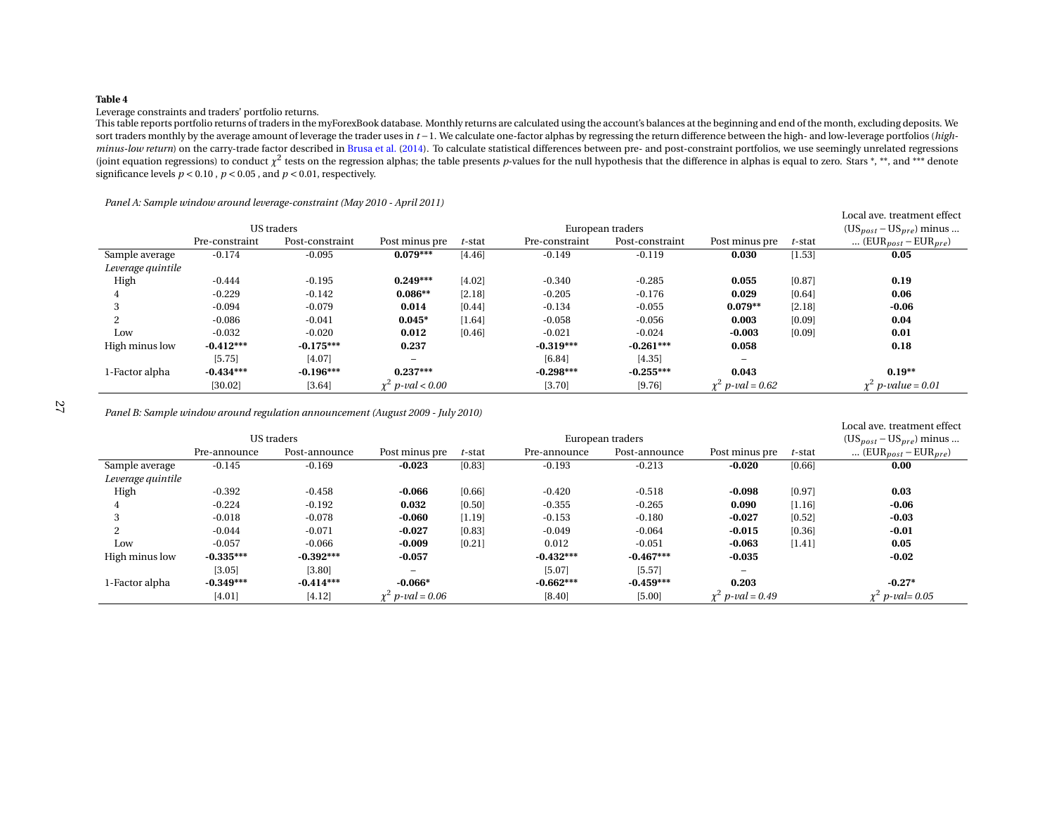**Table 4**

Leverage constraints and traders' portfolio returns.

This table reports portfolio returns of traders in the myForexBook database. Monthly returns are calculated using the account's balances at the beginning and end of the month, excluding deposits. We sort traders monthly by the average amount of leverage the trader uses in $t-1$. We calculate one-factor alphas by regressing the return difference between the high- and low-leverage portfolios (*high-minus-low return*) on the carry-trade factor described in Brusa et al. (2014). To calculate statistical differences between pre- and post-constraint portfolios, we use seemingly unrelated regressions (joint equation regressions) to conduct $\chi^2$ tests on the regression alphas; the table presents $p$-values for the null hypothesis that the difference in alphas is equal to zero. Stars *, **, and *** denote significance levels $p < 0.10$ , $p < 0.05$ , and $p < 0.01$, respectively.

*Panel A: Sample window around leverage-constraint (May 2010 - April 2011)*

| | US traders | | | | European traders | | | | Local ave. treatment effect $(US_{post} - US_{pre})$ minus ... |
|---|---|---|---|---|---|---|---|---|---|
| | Pre-constraint | Post-constraint | Post minus pre | $t$-stat | Pre-constraint | Post-constraint | Post minus pre | $t$-stat | ... $(EUR_{post} - EUR_{pre})$ |
| Sample average | -0.174 | -0.095 | **0.079*** ** | [4.46] | -0.149 | -0.119 | **0.030** | [1.53] | **0.05** |
| *Leverage quintile* | | | | | | | | | |
| High | -0.444 | -0.195 | **0.249*** ** | [4.02] | -0.340 | -0.285 | **0.055** | [0.87] | **0.19** |
| 4 | -0.229 | -0.142 | **0.086** ** | [2.18] | -0.205 | -0.176 | **0.029** | [0.64] | **0.06** |
| 3 | -0.094 | -0.079 | **0.014** | [0.44] | -0.134 | -0.055 | **0.079** ** | [2.18] | **-0.06** |
| 2 | -0.086 | -0.041 | **0.045* ** | [1.64] | -0.058 | -0.056 | **0.003** | [0.09] | **0.04** |
| Low | -0.032 | -0.020 | **0.012** | [0.46] | -0.021 | -0.024 | **-0.003** | [0.09] | **0.01** |
| High minus low | **-0.412*** ** | **-0.175*** ** | **0.237** | | **-0.319*** ** | **-0.261*** ** | **0.058** | | **0.18** |
| | [5.75] | [4.07] | – | | [6.84] | [4.35] | – | | |
| 1-Factor alpha | **-0.434*** ** | **-0.196*** ** | **0.237*** ** | | **-0.298*** ** | **-0.255*** ** | **0.043** | | **0.19** ** |
| | [30.02] | [3.64] | *$\chi^2$ p-val < 0.00* | | [3.70] | [9.76] | *$\chi^2$ p-val = 0.62* | | *$\chi^2$ p-value = 0.01* |

*Panel B: Sample window around regulation announcement (August 2009 - July 2010)*

| | US traders | | | | European traders | | | | Local ave. treatment effect $(US_{post} - US_{pre})$ minus ... |
|---|---|---|---|---|---|---|---|---|---|
| | Pre-announce | Post-announce | Post minus pre | $t$-stat | Pre-announce | Post-announce | Post minus pre | $t$-stat | ... $(EUR_{post} - EUR_{pre})$ |
| Sample average | -0.145 | -0.169 | **-0.023** | [0.83] | -0.193 | -0.213 | **-0.020** | [0.66] | **0.00** |
| *Leverage quintile* | | | | | | | | | |
| High | -0.392 | -0.458 | **-0.066** | [0.66] | -0.420 | -0.518 | **-0.098** | [0.97] | **0.03** |
| 4 | -0.224 | -0.192 | **0.032** | [0.50] | -0.355 | -0.265 | **0.090** | [1.16] | **-0.06** |
| 3 | -0.018 | -0.078 | **-0.060** | [1.19] | -0.153 | -0.180 | **-0.027** | [0.52] | **-0.03** |
| 2 | -0.044 | -0.071 | **-0.027** | [0.83] | -0.049 | -0.064 | **-0.015** | [0.36] | **-0.01** |
| Low | -0.057 | -0.066 | **-0.009** | [0.21] | 0.012 | -0.051 | **-0.063** | [1.41] | **0.05** |
| High minus low | **-0.335*** ** | **-0.392*** ** | **-0.057** | | **-0.432*** ** | **-0.467*** ** | **-0.035** | | **-0.02** |
| | [3.05] | [3.80] | – | | [5.07] | [5.57] | – | | |
| 1-Factor alpha | **-0.349*** ** | **-0.414*** ** | **-0.066* ** | | **-0.662*** ** | **-0.459*** ** | **0.203** | | **-0.27* ** |
| | [4.01] | [4.12] | *$\chi^2$ p-val = 0.06* | | [8.40] | [5.00] | *$\chi^2$ p-val = 0.49* | | *$\chi^2$ p-val= 0.05* |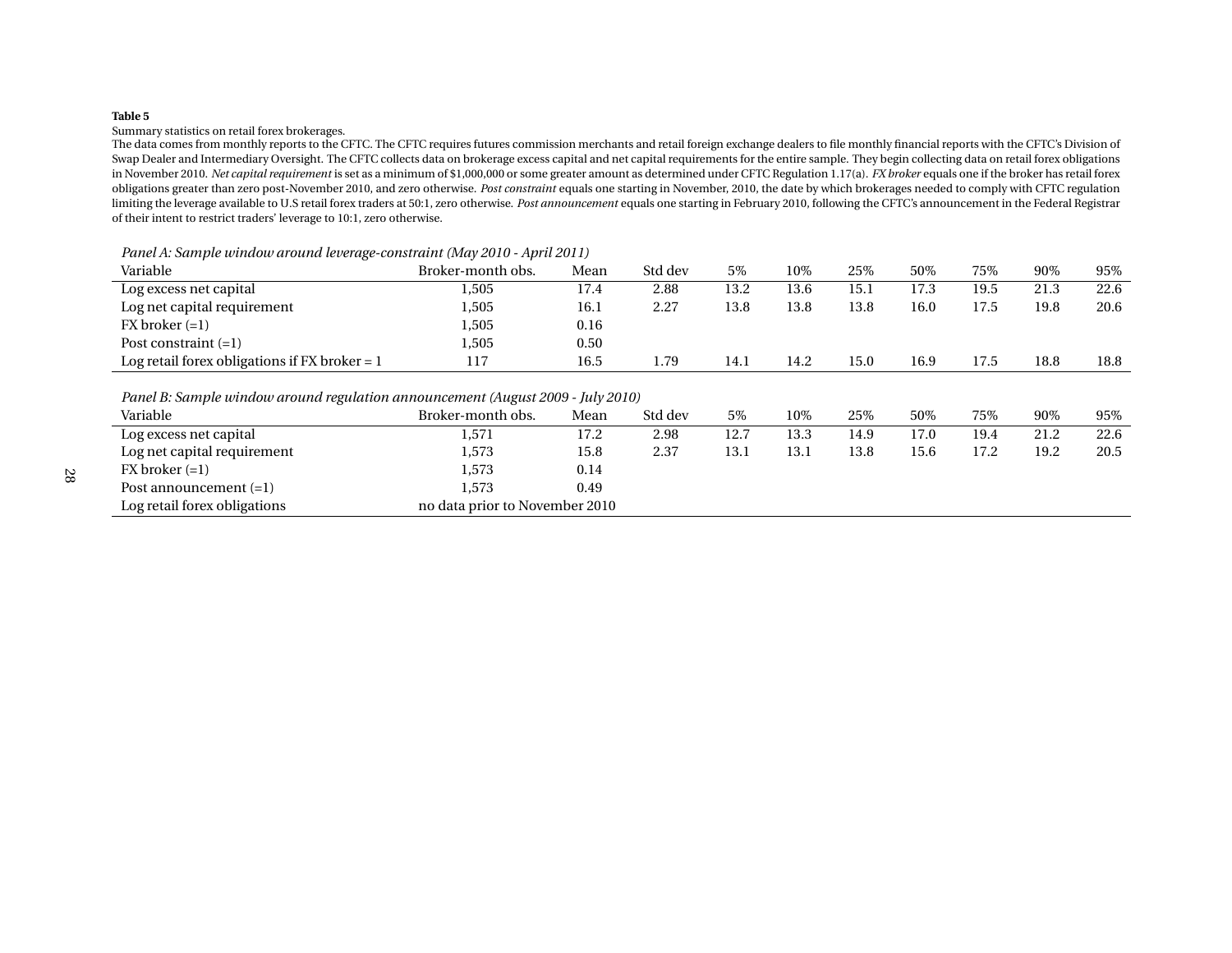**Table 5**

Summary statistics on retail forex brokerages.

The data comes from monthly reports to the CFTC. The CFTC requires futures commission merchants and retail foreign exchange dealers to file monthly financial reports with the CFTC's Division of Swap Dealer and Intermediary Oversight. The CFTC collects data on brokerage excess capital and net capital requirements for the entire sample. They begin collecting data on retail forex obligations in November 2010. *Net capital requirement* is set as a minimum of $1,000,000 or some greater amount as determined under CFTC Regulation 1.17(a). *FX broker* equals one if the broker has retail forex obligations greater than zero post-November 2010, and zero otherwise. *Post constraint* equals one starting in November, 2010, the date by which brokerages needed to comply with CFTC regulation limiting the leverage available to U.S retail forex traders at 50:1, zero otherwise. *Post announcement* equals one starting in February 2010, following the CFTC's announcement in the Federal Registrar of their intent to restrict traders' leverage to 10:1, zero otherwise.

*Panel A: Sample window around leverage-constraint (May 2010 - April 2011)*

| Variable | Broker-month obs. | Mean | Std dev | 5% | 10% | 25% | 50% | 75% | 90% | 95% |
|---|---|---|---|---|---|---|---|---|---|---|
| Log excess net capital | 1,505 | 17.4 | 2.88 | 13.2 | 13.6 | 15.1 | 17.3 | 19.5 | 21.3 | 22.6 |
| Log net capital requirement | 1,505 | 16.1 | 2.27 | 13.8 | 13.8 | 13.8 | 16.0 | 17.5 | 19.8 | 20.6 |
| FX broker (=1) | 1,505 | 0.16 | | | | | | | | |
| Post constraint (=1) | 1,505 | 0.50 | | | | | | | | |
| Log retail forex obligations if FX broker = 1 | 117 | 16.5 | 1.79 | 14.1 | 14.2 | 15.0 | 16.9 | 17.5 | 18.8 | 18.8 |

*Panel B: Sample window around regulation announcement (August 2009 - July 2010)*

| Variable | Broker-month obs. | Mean | Std dev | 5% | 10% | 25% | 50% | 75% | 90% | 95% |
|---|---|---|---|---|---|---|---|---|---|---|
| Log excess net capital | 1,571 | 17.2 | 2.98 | 12.7 | 13.3 | 14.9 | 17.0 | 19.4 | 21.2 | 22.6 |
| Log net capital requirement | 1,573 | 15.8 | 2.37 | 13.1 | 13.1 | 13.8 | 15.6 | 17.2 | 19.2 | 20.5 |
| FX broker (=1) | 1,573 | 0.14 | | | | | | | | |
| Post announcement (=1) | 1,573 | 0.49 | | | | | | | | |
| Log retail forex obligations | no data prior to November 2010 | | | | | | | | | |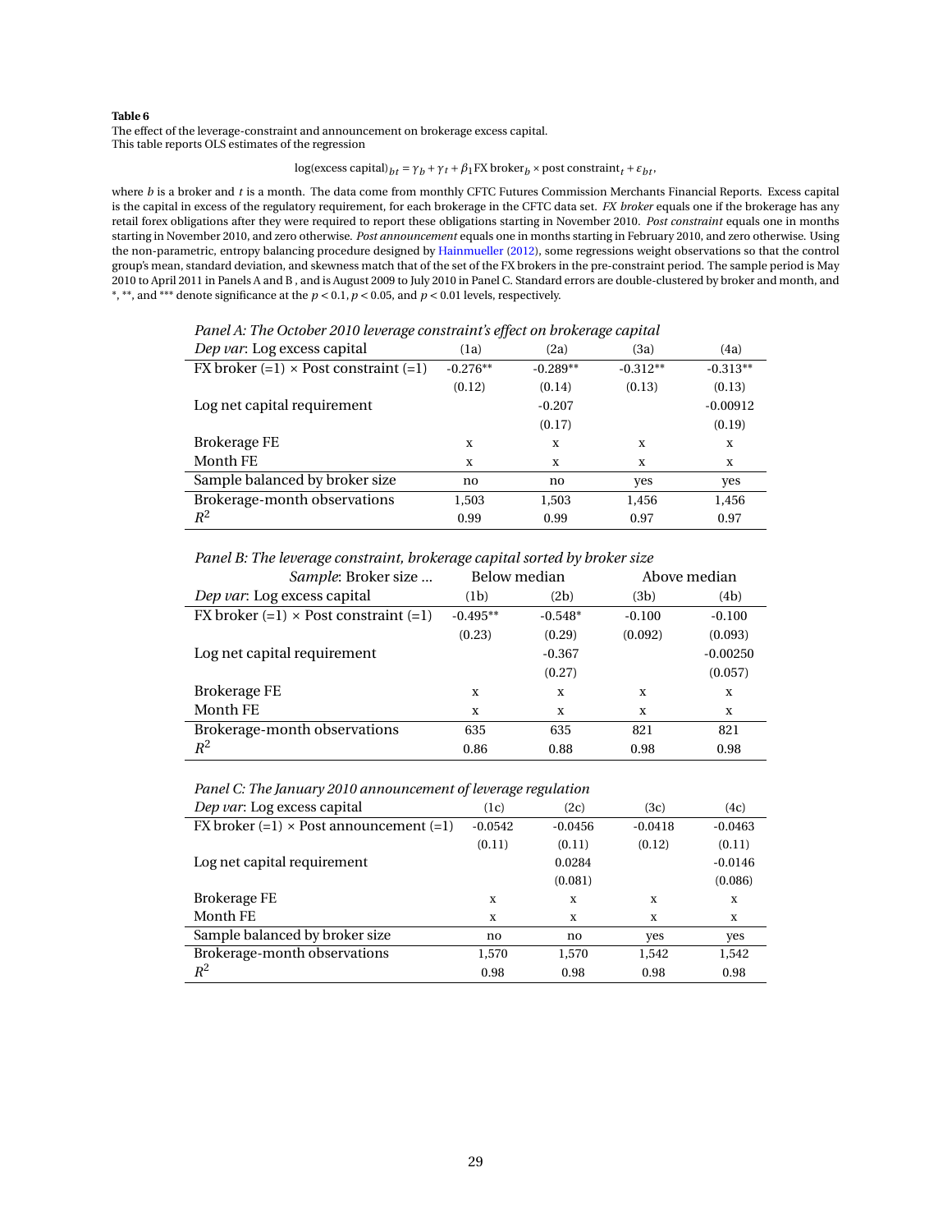**Table 6**

The effect of the leverage-constraint and announcement on brokerage excess capital.
This table reports OLS estimates of the regression

$$\log(\text{excess capital})_{bt} = \gamma_b + \gamma_t + \beta_1 \text{FX broker}_b \times \text{post constraint}_t + \varepsilon_{bt},$$

where $b$ is a broker and $t$ is a month. The data come from monthly CFTC Futures Commission Merchants Financial Reports. Excess capital is the capital in excess of the regulatory requirement, for each brokerage in the CFTC data set. *FX broker* equals one if the brokerage has any retail forex obligations after they were required to report these obligations starting in November 2010. *Post constraint* equals one in months starting in November 2010, and zero otherwise. *Post announcement* equals one in months starting in February 2010, and zero otherwise. Using the non-parametric, entropy balancing procedure designed by Hainmueller (2012), some regressions weight observations so that the control group's mean, standard deviation, and skewness match that of the set of the FX brokers in the pre-constraint period. The sample period is May 2010 to April 2011 in Panels A and B , and is August 2009 to July 2010 in Panel C. Standard errors are double-clustered by broker and month, and *, **, and *** denote significance at the $p < 0.1$, $p < 0.05$, and $p < 0.01$ levels, respectively.

*Panel A: The October 2010 leverage constraint's effect on brokerage capital*

| *Dep var*: Log excess capital | (1a) | (2a) | (3a) | (4a) |
|---|---|---|---|---|
| FX broker (=1) × Post constraint (=1) | -0.276** | -0.289** | -0.312** | -0.313** |
| | (0.12) | (0.14) | (0.13) | (0.13) |
| Log net capital requirement | | -0.207 | | -0.00912 |
| | | (0.17) | | (0.19) |
| Brokerage FE | x | x | x | x |
| Month FE | x | x | x | x |
| Sample balanced by broker size | no | no | yes | yes |
| Brokerage-month observations | 1,503 | 1,503 | 1,456 | 1,456 |
| $R^2$ | 0.99 | 0.99 | 0.97 | 0.97 |

*Panel B: The leverage constraint, brokerage capital sorted by broker size*

| *Sample*: Broker size ... | Below median | | Above median | |
|---|---|---|---|---|
| *Dep var*: Log excess capital | (1b) | (2b) | (3b) | (4b) |
| FX broker (=1) × Post constraint (=1) | -0.495** | -0.548* | -0.100 | -0.100 |
| | (0.23) | (0.29) | (0.092) | (0.093) |
| Log net capital requirement | | -0.367 | | -0.00250 |
| | | (0.27) | | (0.057) |
| Brokerage FE | x | x | x | x |
| Month FE | x | x | x | x |
| Brokerage-month observations | 635 | 635 | 821 | 821 |
| $R^2$ | 0.86 | 0.88 | 0.98 | 0.98 |

*Panel C: The January 2010 announcement of leverage regulation*

| *Dep var*: Log excess capital | (1c) | (2c) | (3c) | (4c) |
|---|---|---|---|---|
| FX broker (=1) × Post announcement (=1) | -0.0542 | -0.0456 | -0.0418 | -0.0463 |
| | (0.11) | (0.11) | (0.12) | (0.11) |
| Log net capital requirement | | 0.0284 | | -0.0146 |
| | | (0.081) | | (0.086) |
| Brokerage FE | x | x | x | x |
| Month FE | x | x | x | x |
| Sample balanced by broker size | no | no | yes | yes |
| Brokerage-month observations | 1,570 | 1,570 | 1,542 | 1,542 |
| $R^2$ | 0.98 | 0.98 | 0.98 | 0.98 |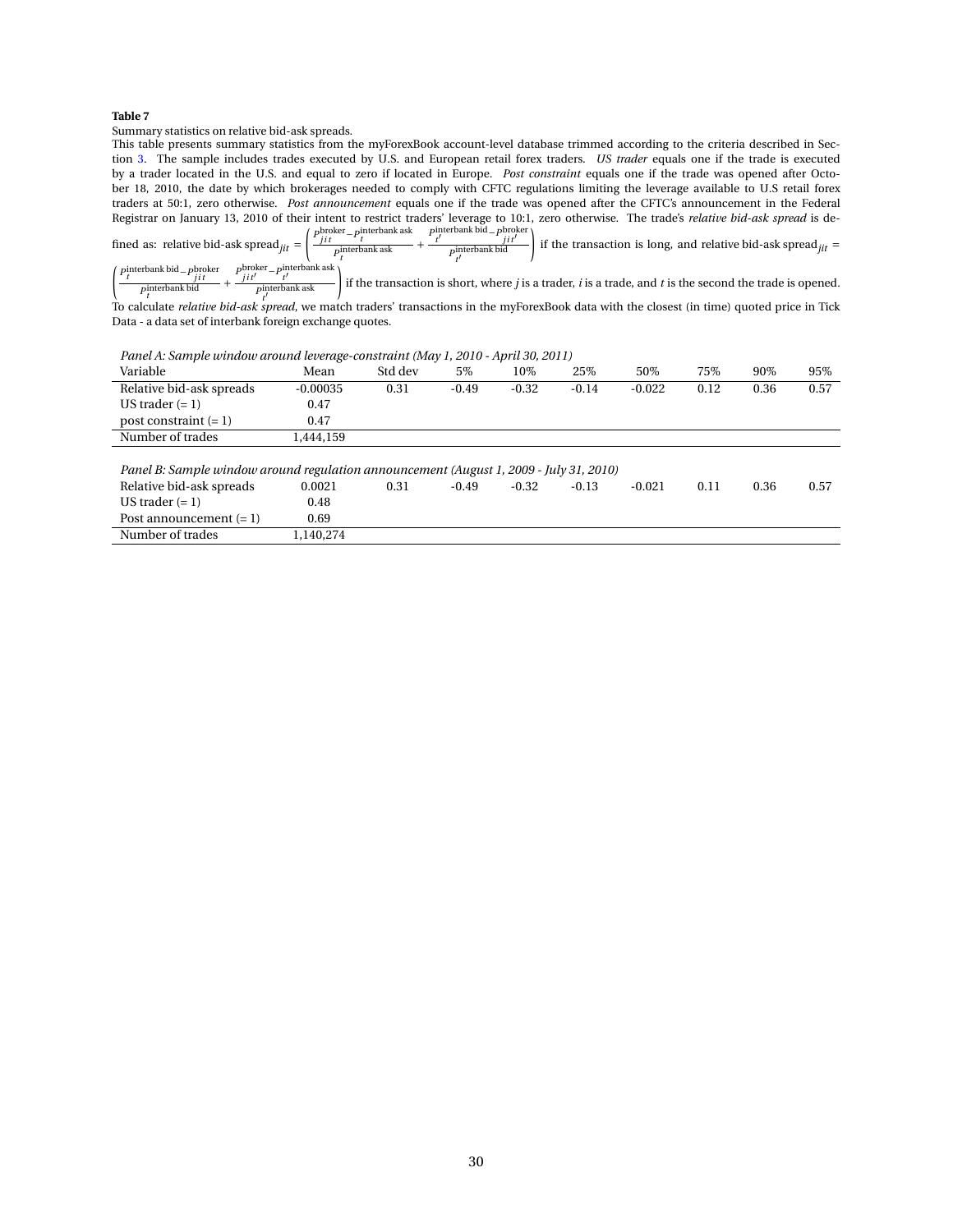**Table 7**

Summary statistics on relative bid-ask spreads.

This table presents summary statistics from the myForexBook account-level database trimmed according to the criteria described in Section 3. The sample includes trades executed by U.S. and European retail forex traders. *US trader* equals one if the trade is executed by a trader located in the U.S. and equal to zero if located in Europe. *Post constraint* equals one if the trade was opened after October 18, 2010, the date by which brokerages needed to comply with CFTC regulations limiting the leverage available to U.S retail forex traders at 50:1, zero otherwise. *Post announcement* equals one if the trade was opened after the CFTC's announcement in the Federal Registrar on January 13, 2010 of their intent to restrict traders' leverage to 10:1, zero otherwise. The trade's *relative bid-ask spread* is defined as: relative bid-ask spread$_{jit}$ = $\left(\frac{P^{\text{broker}}_{jit} - P^{\text{interbank ask}}_{t}}{P^{\text{interbank ask}}_{t}} + \frac{P^{\text{interbank bid}}_{t'} - P^{\text{broker}}_{jit'}}{P^{\text{interbank bid}}_{t'}}\right)$ if the transaction is long, and relative bid-ask spread$_{jit}$ = $\left(\frac{P^{\text{interbank bid}}_{t} - P^{\text{broker}}_{jit}}{P^{\text{interbank bid}}_{t}} + \frac{P^{\text{broker}}_{jit'} - P^{\text{interbank ask}}_{t'}}{P^{\text{interbank ask}}_{t'}}\right)$ if the transaction is short, where $j$ is a trader, $i$ is a trade, and $t$ is the second the trade is opened. To calculate *relative bid-ask spread*, we match traders' transactions in the myForexBook data with the closest (in time) quoted price in Tick Data - a data set of interbank foreign exchange quotes.

*Panel A: Sample window around leverage-constraint (May 1, 2010 - April 30, 2011)*

| Variable | Mean | Std dev | 5% | 10% | 25% | 50% | 75% | 90% | 95% |
|---|---|---|---|---|---|---|---|---|---|
| Relative bid-ask spreads | -0.00035 | 0.31 | -0.49 | -0.32 | -0.14 | -0.022 | 0.12 | 0.36 | 0.57 |
| US trader (= 1) | 0.47 | | | | | | | | |
| post constraint (= 1) | 0.47 | | | | | | | | |
| Number of trades | 1,444,159 | | | | | | | | |

*Panel B: Sample window around regulation announcement (August 1, 2009 - July 31, 2010)*

| Variable | Mean | Std dev | 5% | 10% | 25% | 50% | 75% | 90% | 95% |
|---|---|---|---|---|---|---|---|---|---|
| Relative bid-ask spreads | 0.0021 | 0.31 | -0.49 | -0.32 | -0.13 | -0.021 | 0.11 | 0.36 | 0.57 |
| US trader (= 1) | 0.48 | | | | | | | | |
| Post announcement (= 1) | 0.69 | | | | | | | | |
| Number of trades | 1,140,274 | | | | | | | | |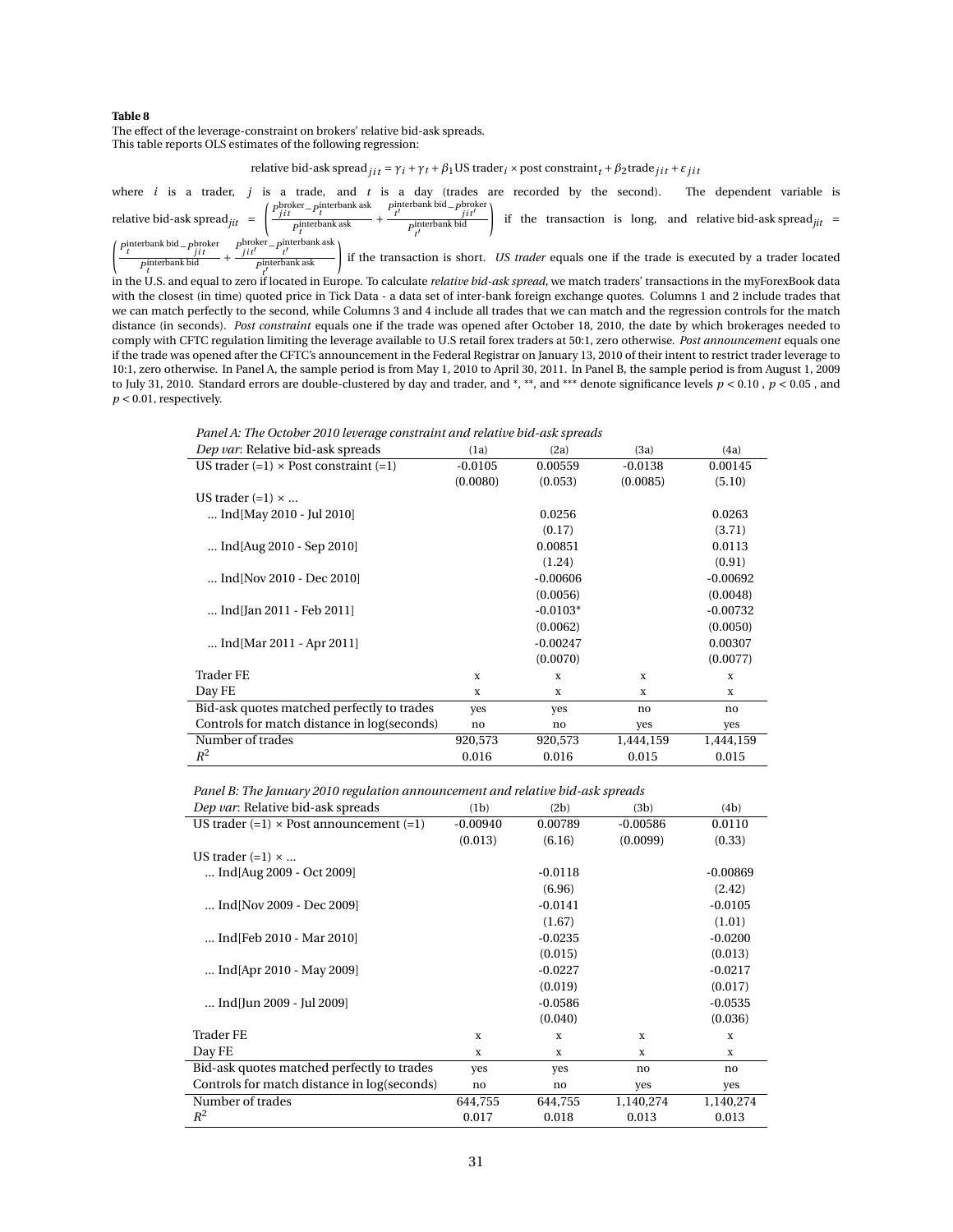**Table 8**

The effect of the leverage-constraint on brokers' relative bid-ask spreads.
This table reports OLS estimates of the following regression:

$$\text{relative bid-ask spread}_{jit} = \gamma_i + \gamma_t + \beta_1 \text{US trader}_i \times \text{post constraint}_t + \beta_2 \text{trade}_{jit} + \varepsilon_{jit}$$

where $i$ is a trader, $j$ is a trade, and $t$ is a day (trades are recorded by the second). The dependent variable is relative bid-ask spread$_{jit}$ $= \left( \frac{P^{\text{broker}}_{jit} - P^{\text{interbank ask}}_{t}}{P^{\text{interbank ask}}_{t}} + \frac{P^{\text{interbank bid}}_{t'} - P^{\text{broker}}_{jit'}}{P^{\text{interbank bid}}_{t'}} \right)$ if the transaction is long, and relative bid-ask spread$_{jit}$ $= \left( \frac{P^{\text{interbank bid}}_{t} - P^{\text{broker}}_{jit}}{P^{\text{interbank bid}}_{t}} + \frac{P^{\text{broker}}_{jit'} - P^{\text{interbank ask}}_{t'}}{P^{\text{interbank ask}}_{t'}} \right)$ if the transaction is short. *US trader* equals one if the trade is executed by a trader located in the U.S. and equal to zero if located in Europe. To calculate *relative bid-ask spread*, we match traders' transactions in the myForexBook data with the closest (in time) quoted price in Tick Data - a data set of inter-bank foreign exchange quotes. Columns 1 and 2 include trades that we can match perfectly to the second, while Columns 3 and 4 include all trades that we can match and the regression controls for the match distance (in seconds). *Post constraint* equals one if the trade was opened after October 18, 2010, the date by which brokerages needed to comply with CFTC regulation limiting the leverage available to U.S retail forex traders at 50:1, zero otherwise. *Post announcement* equals one if the trade was opened after the CFTC's announcement in the Federal Registrar on January 13, 2010 of their intent to restrict trader leverage to 10:1, zero otherwise. In Panel A, the sample period is from May 1, 2010 to April 30, 2011. In Panel B, the sample period is from August 1, 2009 to July 31, 2010. Standard errors are double-clustered by day and trader, and *, **, and *** denote significance levels $p < 0.10$ , $p < 0.05$ , and $p < 0.01$, respectively.

*Panel A: The October 2010 leverage constraint and relative bid-ask spreads*

| *Dep var*: Relative bid-ask spreads | (1a) | (2a) | (3a) | (4a) |
|---|---|---|---|---|
| US trader (=1) × Post constraint (=1) | -0.0105 | 0.00559 | -0.0138 | 0.00145 |
| | (0.0080) | (0.053) | (0.0085) | (5.10) |
| US trader (=1) × ... | | | | |
| ... Ind[May 2010 - Jul 2010] | | 0.0256 | | 0.0263 |
| | | (0.17) | | (3.71) |
| ... Ind[Aug 2010 - Sep 2010] | | 0.00851 | | 0.0113 |
| | | (1.24) | | (0.91) |
| ... Ind[Nov 2010 - Dec 2010] | | -0.00606 | | -0.00692 |
| | | (0.0056) | | (0.0048) |
| ... Ind[Jan 2011 - Feb 2011] | | -0.0103* | | -0.00732 |
| | | (0.0062) | | (0.0050) |
| ... Ind[Mar 2011 - Apr 2011] | | -0.00247 | | 0.00307 |
| | | (0.0070) | | (0.0077) |
| Trader FE | x | x | x | x |
| Day FE | x | x | x | x |
| Bid-ask quotes matched perfectly to trades | yes | yes | no | no |
| Controls for match distance in log(seconds) | no | no | yes | yes |
| Number of trades | 920,573 | 920,573 | 1,444,159 | 1,444,159 |
| $R^2$ | 0.016 | 0.016 | 0.015 | 0.015 |

*Panel B: The January 2010 regulation announcement and relative bid-ask spreads*

| *Dep var*: Relative bid-ask spreads | (1b) | (2b) | (3b) | (4b) |
|---|---|---|---|---|
| US trader (=1) × Post announcement (=1) | -0.00940 | 0.00789 | -0.00586 | 0.0110 |
| | (0.013) | (6.16) | (0.0099) | (0.33) |
| US trader (=1) × ... | | | | |
| ... Ind[Aug 2009 - Oct 2009] | | -0.0118 | | -0.00869 |
| | | (6.96) | | (2.42) |
| ... Ind[Nov 2009 - Dec 2009] | | -0.0141 | | -0.0105 |
| | | (1.67) | | (1.01) |
| ... Ind[Feb 2010 - Mar 2010] | | -0.0235 | | -0.0200 |
| | | (0.015) | | (0.013) |
| ... Ind[Apr 2010 - May 2009] | | -0.0227 | | -0.0217 |
| | | (0.019) | | (0.017) |
| ... Ind[Jun 2009 - Jul 2009] | | -0.0586 | | -0.0535 |
| | | (0.040) | | (0.036) |
| Trader FE | x | x | x | x |
| Day FE | x | x | x | x |
| Bid-ask quotes matched perfectly to trades | yes | yes | no | no |
| Controls for match distance in log(seconds) | no | no | yes | yes |
| Number of trades | 644,755 | 644,755 | 1,140,274 | 1,140,274 |
| $R^2$ | 0.017 | 0.018 | 0.013 | 0.013 |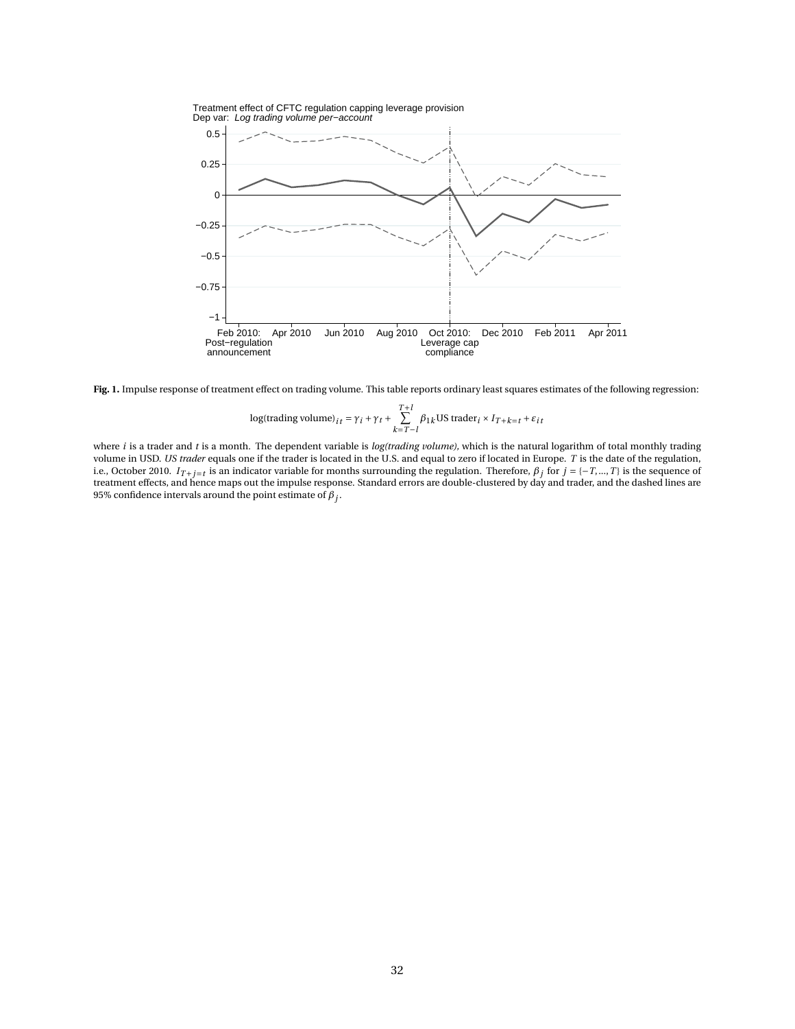Treatment effect of CFTC regulation capping leverage provision
Dep var: *Log trading volume per−account*

**Fig. 1.** Impulse response of treatment effect on trading volume. This table reports ordinary least squares estimates of the following regression:

$$\log(\text{trading volume})_{it} = \gamma_i + \gamma_t + \sum_{k=T-l}^{T+l} \beta_{1k} \text{US trader}_i \times I_{T+k=t} + \varepsilon_{it}$$

where $i$ is a trader and $t$ is a month. The dependent variable is *log(trading volume)*, which is the natural logarithm of total monthly trading volume in USD. *US trader* equals one if the trader is located in the U.S. and equal to zero if located in Europe. $T$ is the date of the regulation, i.e., October 2010. $I_{T+j=t}$ is an indicator variable for months surrounding the regulation. Therefore, $\beta_j$ for $j = \{-T, ..., T\}$ is the sequence of treatment effects, and hence maps out the impulse response. Standard errors are double-clustered by day and trader, and the dashed lines are 95% confidence intervals around the point estimate of $\beta_j$.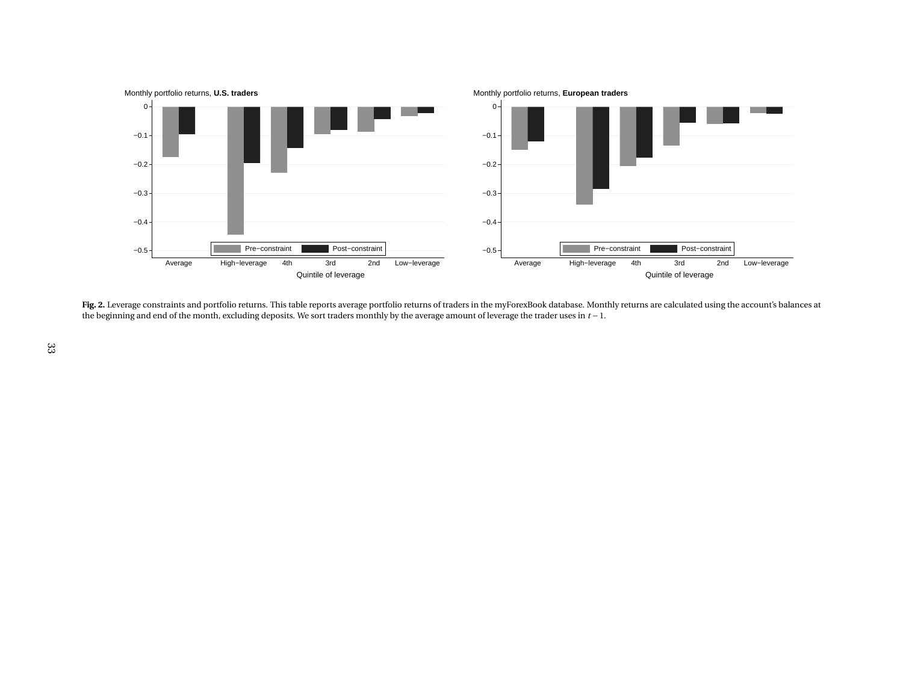Monthly portfolio returns, **U.S. traders**

Monthly portfolio returns, **European traders**

**Fig. 2.** Leverage constraints and portfolio returns. This table reports average portfolio returns of traders in the myForexBook database. Monthly returns are calculated using the account's balances at the beginning and end of the month, excluding deposits. We sort traders monthly by the average amount of leverage the trader uses in $t-1$.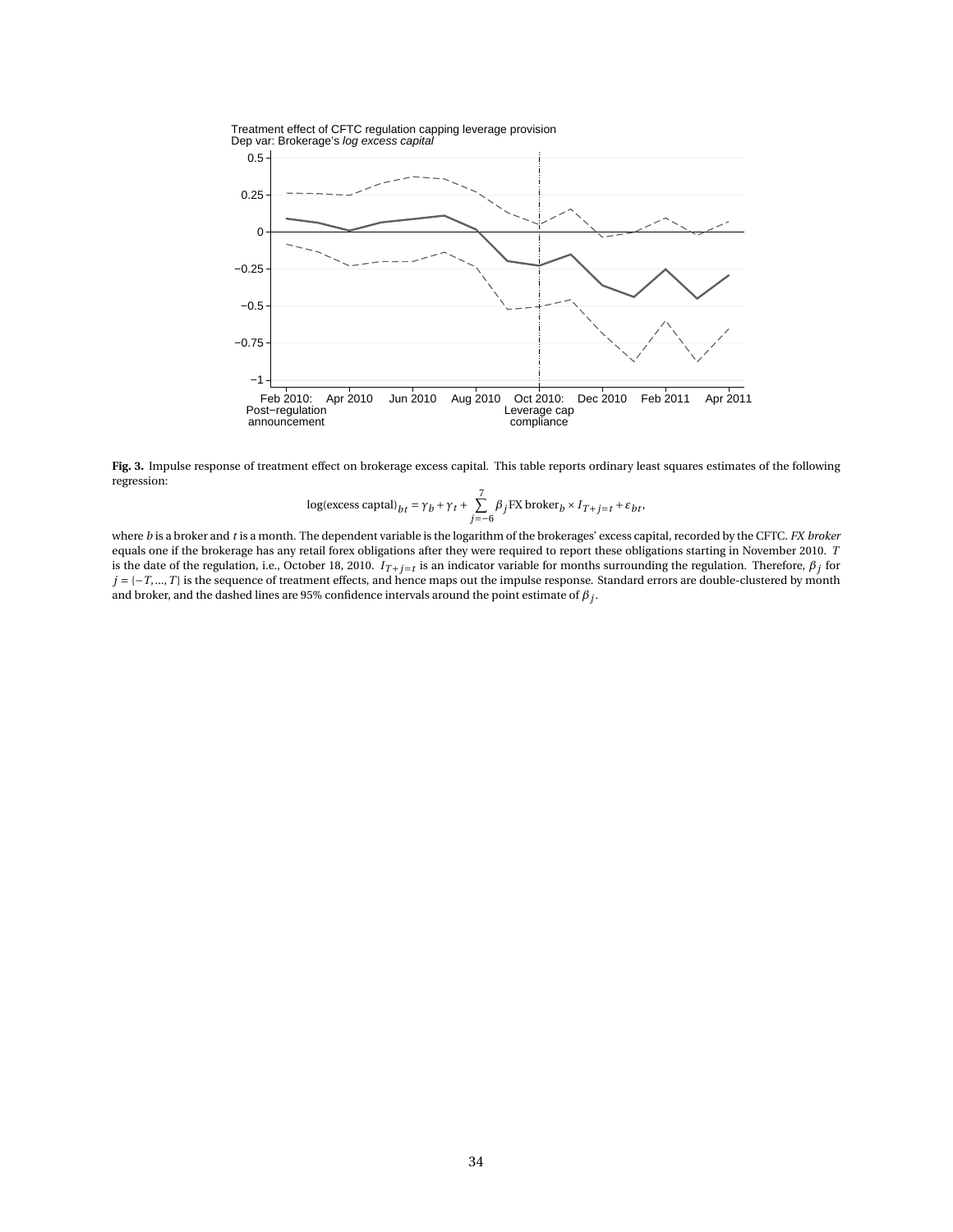Treatment effect of CFTC regulation capping leverage provision
Dep var: Brokerage's *log excess capital*

**Fig. 3.** Impulse response of treatment effect on brokerage excess capital. This table reports ordinary least squares estimates of the following regression:

$$\log(\text{excess captal})_{bt} = \gamma_b + \gamma_t + \sum_{j=-6}^{7} \beta_j \text{FX broker}_b \times I_{T+j=t} + \varepsilon_{bt},$$

where $b$ is a broker and $t$ is a month. The dependent variable is the logarithm of the brokerages' excess capital, recorded by the CFTC. *FX broker* equals one if the brokerage has any retail forex obligations after they were required to report these obligations starting in November 2010. $T$ is the date of the regulation, i.e., October 18, 2010. $I_{T+j=t}$ is an indicator variable for months surrounding the regulation. Therefore, $\beta_j$ for $j = \{-T, ..., T\}$ is the sequence of treatment effects, and hence maps out the impulse response. Standard errors are double-clustered by month and broker, and the dashed lines are 95% confidence intervals around the point estimate of $\beta_j$.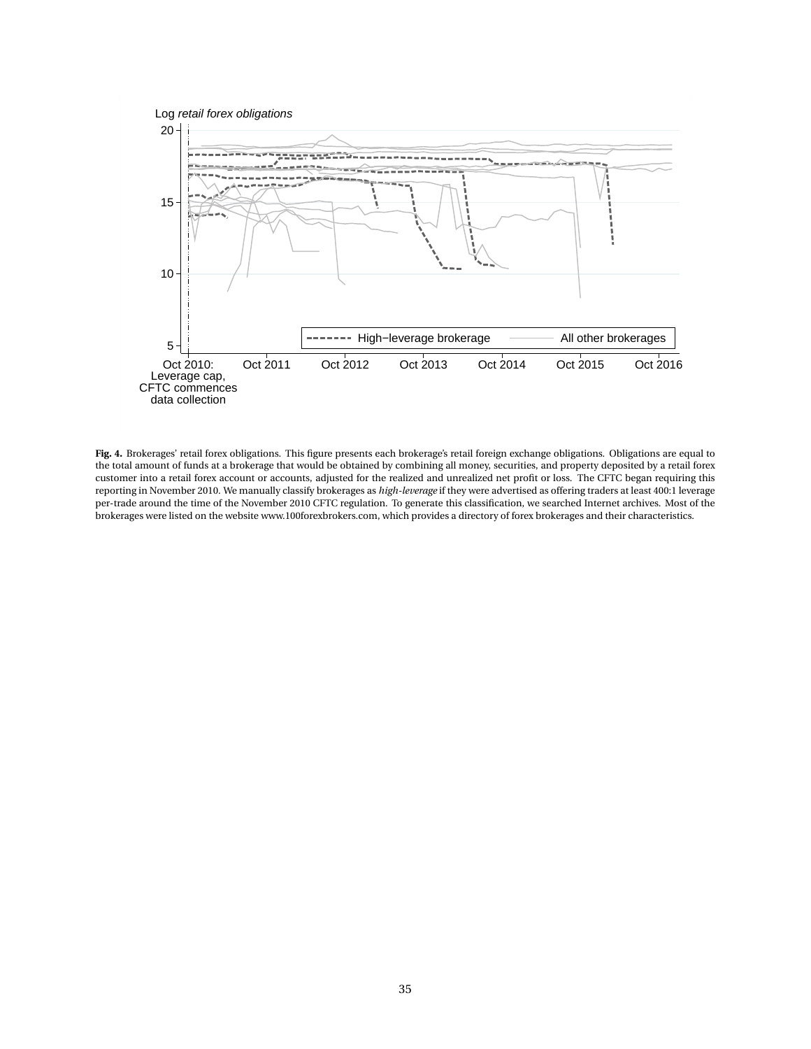Log *retail forex obligations*

**Fig. 4.** Brokerages' retail forex obligations. This figure presents each brokerage's retail foreign exchange obligations. Obligations are equal to the total amount of funds at a brokerage that would be obtained by combining all money, securities, and property deposited by a retail forex customer into a retail forex account or accounts, adjusted for the realized and unrealized net profit or loss. The CFTC began requiring this reporting in November 2010. We manually classify brokerages as *high-leverage* if they were advertised as offering traders at least 400:1 leverage per-trade around the time of the November 2010 CFTC regulation. To generate this classification, we searched Internet archives. Most of the brokerages were listed on the website www.100forexbrokers.com, which provides a directory of forex brokerages and their characteristics.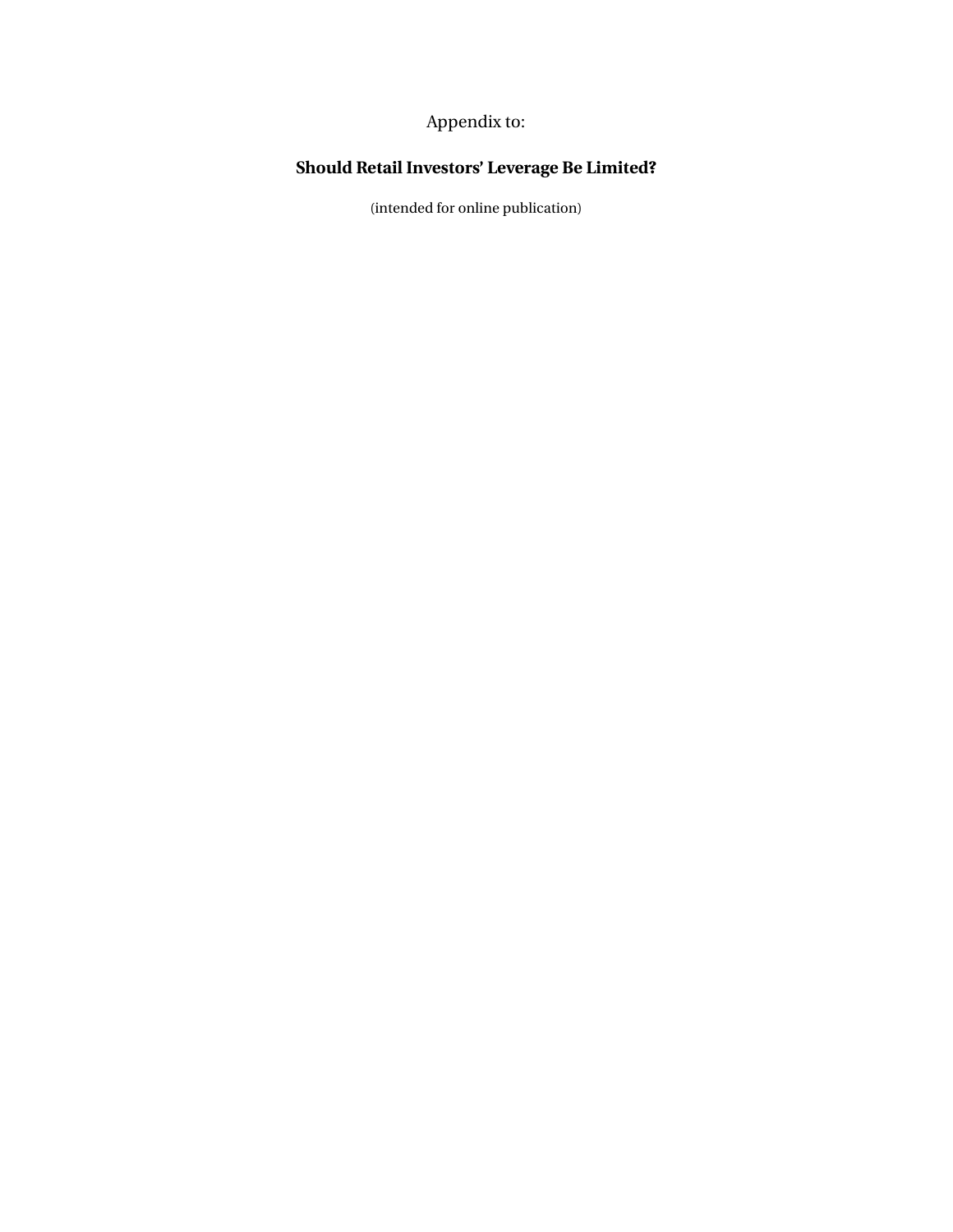Appendix to:

# Should Retail Investors' Leverage Be Limited?

(intended for online publication)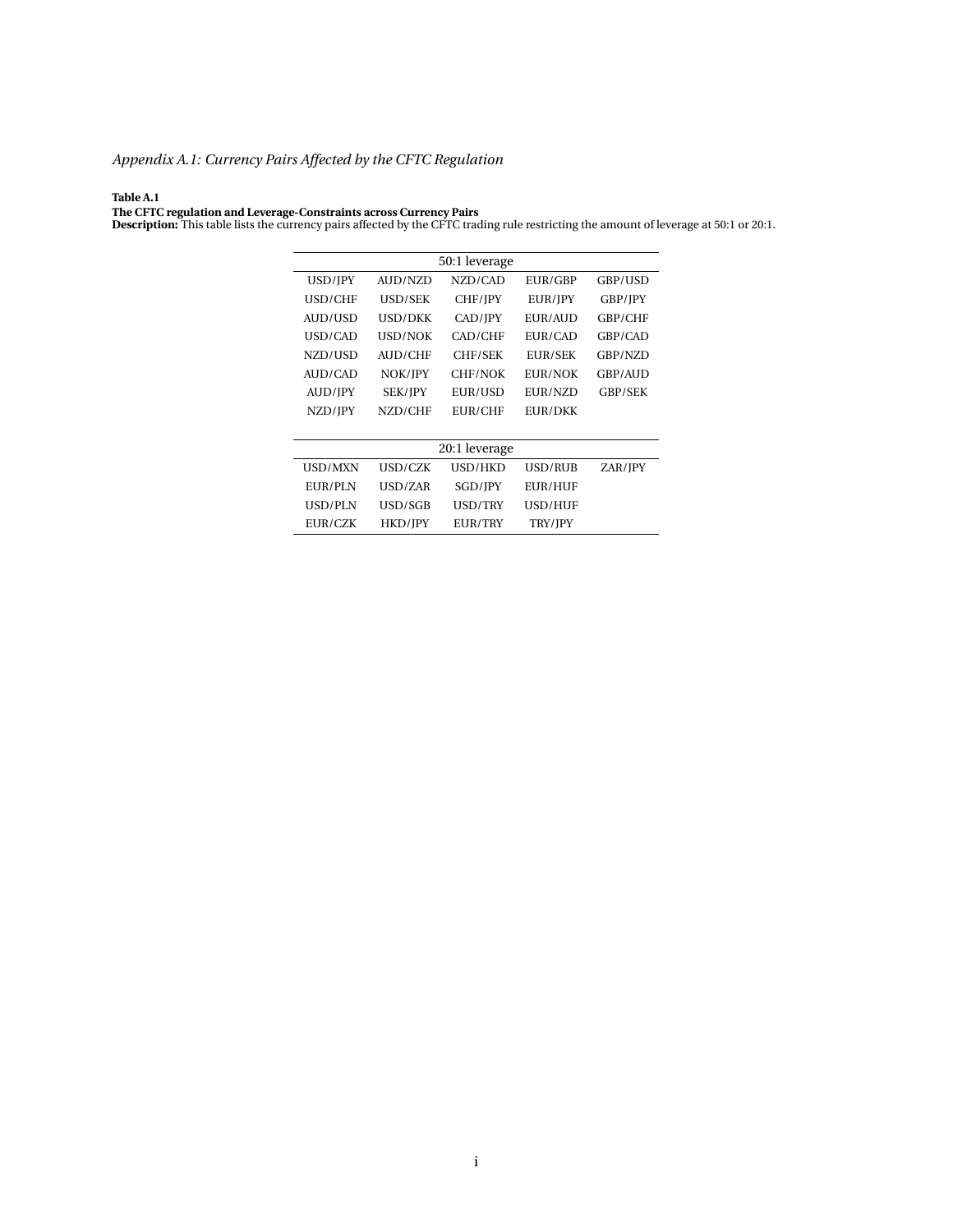*Appendix A.1: Currency Pairs Affected by the CFTC Regulation*

**Table A.1**
**The CFTC regulation and Leverage-Constraints across Currency Pairs**
**Description:** This table lists the currency pairs affected by the CFTC trading rule restricting the amount of leverage at 50:1 or 20:1.

| 50:1 leverage | | | | |
|---|---|---|---|---|
| USD/JPY | AUD/NZD | NZD/CAD | EUR/GBP | GBP/USD |
| USD/CHF | USD/SEK | CHF/JPY | EUR/JPY | GBP/JPY |
| AUD/USD | USD/DKK | CAD/JPY | EUR/AUD | GBP/CHF |
| USD/CAD | USD/NOK | CAD/CHF | EUR/CAD | GBP/CAD |
| NZD/USD | AUD/CHF | CHF/SEK | EUR/SEK | GBP/NZD |
| AUD/CAD | NOK/JPY | CHF/NOK | EUR/NOK | GBP/AUD |
| AUD/JPY | SEK/JPY | EUR/USD | EUR/NZD | GBP/SEK |
| NZD/JPY | NZD/CHF | EUR/CHF | EUR/DKK | |
| **20:1 leverage** | | | | |
| USD/MXN | USD/CZK | USD/HKD | USD/RUB | ZAR/JPY |
| EUR/PLN | USD/ZAR | SGD/JPY | EUR/HUF | |
| USD/PLN | USD/SGB | USD/TRY | USD/HUF | |
| EUR/CZK | HKD/JPY | EUR/TRY | TRY/JPY | |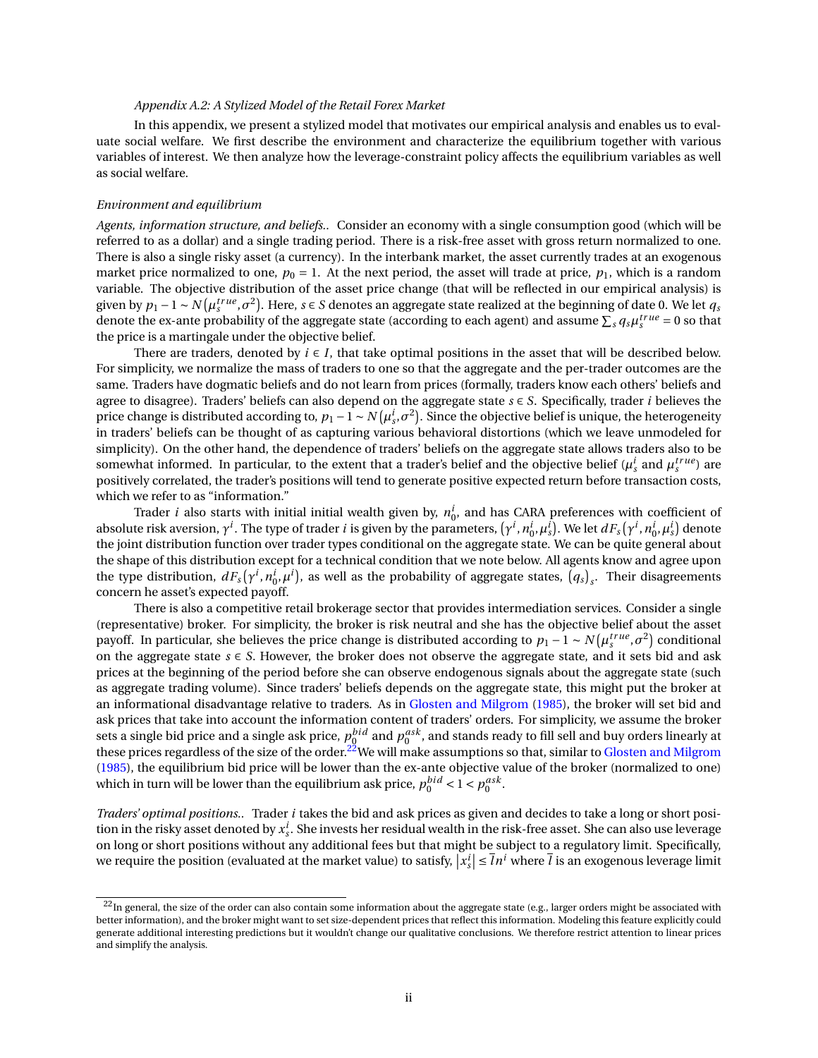*Appendix A.2: A Stylized Model of the Retail Forex Market*

In this appendix, we present a stylized model that motivates our empirical analysis and enables us to evaluate social welfare. We first describe the environment and characterize the equilibrium together with various variables of interest. We then analyze how the leverage-constraint policy affects the equilibrium variables as well as social welfare.

*Environment and equilibrium*

*Agents, information structure, and beliefs..* Consider an economy with a single consumption good (which will be referred to as a dollar) and a single trading period. There is a risk-free asset with gross return normalized to one. There is also a single risky asset (a currency). In the interbank market, the asset currently trades at an exogenous market price normalized to one, $p_0 = 1$. At the next period, the asset will trade at price, $p_1$, which is a random variable. The objective distribution of the asset price change (that will be reflected in our empirical analysis) is given by $p_1 - 1 \sim N(\mu_s^{true}, \sigma^2)$. Here, $s \in S$ denotes an aggregate state realized at the beginning of date 0. We let $q_s$ denote the ex-ante probability of the aggregate state (according to each agent) and assume $\sum_s q_s \mu_s^{true} = 0$ so that the price is a martingale under the objective belief.

There are traders, denoted by $i \in I$, that take optimal positions in the asset that will be described below. For simplicity, we normalize the mass of traders to one so that the aggregate and the per-trader outcomes are the same. Traders have dogmatic beliefs and do not learn from prices (formally, traders know each others' beliefs and agree to disagree). Traders' beliefs can also depend on the aggregate state $s \in S$. Specifically, trader $i$ believes the price change is distributed according to, $p_1 - 1 \sim N(\mu_s^i, \sigma^2)$. Since the objective belief is unique, the heterogeneity in traders' beliefs can be thought of as capturing various behavioral distortions (which we leave unmodeled for simplicity). On the other hand, the dependence of traders' beliefs on the aggregate state allows traders also to be somewhat informed. In particular, to the extent that a trader's belief and the objective belief ($\mu_s^i$ and $\mu_s^{true}$) are positively correlated, the trader's positions will tend to generate positive expected return before transaction costs, which we refer to as "information."

Trader $i$ also starts with initial initial wealth given by, $n_0^i$, and has CARA preferences with coefficient of absolute risk aversion, $\gamma^i$. The type of trader $i$ is given by the parameters, $(\gamma^i, n_0^i, \mu_s^i)$. We let $dF_s(\gamma^i, n_0^i, \mu_s^i)$ denote the joint distribution function over trader types conditional on the aggregate state. We can be quite general about the shape of this distribution except for a technical condition that we note below. All agents know and agree upon the type distribution, $dF_s(\gamma^i, n_0^i, \mu^i)$, as well as the probability of aggregate states, $(q_s)_s$. Their disagreements concern he asset's expected payoff.

There is also a competitive retail brokerage sector that provides intermediation services. Consider a single (representative) broker. For simplicity, the broker is risk neutral and she has the objective belief about the asset payoff. In particular, she believes the price change is distributed according to $p_1 - 1 \sim N(\mu_s^{true}, \sigma^2)$ conditional on the aggregate state $s \in S$. However, the broker does not observe the aggregate state, and it sets bid and ask prices at the beginning of the period before she can observe endogenous signals about the aggregate state (such as aggregate trading volume). Since traders' beliefs depends on the aggregate state, this might put the broker at an informational disadvantage relative to traders. As in Glosten and Milgrom (1985), the broker will set bid and ask prices that take into account the information content of traders' orders. For simplicity, we assume the broker sets a single bid price and a single ask price, $p_0^{bid}$ and $p_0^{ask}$, and stands ready to fill sell and buy orders linearly at these prices regardless of the size of the order.[22] We will make assumptions so that, similar to Glosten and Milgrom (1985), the equilibrium bid price will be lower than the ex-ante objective value of the broker (normalized to one) which in turn will be lower than the equilibrium ask price, $p_0^{bid} < 1 < p_0^{ask}$.

*Traders' optimal positions..* Trader $i$ takes the bid and ask prices as given and decides to take a long or short position in the risky asset denoted by $x_s^i$. She invests her residual wealth in the risk-free asset. She can also use leverage on long or short positions without any additional fees but that might be subject to a regulatory limit. Specifically, we require the position (evaluated at the market value) to satisfy, $|x_s^i| \leq \bar{l} n^i$ where $\bar{l}$ is an exogenous leverage limit

[22] In general, the size of the order can also contain some information about the aggregate state (e.g., larger orders might be associated with better information), and the broker might want to set size-dependent prices that reflect this information. Modeling this feature explicitly could generate additional interesting predictions but it wouldn't change our qualitative conclusions. We therefore restrict attention to linear prices and simplify the analysis.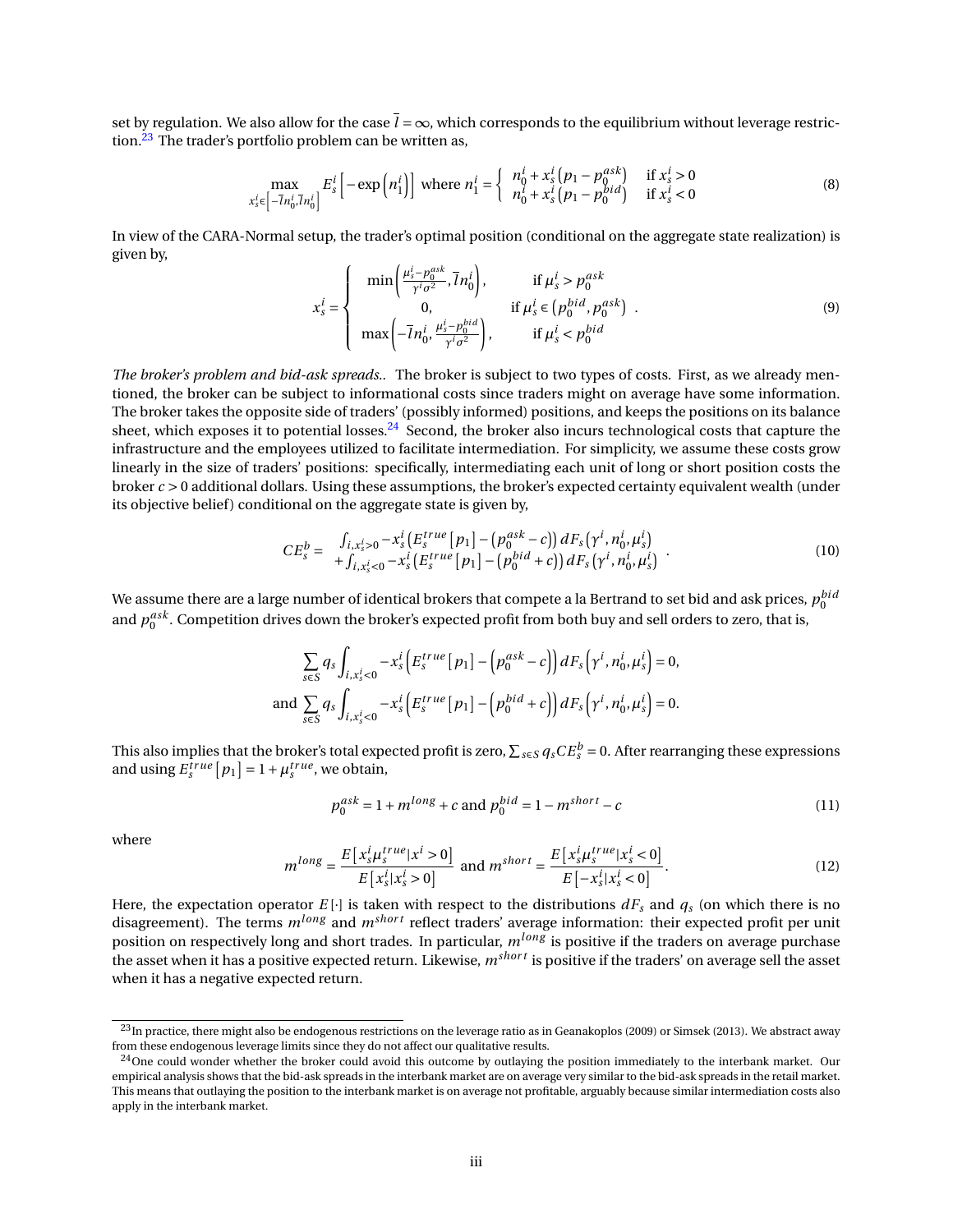set by regulation. We also allow for the case $\overline{l} = \infty$, which corresponds to the equilibrium without leverage restriction.[23] The trader's portfolio problem can be written as,

$$\max_{x_s^i \in \left[-\overline{l} n_0^i, \overline{l} n_0^i\right]} E_s^i \left[ -\exp\left(n_1^i\right)\right] \text{ where } n_1^i = \begin{cases} n_0^i + x_s^i \left(p_1 - p_0^{ask}\right) & \text{if } x_s^i > 0 \\ n_0^i + x_s^i \left(p_1 - p_0^{bid}\right) & \text{if } x_s^i < 0 \end{cases} \tag{8}$$

In view of the CARA-Normal setup, the trader's optimal position (conditional on the aggregate state realization) is given by,

$$x_s^i = \begin{cases} \min\left(\frac{\mu_s^i - p_0^{ask}}{\gamma^i \sigma^2}, \overline{l} n_0^i\right), & \text{if } \mu_s^i > p_0^{ask} \\ 0, & \text{if } \mu_s^i \in \left(p_0^{bid}, p_0^{ask}\right) \\ \max\left(-\overline{l} n_0^i, \frac{\mu_s^i - p_0^{bid}}{\gamma^i \sigma^2}\right), & \text{if } \mu_s^i < p_0^{bid} \end{cases} . \tag{9}$$

*The broker's problem and bid-ask spreads..* The broker is subject to two types of costs. First, as we already mentioned, the broker can be subject to informational costs since traders might on average have some information. The broker takes the opposite side of traders' (possibly informed) positions, and keeps the positions on its balance sheet, which exposes it to potential losses.[24] Second, the broker also incurs technological costs that capture the infrastructure and the employees utilized to facilitate intermediation. For simplicity, we assume these costs grow linearly in the size of traders' positions: specifically, intermediating each unit of long or short position costs the broker $c > 0$ additional dollars. Using these assumptions, the broker's expected certainty equivalent wealth (under its objective belief) conditional on the aggregate state is given by,

$$CE_s^b = \begin{array}{l} \int_{i, x_s^i > 0} -x_s^i \left(E_s^{true}\left[p_1\right] - \left(p_0^{ask} - c\right)\right) dF_s\left(\gamma^i, n_0^i, \mu_s^i\right) \\ + \int_{i, x_s^i < 0} -x_s^i \left(E_s^{true}\left[p_1\right] - \left(p_0^{bid} + c\right)\right) dF_s\left(\gamma^i, n_0^i, \mu_s^i\right) \end{array} . \tag{10}$$

We assume there are a large number of identical brokers that compete a la Bertrand to set bid and ask prices, $p_0^{bid}$ and $p_0^{ask}$. Competition drives down the broker's expected profit from both buy and sell orders to zero, that is,

$$\sum_{s \in S} q_s \int_{i, x_s^i < 0} -x_s^i \left(E_s^{true}\left[p_1\right] - \left(p_0^{ask} - c\right)\right) dF_s\left(\gamma^i, n_0^i, \mu_s^i\right) = 0,$$

$$\text{and } \sum_{s \in S} q_s \int_{i, x_s^i < 0} -x_s^i \left(E_s^{true}\left[p_1\right] - \left(p_0^{bid} + c\right)\right) dF_s\left(\gamma^i, n_0^i, \mu_s^i\right) = 0.$$

This also implies that the broker's total expected profit is zero, $\sum_{s \in S} q_s CE_s^b = 0$. After rearranging these expressions and using $E_s^{true}\left[p_1\right] = 1 + \mu_s^{true}$, we obtain,

$$p_0^{ask} = 1 + m^{long} + c \text{ and } p_0^{bid} = 1 - m^{short} - c \tag{11}$$

where

$$m^{long} = \frac{E\left[x_s^i \mu_s^{true} | x^i > 0\right]}{E\left[x_s^i | x_s^i > 0\right]} \text{ and } m^{short} = \frac{E\left[x_s^i \mu_s^{true} | x_s^i < 0\right]}{E\left[-x_s^i | x_s^i < 0\right]}. \tag{12}$$

Here, the expectation operator $E[\cdot]$ is taken with respect to the distributions $dF_s$ and $q_s$ (on which there is no disagreement). The terms $m^{long}$ and $m^{short}$ reflect traders' average information: their expected profit per unit position on respectively long and short trades. In particular, $m^{long}$ is positive if the traders on average purchase the asset when it has a positive expected return. Likewise, $m^{short}$ is positive if the traders' on average sell the asset when it has a negative expected return.

[23] In practice, there might also be endogenous restrictions on the leverage ratio as in Geanakoplos (2009) or Simsek (2013). We abstract away from these endogenous leverage limits since they do not affect our qualitative results.

[24] One could wonder whether the broker could avoid this outcome by outlaying the position immediately to the interbank market. Our empirical analysis shows that the bid-ask spreads in the interbank market are on average very similar to the bid-ask spreads in the retail market. This means that outlaying the position to the interbank market is on average not profitable, arguably because similar intermediation costs also apply in the interbank market.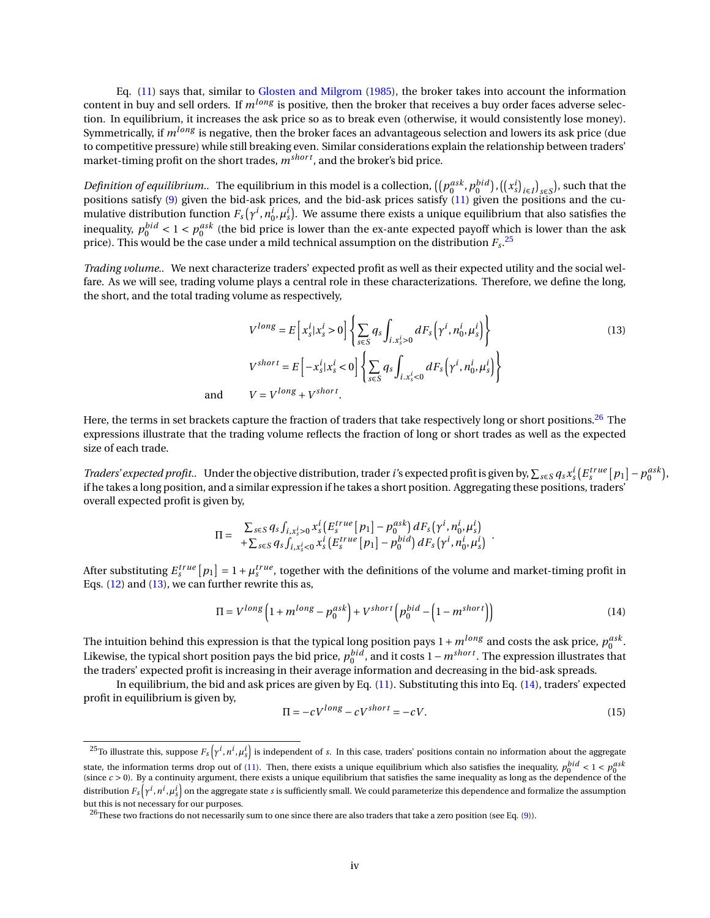Eq. (11) says that, similar to Glosten and Milgrom (1985), the broker takes into account the information content in buy and sell orders. If $m^{long}$ is positive, then the broker that receives a buy order faces adverse selection. In equilibrium, it increases the ask price so as to break even (otherwise, it would consistently lose money). Symmetrically, if $m^{long}$ is negative, then the broker faces an advantageous selection and lowers its ask price (due to competitive pressure) while still breaking even. Similar considerations explain the relationship between traders' market-timing profit on the short trades, $m^{short}$, and the broker's bid price.

*Definition of equilibrium..* The equilibrium in this model is a collection, $\left(\left(p_0^{ask}, p_0^{bid}\right), \left(\left(x_s^i\right)_{i \in I}\right)_{s \in S}\right)$, such that the positions satisfy (9) given the bid-ask prices, and the bid-ask prices satisfy (11) given the positions and the cumulative distribution function $F_s\left(\gamma^i, n_0^i, \mu_s^i\right)$. We assume there exists a unique equilibrium that also satisfies the inequality, $p_0^{bid} < 1 < p_0^{ask}$ (the bid price is lower than the ex-ante expected payoff which is lower than the ask price). This would be the case under a mild technical assumption on the distribution $F_s$.[25]

*Trading volume..* We next characterize traders' expected profit as well as their expected utility and the social welfare. As we will see, trading volume plays a central role in these characterizations. Therefore, we define the long, the short, and the total trading volume as respectively,

$$
\begin{aligned}
V^{long} &= E\left[x_s^i | x_s^i > 0\right] \left\{ \sum_{s \in S} q_s \int_{i.x_s^i > 0} dF_s\left(\gamma^i, n_0^i, \mu_s^i\right) \right\} \\
V^{short} &= E\left[-x_s^i | x_s^i < 0\right] \left\{ \sum_{s \in S} q_s \int_{i.x_s^i < 0} dF_s\left(\gamma^i, n_0^i, \mu_s^i\right) \right\} \\
\text{and} \qquad V &= V^{long} + V^{short}.
\end{aligned}
\tag{13}
$$

Here, the terms in set brackets capture the fraction of traders that take respectively long or short positions.[26] The expressions illustrate that the trading volume reflects the fraction of long or short trades as well as the expected size of each trade.

*Traders' expected profit..* Under the objective distribution, trader $i$'s expected profit is given by, $\sum_{s \in S} q_s x_s^i \left(E_s^{true}\left[p_1\right] - p_0^{ask}\right)$, if he takes a long position, and a similar expression if he takes a short position. Aggregating these positions, traders' overall expected profit is given by,

$$
\Pi = \begin{array}{l} \sum_{s \in S} q_s \int_{i, x_s^i > 0} x_s^i \left(E_s^{true}\left[p_1\right] - p_0^{ask}\right) dF_s\left(\gamma^i, n_0^i, \mu_s^i\right) \\ + \sum_{s \in S} q_s \int_{i, x_s^i < 0} x_s^i \left(E_s^{true}\left[p_1\right] - p_0^{bid}\right) dF_s\left(\gamma^i, n_0^i, \mu_s^i\right) \end{array}.
$$

After substituting $E_s^{true}\left[p_1\right] = 1 + \mu_s^{true}$, together with the definitions of the volume and market-timing profit in Eqs. (12) and (13), we can further rewrite this as,

$$
\Pi = V^{long}\left(1 + m^{long} - p_0^{ask}\right) + V^{short}\left(p_0^{bid} - \left(1 - m^{short}\right)\right) \tag{14}
$$

The intuition behind this expression is that the typical long position pays $1 + m^{long}$ and costs the ask price, $p_0^{ask}$. Likewise, the typical short position pays the bid price, $p_0^{bid}$, and it costs $1 - m^{short}$. The expression illustrates that the traders' expected profit is increasing in their average information and decreasing in the bid-ask spreads.

In equilibrium, the bid and ask prices are given by Eq. (11). Substituting this into Eq. (14), traders' expected profit in equilibrium is given by,

$$
\Pi = -cV^{long} - cV^{short} = -cV. \tag{15}
$$

[25] To illustrate this, suppose $F_s\left(\gamma^i, n^i, \mu_s^i\right)$ is independent of $s$. In this case, traders' positions contain no information about the aggregate state, the information terms drop out of (11). Then, there exists a unique equilibrium which also satisfies the inequality, $p_0^{bid} < 1 < p_0^{ask}$ (since $c > 0$). By a continuity argument, there exists a unique equilibrium that satisfies the same inequality as long as the dependence of the distribution $F_s\left(\gamma^i, n^i, \mu_s^i\right)$ on the aggregate state $s$ is sufficiently small. We could parameterize this dependence and formalize the assumption but this is not necessary for our purposes.

[26] These two fractions do not necessarily sum to one since there are also traders that take a zero position (see Eq. (9)).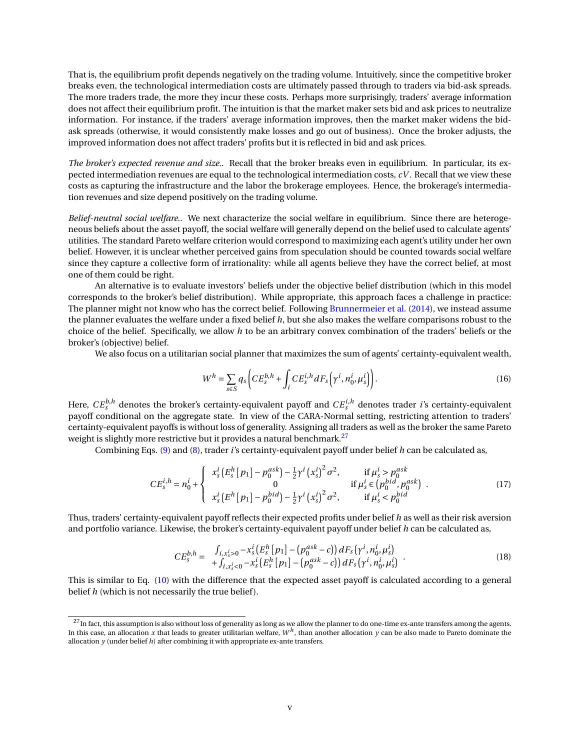That is, the equilibrium profit depends negatively on the trading volume. Intuitively, since the competitive broker breaks even, the technological intermediation costs are ultimately passed through to traders via bid-ask spreads. The more traders trade, the more they incur these costs. Perhaps more surprisingly, traders' average information does not affect their equilibrium profit. The intuition is that the market maker sets bid and ask prices to neutralize information. For instance, if the traders' average information improves, then the market maker widens the bid-ask spreads (otherwise, it would consistently make losses and go out of business). Once the broker adjusts, the improved information does not affect traders' profits but it is reflected in bid and ask prices.

*The broker's expected revenue and size..* Recall that the broker breaks even in equilibrium. In particular, its expected intermediation revenues are equal to the technological intermediation costs, $cV$. Recall that we view these costs as capturing the infrastructure and the labor the brokerage employees. Hence, the brokerage's intermediation revenues and size depend positively on the trading volume.

*Belief-neutral social welfare..* We next characterize the social welfare in equilibrium. Since there are heterogeneous beliefs about the asset payoff, the social welfare will generally depend on the belief used to calculate agents' utilities. The standard Pareto welfare criterion would correspond to maximizing each agent's utility under her own belief. However, it is unclear whether perceived gains from speculation should be counted towards social welfare since they capture a collective form of irrationality: while all agents believe they have the correct belief, at most one of them could be right.

An alternative is to evaluate investors' beliefs under the objective belief distribution (which in this model corresponds to the broker's belief distribution). While appropriate, this approach faces a challenge in practice: The planner might not know who has the correct belief. Following Brunnermeier et al. (2014), we instead assume the planner evaluates the welfare under a fixed belief $h$, but she also makes the welfare comparisons robust to the choice of the belief. Specifically, we allow $h$ to be an arbitrary convex combination of the traders' beliefs or the broker's (objective) belief.

We also focus on a utilitarian social planner that maximizes the sum of agents' certainty-equivalent wealth,

$$W^h = \sum_{s \in S} q_s \left( CE_s^{b,h} + \int_i CE_s^{i,h} dF_s\left(\gamma^i, n_0^i, \mu_s^i\right)\right). \tag{16}$$

Here, $CE_s^{b,h}$ denotes the broker's certainty-equivalent payoff and $CE_s^{i,h}$ denotes trader $i$'s certainty-equivalent payoff conditional on the aggregate state. In view of the CARA-Normal setting, restricting attention to traders' certainty-equivalent payoffs is without loss of generality. Assigning all traders as well as the broker the same Pareto weight is slightly more restrictive but it provides a natural benchmark.[27]

Combining Eqs. (9) and (8), trader $i$'s certainty-equivalent payoff under belief $h$ can be calculated as,

$$CE_s^{i,h} = n_0^i + \begin{cases} x_s^i \left(E_s^h [p_1] - p_0^{ask}\right) - \frac{1}{2}\gamma^i \left(x_s^i\right)^2 \sigma^2, & \text{if } \mu_s^i > p_0^{ask} \\ 0 & \text{if } \mu_s^i \in \left(p_0^{bid}, p_0^{ask}\right) \\ x_s^i \left(E^h [p_1] - p_0^{bid}\right) - \frac{1}{2}\gamma^i \left(x_s^i\right)^2 \sigma^2, & \text{if } \mu_s^i < p_0^{bid} \end{cases}. \tag{17}$$

Thus, traders' certainty-equivalent payoff reflects their expected profits under belief $h$ as well as their risk aversion and portfolio variance. Likewise, the broker's certainty-equivalent payoff under belief $h$ can be calculated as,

$$CE_s^{b,h} = \begin{array}{l} \int_{i, x_s^i > 0} -x_s^i \left(E_s^h [p_1] - \left(p_0^{ask} - c\right)\right) dF_s\left(\gamma^i, n_0^i, \mu_s^i\right) \\ + \int_{i, x_s^i < 0} -x_s^i \left(E_s^h [p_1] - \left(p_0^{ask} - c\right)\right) dF_s\left(\gamma^i, n_0^i, \mu_s^i\right) \end{array}. \tag{18}$$

This is similar to Eq. (10) with the difference that the expected asset payoff is calculated according to a general belief $h$ (which is not necessarily the true belief).

[27] In fact, this assumption is also without loss of generality as long as we allow the planner to do one-time ex-ante transfers among the agents. In this case, an allocation $x$ that leads to greater utilitarian welfare, $W^h$, than another allocation $y$ can be also made to Pareto dominate the allocation $y$ (under belief $h$) after combining it with appropriate ex-ante transfers.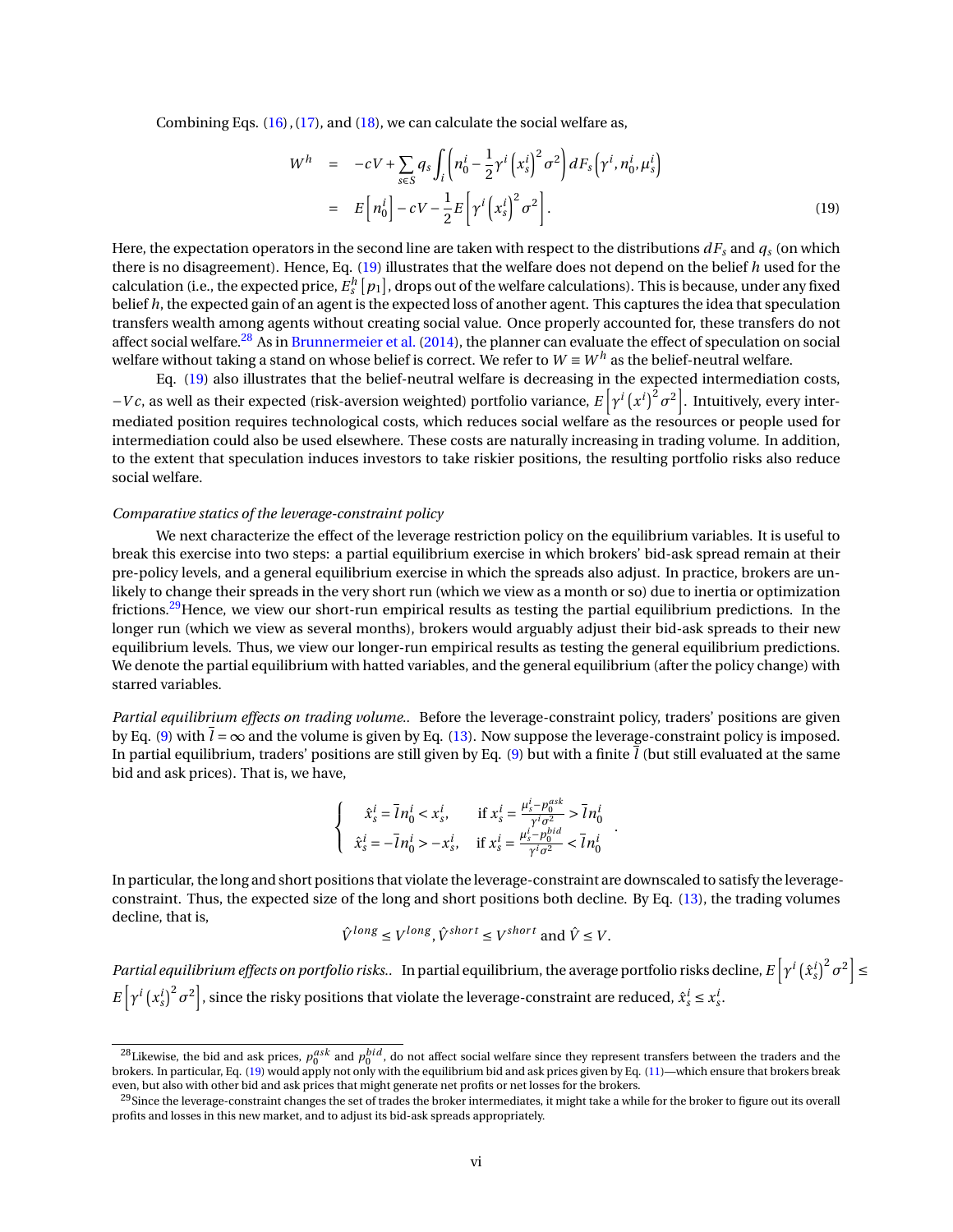Combining Eqs. (16), (17), and (18), we can calculate the social welfare as,

$$
\begin{aligned}
W^h &= -cV + \sum_{s \in S} q_s \int_i \left( n_0^i - \frac{1}{2}\gamma^i \left(x_s^i\right)^2 \sigma^2 \right) dF_s\left(\gamma^i, n_0^i, \mu_s^i\right) \\
&= E\left[n_0^i\right] - cV - \frac{1}{2} E\left[\gamma^i \left(x_s^i\right)^2 \sigma^2\right]. \qquad (19)
\end{aligned}
$$

Here, the expectation operators in the second line are taken with respect to the distributions $dF_s$ and $q_s$ (on which there is no disagreement). Hence, Eq. (19) illustrates that the welfare does not depend on the belief $h$ used for the calculation (i.e., the expected price, $E_s^h[p_1]$, drops out of the welfare calculations). This is because, under any fixed belief $h$, the expected gain of an agent is the expected loss of another agent. This captures the idea that speculation transfers wealth among agents without creating social value. Once properly accounted for, these transfers do not affect social welfare.[28] As in Brunnermeier et al. (2014), the planner can evaluate the effect of speculation on social welfare without taking a stand on whose belief is correct. We refer to $W \equiv W^h$ as the belief-neutral welfare.

Eq. (19) also illustrates that the belief-neutral welfare is decreasing in the expected intermediation costs, $-Vc$, as well as their expected (risk-aversion weighted) portfolio variance, $E\left[\gamma^i \left(x^i\right)^2 \sigma^2\right]$. Intuitively, every intermediated position requires technological costs, which reduces social welfare as the resources or people used for intermediation could also be used elsewhere. These costs are naturally increasing in trading volume. In addition, to the extent that speculation induces investors to take riskier positions, the resulting portfolio risks also reduce social welfare.

*Comparative statics of the leverage-constraint policy*

We next characterize the effect of the leverage restriction policy on the equilibrium variables. It is useful to break this exercise into two steps: a partial equilibrium exercise in which brokers' bid-ask spread remain at their pre-policy levels, and a general equilibrium exercise in which the spreads also adjust. In practice, brokers are unlikely to change their spreads in the very short run (which we view as a month or so) due to inertia or optimization frictions.[29] Hence, we view our short-run empirical results as testing the partial equilibrium predictions. In the longer run (which we view as several months), brokers would arguably adjust their bid-ask spreads to their new equilibrium levels. Thus, we view our longer-run empirical results as testing the general equilibrium predictions. We denote the partial equilibrium with hatted variables, and the general equilibrium (after the policy change) with starred variables.

*Partial equilibrium effects on trading volume..* Before the leverage-constraint policy, traders' positions are given by Eq. (9) with $\bar{l} = \infty$ and the volume is given by Eq. (13). Now suppose the leverage-constraint policy is imposed. In partial equilibrium, traders' positions are still given by Eq. (9) but with a finite $\bar{l}$ (but still evaluated at the same bid and ask prices). That is, we have,

$$
\begin{cases}
\hat{x}_s^i = \bar{l} n_0^i < x_s^i, & \text{if } x_s^i = \frac{\mu_s^i - p_0^{ask}}{\gamma^i \sigma^2} > \bar{l} n_0^i \\
\hat{x}_s^i = -\bar{l} n_0^i > -x_s^i, & \text{if } x_s^i = \frac{\mu_s^i - p_0^{bid}}{\gamma^i \sigma^2} < \bar{l} n_0^i
\end{cases}.
$$

In particular, the long and short positions that violate the leverage-constraint are downscaled to satisfy the leverage-constraint. Thus, the expected size of the long and short positions both decline. By Eq. (13), the trading volumes decline, that is,

$$
\hat{V}^{long} \leq V^{long}, \hat{V}^{short} \leq V^{short} \text{ and } \hat{V} \leq V.
$$

*Partial equilibrium effects on portfolio risks..* In partial equilibrium, the average portfolio risks decline, $E\left[\gamma^i \left(\hat{x}_s^i\right)^2 \sigma^2\right] \leq E\left[\gamma^i \left(x_s^i\right)^2 \sigma^2\right]$, since the risky positions that violate the leverage-constraint are reduced, $\hat{x}_s^i \leq x_s^i$.

[28] Likewise, the bid and ask prices, $p_0^{ask}$ and $p_0^{bid}$, do not affect social welfare since they represent transfers between the traders and the brokers. In particular, Eq. (19) would apply not only with the equilibrium bid and ask prices given by Eq. (11)—which ensure that brokers break even, but also with other bid and ask prices that might generate net profits or net losses for the brokers.

[29] Since the leverage-constraint changes the set of trades the broker intermediates, it might take a while for the broker to figure out its overall profits and losses in this new market, and to adjust its bid-ask spreads appropriately.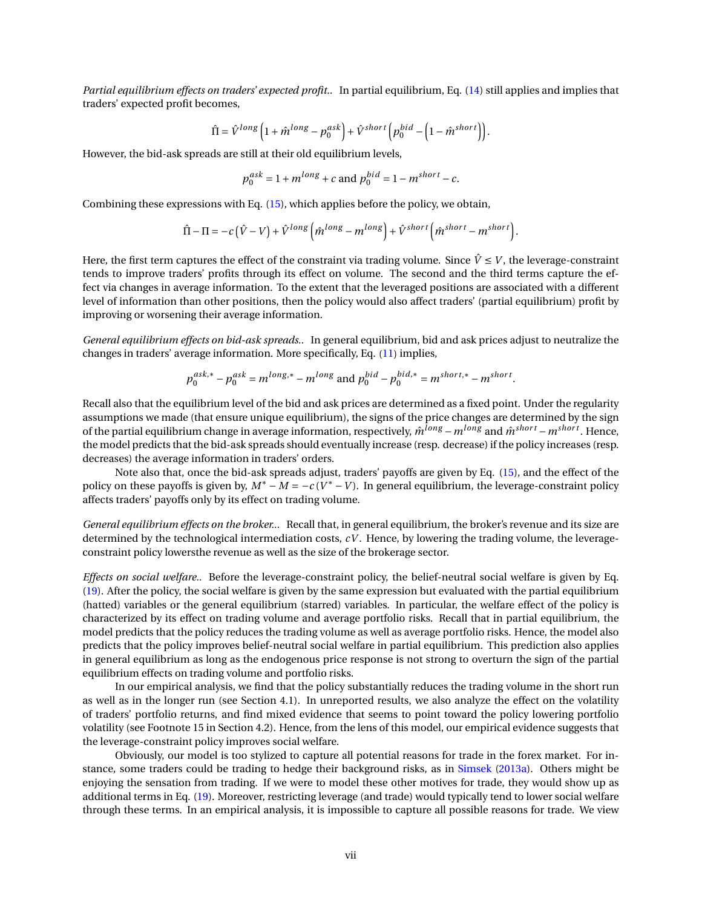*Partial equilibrium effects on traders' expected profit..* In partial equilibrium, Eq. (14) still applies and implies that traders' expected profit becomes,

$$\hat{\Pi} = \hat{V}^{long}\left(1 + \hat{m}^{long} - p_0^{ask}\right) + \hat{V}^{short}\left(p_0^{bid} - \left(1 - \hat{m}^{short}\right)\right).$$

However, the bid-ask spreads are still at their old equilibrium levels,

$$p_0^{ask} = 1 + m^{long} + c \text{ and } p_0^{bid} = 1 - m^{short} - c.$$

Combining these expressions with Eq. (15), which applies before the policy, we obtain,

$$\hat{\Pi} - \Pi = -c\left(\hat{V} - V\right) + \hat{V}^{long}\left(\hat{m}^{long} - m^{long}\right) + \hat{V}^{short}\left(\hat{m}^{short} - m^{short}\right).$$

Here, the first term captures the effect of the constraint via trading volume. Since $\hat{V} \leq V$, the leverage-constraint tends to improve traders' profits through its effect on volume. The second and the third terms capture the effect via changes in average information. To the extent that the leveraged positions are associated with a different level of information than other positions, then the policy would also affect traders' (partial equilibrium) profit by improving or worsening their average information.

*General equilibrium effects on bid-ask spreads..* In general equilibrium, bid and ask prices adjust to neutralize the changes in traders' average information. More specifically, Eq. (11) implies,

$$p_0^{ask,*} - p_0^{ask} = m^{long,*} - m^{long} \text{ and } p_0^{bid} - p_0^{bid,*} = m^{short,*} - m^{short}.$$

Recall also that the equilibrium level of the bid and ask prices are determined as a fixed point. Under the regularity assumptions we made (that ensure unique equilibrium), the signs of the price changes are determined by the sign of the partial equilibrium change in average information, respectively, $\hat{m}^{long} - m^{long}$ and $\hat{m}^{short} - m^{short}$. Hence, the model predicts that the bid-ask spreads should eventually increase (resp. decrease) if the policy increases (resp. decreases) the average information in traders' orders.

Note also that, once the bid-ask spreads adjust, traders' payoffs are given by Eq. (15), and the effect of the policy on these payoffs is given by, $M^* - M = -c\left(V^* - V\right)$. In general equilibrium, the leverage-constraint policy affects traders' payoffs only by its effect on trading volume.

*General equilibrium effects on the broker...* Recall that, in general equilibrium, the broker's revenue and its size are determined by the technological intermediation costs, $cV$. Hence, by lowering the trading volume, the leverage-constraint policy lowersthe revenue as well as the size of the brokerage sector.

*Effects on social welfare..* Before the leverage-constraint policy, the belief-neutral social welfare is given by Eq. (19). After the policy, the social welfare is given by the same expression but evaluated with the partial equilibrium (hatted) variables or the general equilibrium (starred) variables. In particular, the welfare effect of the policy is characterized by its effect on trading volume and average portfolio risks. Recall that in partial equilibrium, the model predicts that the policy reduces the trading volume as well as average portfolio risks. Hence, the model also predicts that the policy improves belief-neutral social welfare in partial equilibrium. This prediction also applies in general equilibrium as long as the endogenous price response is not strong to overturn the sign of the partial equilibrium effects on trading volume and portfolio risks.

In our empirical analysis, we find that the policy substantially reduces the trading volume in the short run as well as in the longer run (see Section 4.1). In unreported results, we also analyze the effect on the volatility of traders' portfolio returns, and find mixed evidence that seems to point toward the policy lowering portfolio volatility (see Footnote 15 in Section 4.2). Hence, from the lens of this model, our empirical evidence suggests that the leverage-constraint policy improves social welfare.

Obviously, our model is too stylized to capture all potential reasons for trade in the forex market. For instance, some traders could be trading to hedge their background risks, as in Simsek (2013a). Others might be enjoying the sensation from trading. If we were to model these other motives for trade, they would show up as additional terms in Eq. (19). Moreover, restricting leverage (and trade) would typically tend to lower social welfare through these terms. In an empirical analysis, it is impossible to capture all possible reasons for trade. We view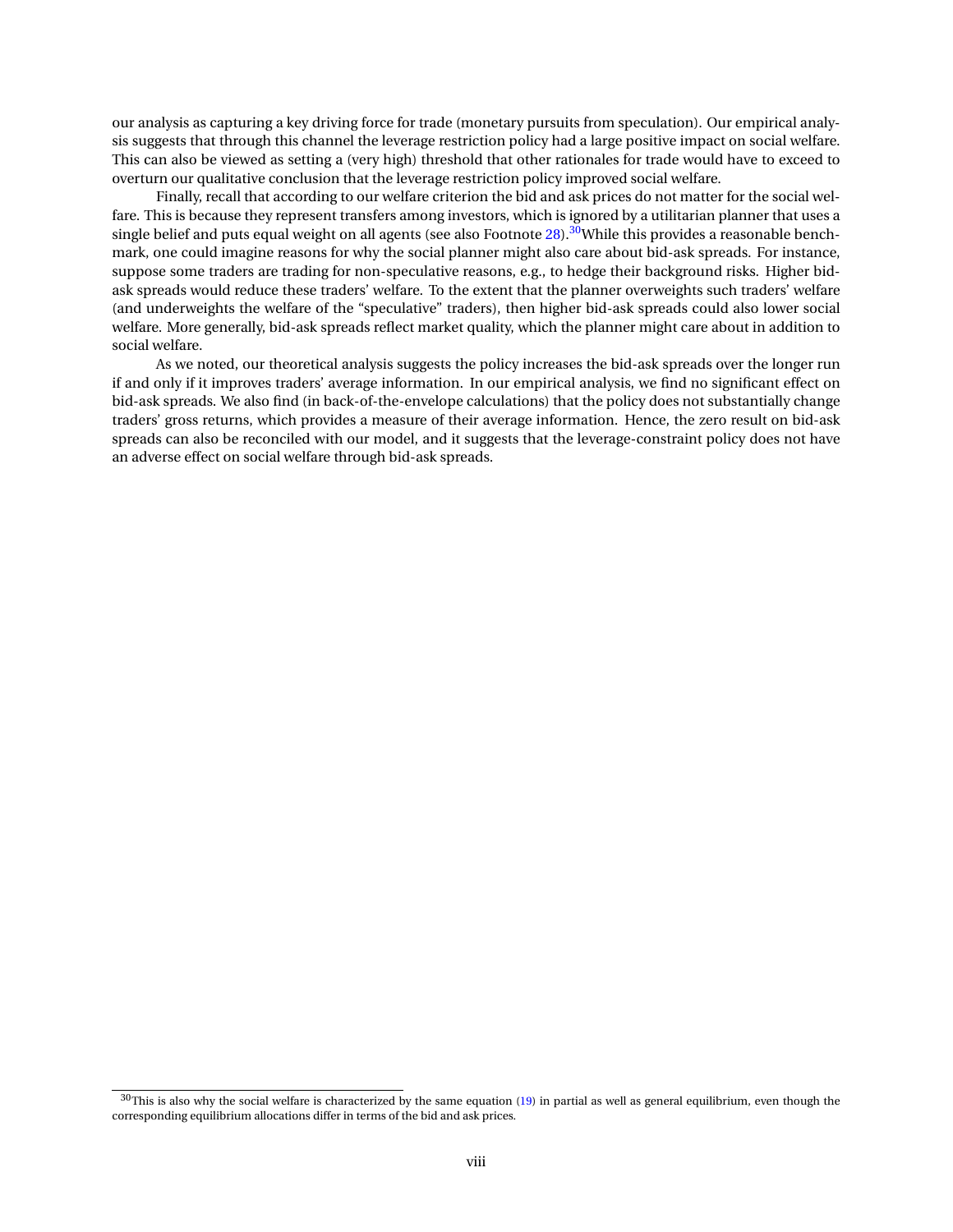our analysis as capturing a key driving force for trade (monetary pursuits from speculation). Our empirical analysis suggests that through this channel the leverage restriction policy had a large positive impact on social welfare. This can also be viewed as setting a (very high) threshold that other rationales for trade would have to exceed to overturn our qualitative conclusion that the leverage restriction policy improved social welfare.

Finally, recall that according to our welfare criterion the bid and ask prices do not matter for the social welfare. This is because they represent transfers among investors, which is ignored by a utilitarian planner that uses a single belief and puts equal weight on all agents (see also Footnote 28).[30] While this provides a reasonable benchmark, one could imagine reasons for why the social planner might also care about bid-ask spreads. For instance, suppose some traders are trading for non-speculative reasons, e.g., to hedge their background risks. Higher bid-ask spreads would reduce these traders' welfare. To the extent that the planner overweights such traders' welfare (and underweights the welfare of the "speculative" traders), then higher bid-ask spreads could also lower social welfare. More generally, bid-ask spreads reflect market quality, which the planner might care about in addition to social welfare.

As we noted, our theoretical analysis suggests the policy increases the bid-ask spreads over the longer run if and only if it improves traders' average information. In our empirical analysis, we find no significant effect on bid-ask spreads. We also find (in back-of-the-envelope calculations) that the policy does not substantially change traders' gross returns, which provides a measure of their average information. Hence, the zero result on bid-ask spreads can also be reconciled with our model, and it suggests that the leverage-constraint policy does not have an adverse effect on social welfare through bid-ask spreads.

[30] This is also why the social welfare is characterized by the same equation (19) in partial as well as general equilibrium, even though the corresponding equilibrium allocations differ in terms of the bid and ask prices.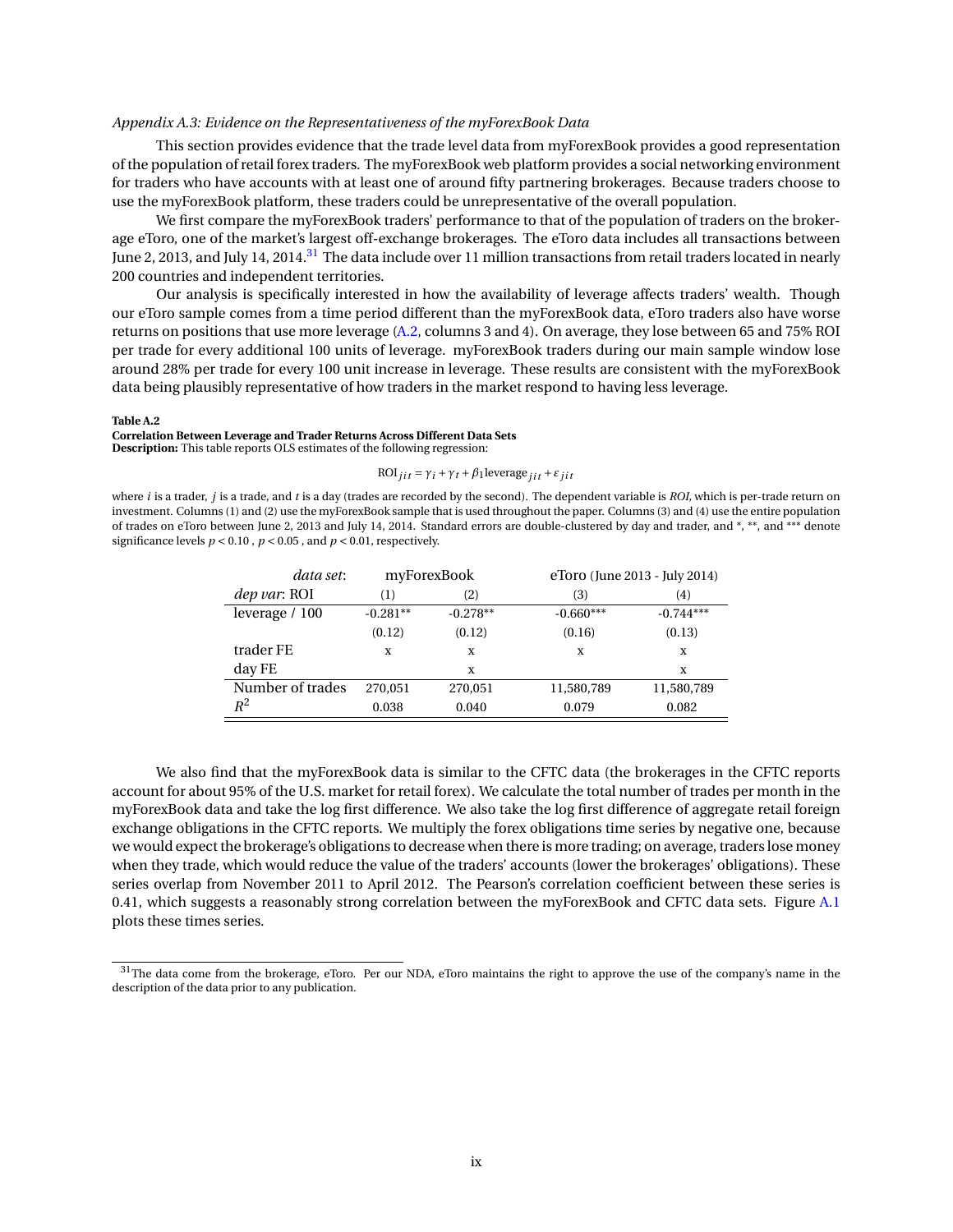*Appendix A.3: Evidence on the Representativeness of the myForexBook Data*

This section provides evidence that the trade level data from myForexBook provides a good representation of the population of retail forex traders. The myForexBook web platform provides a social networking environment for traders who have accounts with at least one of around fifty partnering brokerages. Because traders choose to use the myForexBook platform, these traders could be unrepresentative of the overall population.

We first compare the myForexBook traders' performance to that of the population of traders on the brokerage eToro, one of the market's largest off-exchange brokerages. The eToro data includes all transactions between June 2, 2013, and July 14, 2014.[31] The data include over 11 million transactions from retail traders located in nearly 200 countries and independent territories.

Our analysis is specifically interested in how the availability of leverage affects traders' wealth. Though our eToro sample comes from a time period different than the myForexBook data, eToro traders also have worse returns on positions that use more leverage (A.2, columns 3 and 4). On average, they lose between 65 and 75% ROI per trade for every additional 100 units of leverage. myForexBook traders during our main sample window lose around 28% per trade for every 100 unit increase in leverage. These results are consistent with the myForexBook data being plausibly representative of how traders in the market respond to having less leverage.

**Table A.2**

**Correlation Between Leverage and Trader Returns Across Different Data Sets**

**Description:** This table reports OLS estimates of the following regression:

$$\text{ROI}_{jit} = \gamma_i + \gamma_t + \beta_1 \text{leverage}_{jit} + \varepsilon_{jit}$$

where $i$ is a trader, $j$ is a trade, and $t$ is a day (trades are recorded by the second). The dependent variable is *ROI*, which is per-trade return on investment. Columns (1) and (2) use the myForexBook sample that is used throughout the paper. Columns (3) and (4) use the entire population of trades on eToro between June 2, 2013 and July 14, 2014. Standard errors are double-clustered by day and trader, and *, **, and *** denote significance levels $p < 0.10$, $p < 0.05$, and $p < 0.01$, respectively.

| *data set*: | myForexBook | | eToro (June 2013 - July 2014) | |
|---|---|---|---|---|
| *dep var*: ROI | (1) | (2) | (3) | (4) |
| leverage / 100 | -0.281** | -0.278** | -0.660*** | -0.744*** |
| | (0.12) | (0.12) | (0.16) | (0.13) |
| trader FE | x | x | x | x |
| day FE | | x | | x |
| Number of trades | 270,051 | 270,051 | 11,580,789 | 11,580,789 |
| $R^2$ | 0.038 | 0.040 | 0.079 | 0.082 |

We also find that the myForexBook data is similar to the CFTC data (the brokerages in the CFTC reports account for about 95% of the U.S. market for retail forex). We calculate the total number of trades per month in the myForexBook data and take the log first difference. We also take the log first difference of aggregate retail foreign exchange obligations in the CFTC reports. We multiply the forex obligations time series by negative one, because we would expect the brokerage's obligations to decrease when there is more trading; on average, traders lose money when they trade, which would reduce the value of the traders' accounts (lower the brokerages' obligations). These series overlap from November 2011 to April 2012. The Pearson's correlation coefficient between these series is 0.41, which suggests a reasonably strong correlation between the myForexBook and CFTC data sets. Figure A.1 plots these times series.

[31] The data come from the brokerage, eToro. Per our NDA, eToro maintains the right to approve the use of the company's name in the description of the data prior to any publication.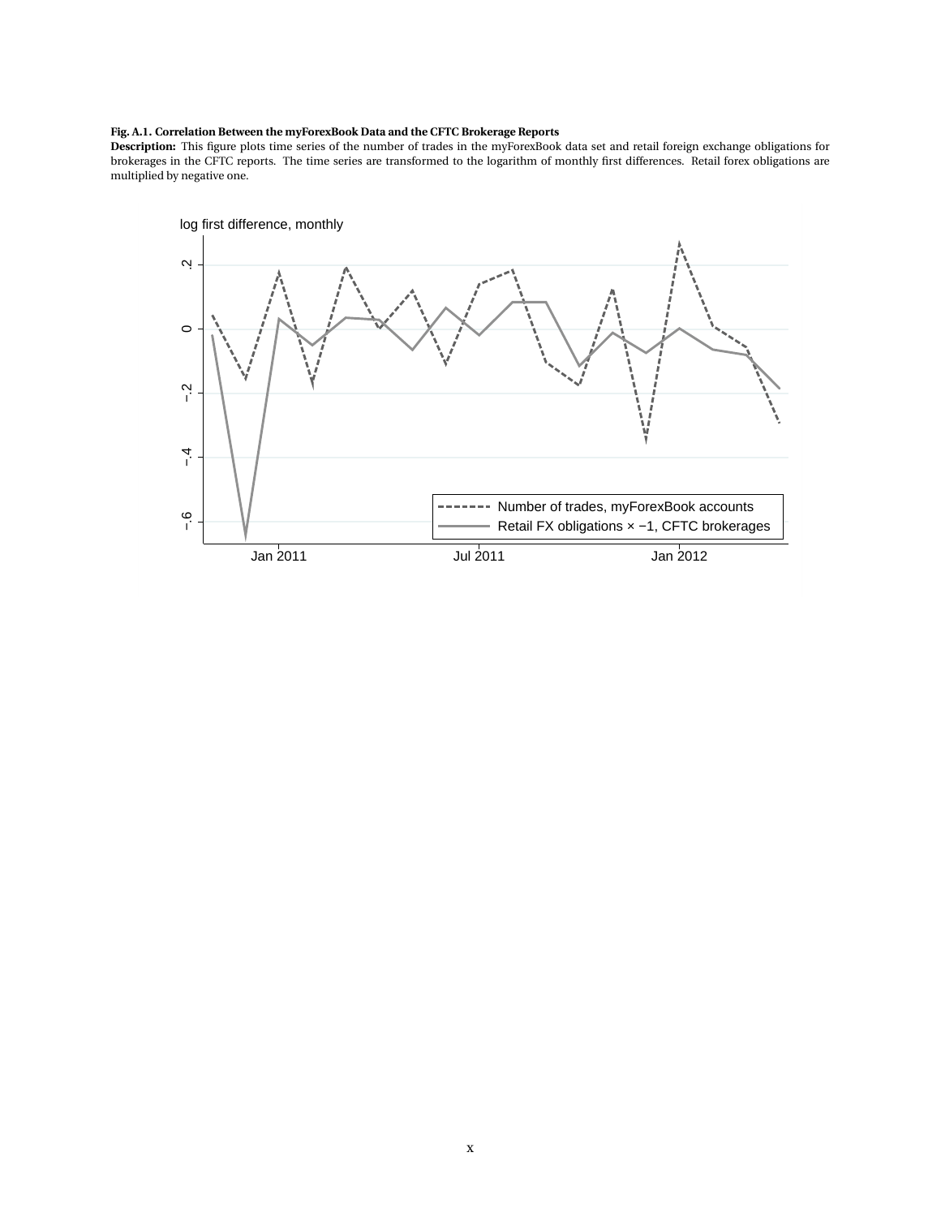**Fig. A.1. Correlation Between the myForexBook Data and the CFTC Brokerage Reports**

**Description:** This figure plots time series of the number of trades in the myForexBook data set and retail foreign exchange obligations for brokerages in the CFTC reports. The time series are transformed to the logarithm of monthly first differences. Retail forex obligations are multiplied by negative one.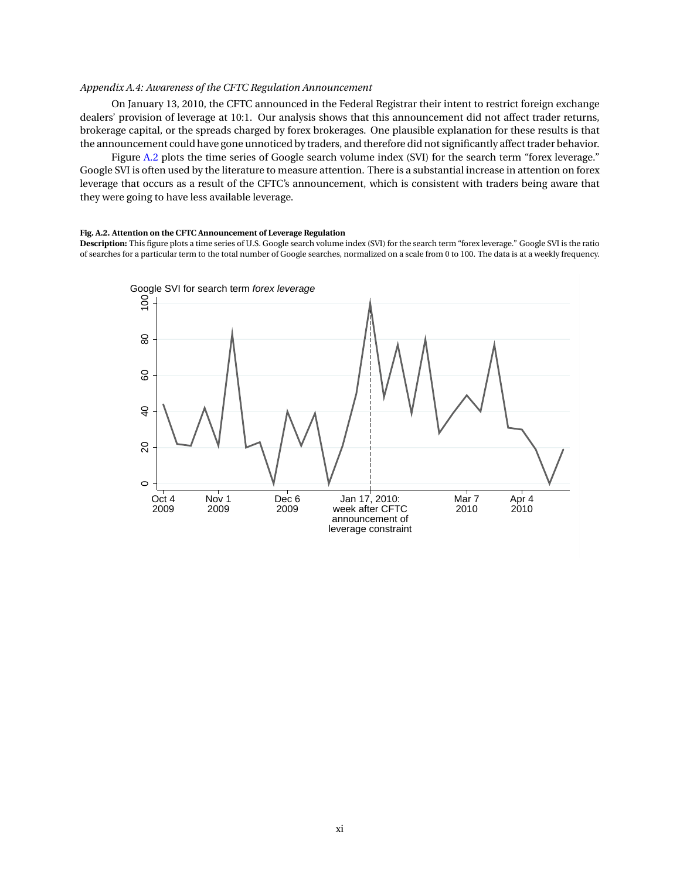*Appendix A.4: Awareness of the CFTC Regulation Announcement*

On January 13, 2010, the CFTC announced in the Federal Registrar their intent to restrict foreign exchange dealers' provision of leverage at 10:1. Our analysis shows that this announcement did not affect trader returns, brokerage capital, or the spreads charged by forex brokerages. One plausible explanation for these results is that the announcement could have gone unnoticed by traders, and therefore did not significantly affect trader behavior.

Figure A.2 plots the time series of Google search volume index (SVI) for the search term "forex leverage." Google SVI is often used by the literature to measure attention. There is a substantial increase in attention on forex leverage that occurs as a result of the CFTC's announcement, which is consistent with traders being aware that they were going to have less available leverage.

**Fig. A.2. Attention on the CFTC Announcement of Leverage Regulation**

**Description:** This figure plots a time series of U.S. Google search volume index (SVI) for the search term "forex leverage." Google SVI is the ratio of searches for a particular term to the total number of Google searches, normalized on a scale from 0 to 100. The data is at a weekly frequency.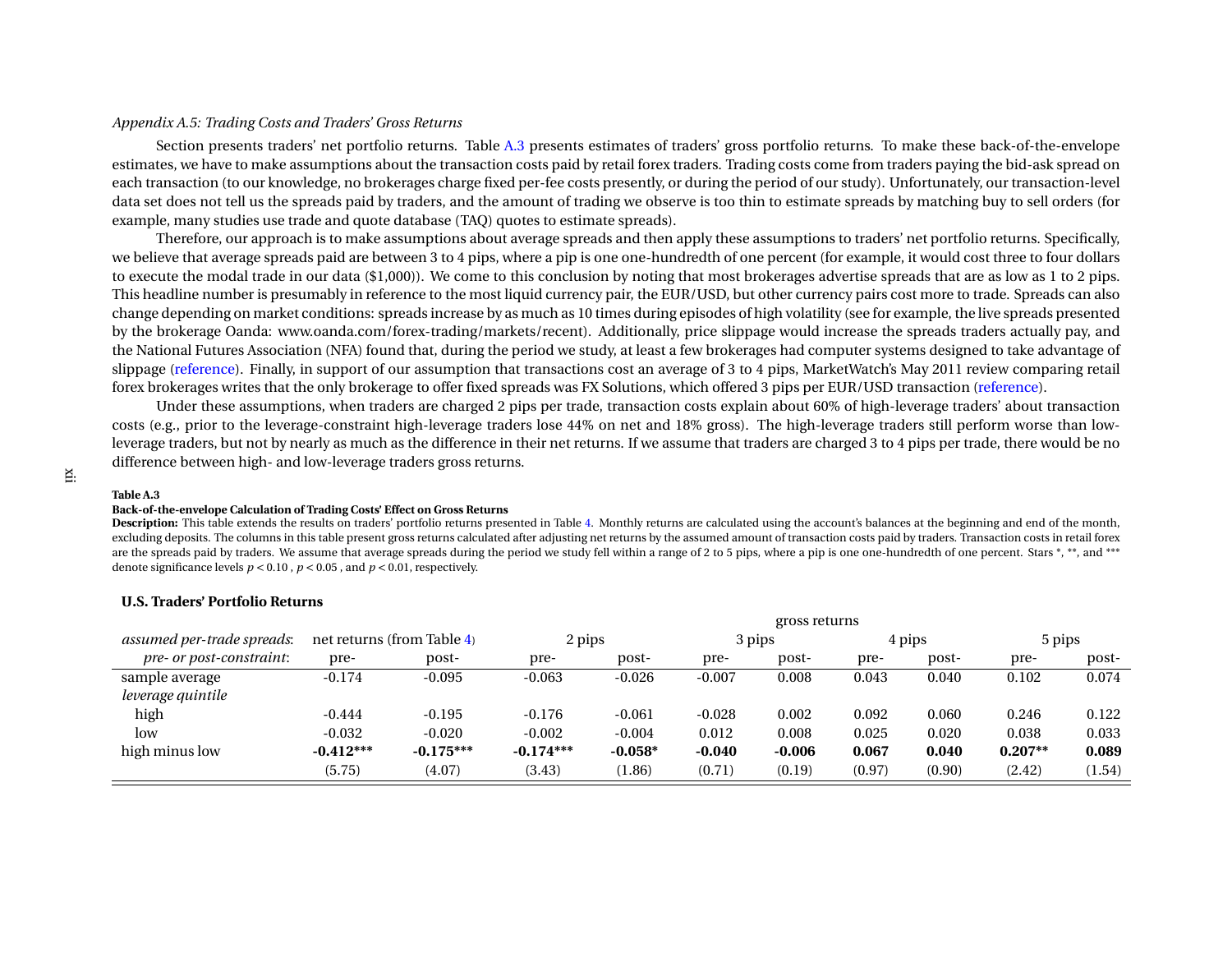*Appendix A.5: Trading Costs and Traders' Gross Returns*

Section presents traders' net portfolio returns. Table A.3 presents estimates of traders' gross portfolio returns. To make these back-of-the-envelope estimates, we have to make assumptions about the transaction costs paid by retail forex traders. Trading costs come from traders paying the bid-ask spread on each transaction (to our knowledge, no brokerages charge fixed per-fee costs presently, or during the period of our study). Unfortunately, our transaction-level data set does not tell us the spreads paid by traders, and the amount of trading we observe is too thin to estimate spreads by matching buy to sell orders (for example, many studies use trade and quote database (TAQ) quotes to estimate spreads).

Therefore, our approach is to make assumptions about average spreads and then apply these assumptions to traders' net portfolio returns. Specifically, we believe that average spreads paid are between 3 to 4 pips, where a pip is one one-hundredth of one percent (for example, it would cost three to four dollars to execute the modal trade in our data ($1,000)). We come to this conclusion by noting that most brokerages advertise spreads that are as low as 1 to 2 pips. This headline number is presumably in reference to the most liquid currency pair, the EUR/USD, but other currency pairs cost more to trade. Spreads can also change depending on market conditions: spreads increase by as much as 10 times during episodes of high volatility (see for example, the live spreads presented by the brokerage Oanda: www.oanda.com/forex-trading/markets/recent). Additionally, price slippage would increase the spreads traders actually pay, and the National Futures Association (NFA) found that, during the period we study, at least a few brokerages had computer systems designed to take advantage of slippage (reference). Finally, in support of our assumption that transactions cost an average of 3 to 4 pips, MarketWatch's May 2011 review comparing retail forex brokerages writes that the only brokerage to offer fixed spreads was FX Solutions, which offered 3 pips per EUR/USD transaction (reference).

Under these assumptions, when traders are charged 2 pips per trade, transaction costs explain about 60% of high-leverage traders' about transaction costs (e.g., prior to the leverage-constraint high-leverage traders lose 44% on net and 18% gross). The high-leverage traders still perform worse than low-leverage traders, but not by nearly as much as the difference in their net returns. If we assume that traders are charged 3 to 4 pips per trade, there would be no difference between high- and low-leverage traders gross returns.

**Table A.3**

**Back-of-the-envelope Calculation of Trading Costs' Effect on Gross Returns**

**Description:** This table extends the results on traders' portfolio returns presented in Table 4. Monthly returns are calculated using the account's balances at the beginning and end of the month, excluding deposits. The columns in this table present gross returns calculated after adjusting net returns by the assumed amount of transaction costs paid by traders. Transaction costs in retail forex are the spreads paid by traders. We assume that average spreads during the period we study fell within a range of 2 to 5 pips, where a pip is one one-hundredth of one percent. Stars *, **, and *** denote significance levels $p < 0.10$, $p < 0.05$, and $p < 0.01$, respectively.

**U.S. Traders' Portfolio Returns**

| | | | gross returns | | | | | | | |
|---|---|---|---|---|---|---|---|---|---|---|
| *assumed per-trade spreads*: | net returns (from Table 4) | | 2 pips | | 3 pips | | 4 pips | | 5 pips | |
| *pre- or post-constraint*: | pre- | post- | pre- | post- | pre- | post- | pre- | post- | pre- | post- |
| sample average | -0.174 | -0.095 | -0.063 | -0.026 | -0.007 | 0.008 | 0.043 | 0.040 | 0.102 | 0.074 |
| *leverage quintile* | | | | | | | | | | |
| high | -0.444 | -0.195 | -0.176 | -0.061 | -0.028 | 0.002 | 0.092 | 0.060 | 0.246 | 0.122 |
| low | -0.032 | -0.020 | -0.002 | -0.004 | 0.012 | 0.008 | 0.025 | 0.020 | 0.038 | 0.033 |
| high minus low | **-0.412*** ** | **-0.175*** ** | **-0.174*** ** | **-0.058*** | **-0.040** | **-0.006** | **0.067** | **0.040** | **0.207*** ** | **0.089** |
| | (5.75) | (4.07) | (3.43) | (1.86) | (0.71) | (0.19) | (0.97) | (0.90) | (2.42) | (1.54) |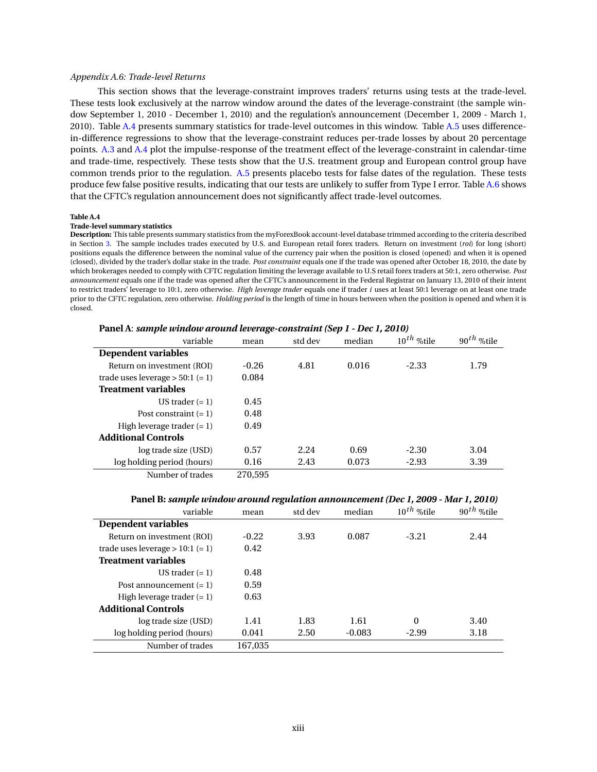*Appendix A.6: Trade-level Returns*

This section shows that the leverage-constraint improves traders' returns using tests at the trade-level. These tests look exclusively at the narrow window around the dates of the leverage-constraint (the sample window September 1, 2010 - December 1, 2010) and the regulation's announcement (December 1, 2009 - March 1, 2010). Table A.4 presents summary statistics for trade-level outcomes in this window. Table A.5 uses difference-in-difference regressions to show that the leverage-constraint reduces per-trade losses by about 20 percentage points. A.3 and A.4 plot the impulse-response of the treatment effect of the leverage-constraint in calendar-time and trade-time, respectively. These tests show that the U.S. treatment group and European control group have common trends prior to the regulation. A.5 presents placebo tests for false dates of the regulation. These tests produce few false positive results, indicating that our tests are unlikely to suffer from Type I error. Table A.6 shows that the CFTC's regulation announcement does not significantly affect trade-level outcomes.

**Table A.4**

**Trade-level summary statistics**

**Description:** This table presents summary statistics from the myForexBook account-level database trimmed according to the criteria described in Section 3. The sample includes trades executed by U.S. and European retail forex traders. Return on investment (*roi*) for long (short) positions equals the difference between the nominal value of the currency pair when the position is closed (opened) and when it is opened (closed), divided by the trader's dollar stake in the trade. *Post constraint* equals one if the trade was opened after October 18, 2010, the date by which brokerages needed to comply with CFTC regulation limiting the leverage available to U.S retail forex traders at 50:1, zero otherwise. *Post announcement* equals one if the trade was opened after the CFTC's announcement in the Federal Registrar on January 13, 2010 of their intent to restrict traders' leverage to 10:1, zero otherwise. *High leverage trader* equals one if trader $i$ uses at least 50:1 leverage on at least one trade prior to the CFTC regulation, zero otherwise. *Holding period* is the length of time in hours between when the position is opened and when it is closed.

**Panel A**: ***sample window around leverage-constraint (Sep 1 - Dec 1, 2010)***

| variable | mean | std dev | median | $10^{th}$ %tile | $90^{th}$ %tile |
|---|---|---|---|---|---|
| **Dependent variables** | | | | | |
| Return on investment (ROI) | -0.26 | 4.81 | 0.016 | -2.33 | 1.79 |
| trade uses leverage > 50:1 (= 1) | 0.084 | | | | |
| **Treatment variables** | | | | | |
| US trader (= 1) | 0.45 | | | | |
| Post constraint (= 1) | 0.48 | | | | |
| High leverage trader (= 1) | 0.49 | | | | |
| **Additional Controls** | | | | | |
| log trade size (USD) | 0.57 | 2.24 | 0.69 | -2.30 | 3.04 |
| log holding period (hours) | 0.16 | 2.43 | 0.073 | -2.93 | 3.39 |
| Number of trades | 270,595 | | | | |

**Panel B:** ***sample window around regulation announcement (Dec 1, 2009 - Mar 1, 2010)***

| variable | mean | std dev | median | $10^{th}$ %tile | $90^{th}$ %tile |
|---|---|---|---|---|---|
| **Dependent variables** | | | | | |
| Return on investment (ROI) | -0.22 | 3.93 | 0.087 | -3.21 | 2.44 |
| trade uses leverage > 10:1 (= 1) | 0.42 | | | | |
| **Treatment variables** | | | | | |
| US trader (= 1) | 0.48 | | | | |
| Post announcement (= 1) | 0.59 | | | | |
| High leverage trader (= 1) | 0.63 | | | | |
| **Additional Controls** | | | | | |
| log trade size (USD) | 1.41 | 1.83 | 1.61 | 0 | 3.40 |
| log holding period (hours) | 0.041 | 2.50 | -0.083 | -2.99 | 3.18 |
| Number of trades | 167,035 | | | | |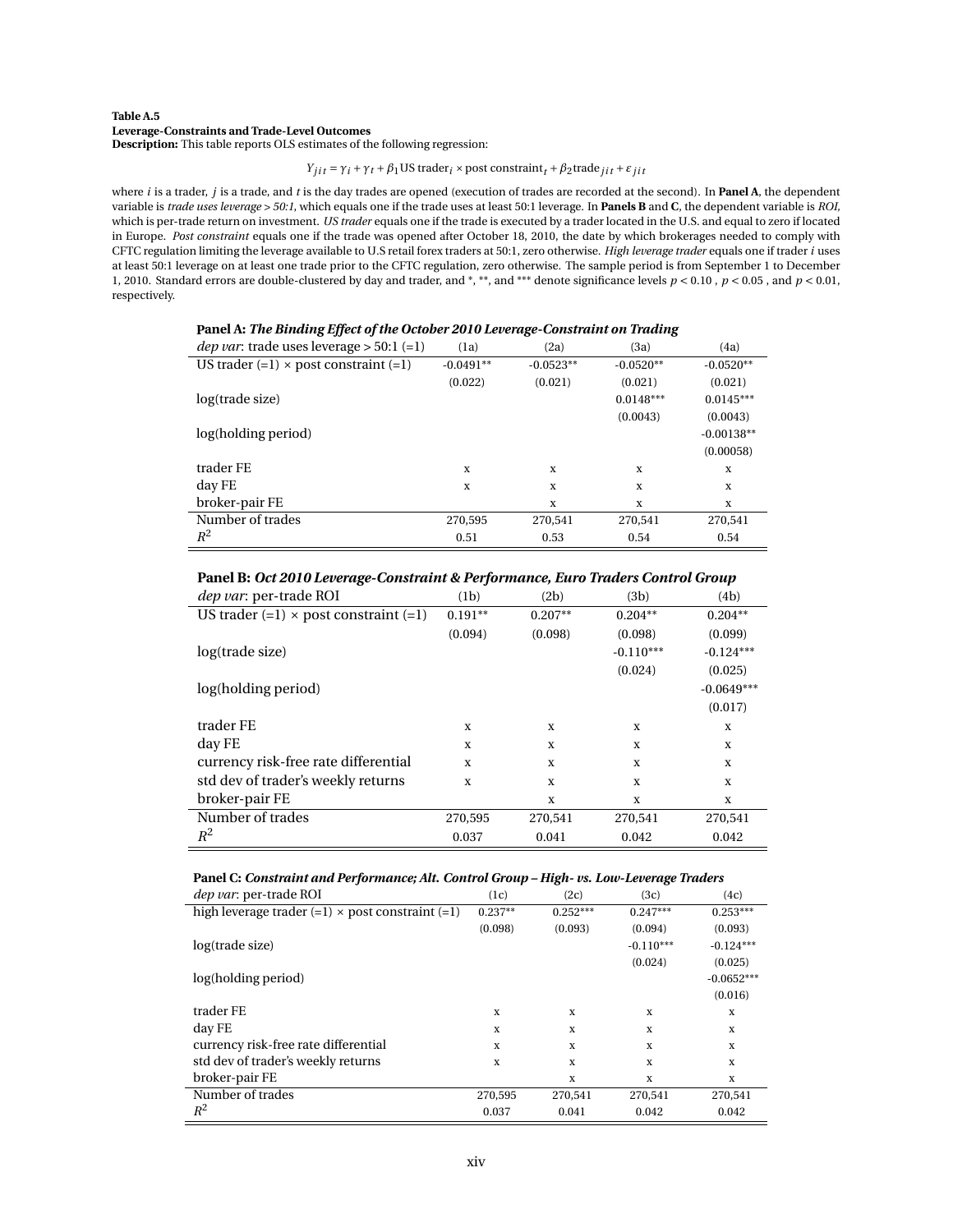**Table A.5**
**Leverage-Constraints and Trade-Level Outcomes**
**Description:** This table reports OLS estimates of the following regression:

$$Y_{jit} = \gamma_i + \gamma_t + \beta_1 \text{US trader}_i \times \text{post constraint}_t + \beta_2 \text{trade}_{jit} + \varepsilon_{jit}$$

where $i$ is a trader, $j$ is a trade, and $t$ is the day trades are opened (execution of trades are recorded at the second). In **Panel A**, the dependent variable is *trade uses leverage > 50:1*, which equals one if the trade uses at least 50:1 leverage. In **Panels B** and **C**, the dependent variable is *ROI*, which is per-trade return on investment. *US trader* equals one if the trade is executed by a trader located in the U.S. and equal to zero if located in Europe. *Post constraint* equals one if the trade was opened after October 18, 2010, the date by which brokerages needed to comply with CFTC regulation limiting the leverage available to U.S retail forex traders at 50:1, zero otherwise. *High leverage trader* equals one if trader $i$ uses at least 50:1 leverage on at least one trade prior to the CFTC regulation, zero otherwise. The sample period is from September 1 to December 1, 2010. Standard errors are double-clustered by day and trader, and *, **, and *** denote significance levels $p < 0.10$, $p < 0.05$, and $p < 0.01$, respectively.

**Panel A:** ***The Binding Effect of the October 2010 Leverage-Constraint on Trading***

| *dep var*: trade uses leverage > 50:1 (=1) | (1a) | (2a) | (3a) | (4a) |
|---|---|---|---|---|
| US trader (=1) × post constraint (=1) | -0.0491** | -0.0523** | -0.0520** | -0.0520** |
| | (0.022) | (0.021) | (0.021) | (0.021) |
| log(trade size) | | | 0.0148*** | 0.0145*** |
| | | | (0.0043) | (0.0043) |
| log(holding period) | | | | -0.00138** |
| | | | | (0.00058) |
| trader FE | x | x | x | x |
| day FE | x | x | x | x |
| broker-pair FE | | x | x | x |
| Number of trades | 270,595 | 270,541 | 270,541 | 270,541 |
| $R^2$ | 0.51 | 0.53 | 0.54 | 0.54 |

**Panel B:** ***Oct 2010 Leverage-Constraint & Performance, Euro Traders Control Group***

| *dep var*: per-trade ROI | (1b) | (2b) | (3b) | (4b) |
|---|---|---|---|---|
| US trader (=1) × post constraint (=1) | 0.191** | 0.207** | 0.204** | 0.204** |
| | (0.094) | (0.098) | (0.098) | (0.099) |
| log(trade size) | | | -0.110*** | -0.124*** |
| | | | (0.024) | (0.025) |
| log(holding period) | | | | -0.0649*** |
| | | | | (0.017) |
| trader FE | x | x | x | x |
| day FE | x | x | x | x |
| currency risk-free rate differential | x | x | x | x |
| std dev of trader's weekly returns | x | x | x | x |
| broker-pair FE | | x | x | x |
| Number of trades | 270,595 | 270,541 | 270,541 | 270,541 |
| $R^2$ | 0.037 | 0.041 | 0.042 | 0.042 |

**Panel C:** ***Constraint and Performance; Alt. Control Group – High- vs. Low-Leverage Traders***

| *dep var*: per-trade ROI | (1c) | (2c) | (3c) | (4c) |
|---|---|---|---|---|
| high leverage trader (=1) × post constraint (=1) | 0.237** | 0.252*** | 0.247*** | 0.253*** |
| | (0.098) | (0.093) | (0.094) | (0.093) |
| log(trade size) | | | -0.110*** | -0.124*** |
| | | | (0.024) | (0.025) |
| log(holding period) | | | | -0.0652*** |
| | | | | (0.016) |
| trader FE | x | x | x | x |
| day FE | x | x | x | x |
| currency risk-free rate differential | x | x | x | x |
| std dev of trader's weekly returns | x | x | x | x |
| broker-pair FE | | x | x | x |
| Number of trades | 270,595 | 270,541 | 270,541 | 270,541 |
| $R^2$ | 0.037 | 0.041 | 0.042 | 0.042 |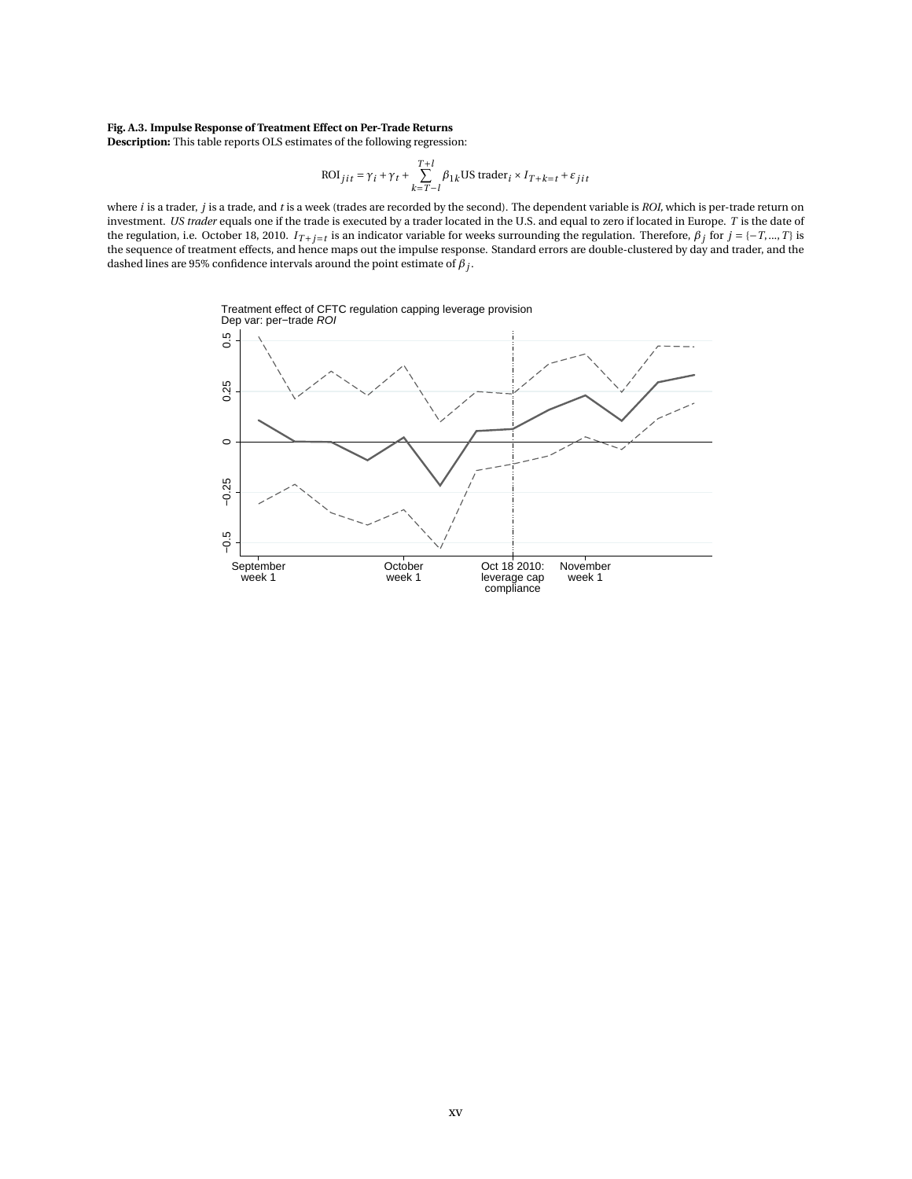**Fig. A.3. Impulse Response of Treatment Effect on Per-Trade Returns**

**Description:** This table reports OLS estimates of the following regression:

$$\text{ROI}_{jit} = \gamma_i + \gamma_t + \sum_{k=T-l}^{T+l} \beta_{1k} \text{US trader}_i \times I_{T+k=t} + \varepsilon_{jit}$$

where $i$ is a trader, $j$ is a trade, and $t$ is a week (trades are recorded by the second). The dependent variable is *ROI,* which is per-trade return on investment. *US trader* equals one if the trade is executed by a trader located in the U.S. and equal to zero if located in Europe. $T$ is the date of the regulation, i.e. October 18, 2010. $I_{T+j=t}$ is an indicator variable for weeks surrounding the regulation. Therefore, $\beta_j$ for $j = \{-T, ..., T\}$ is the sequence of treatment effects, and hence maps out the impulse response. Standard errors are double-clustered by day and trader, and the dashed lines are 95% confidence intervals around the point estimate of $\beta_j$.

Treatment effect of CFTC regulation capping leverage provision
Dep var: per−trade *ROI*

Y-axis: −0.5, −0.25, 0, 0.25, 0.5

X-axis: September week 1; October week 1; Oct 18 2010: leverage cap compliance; November week 1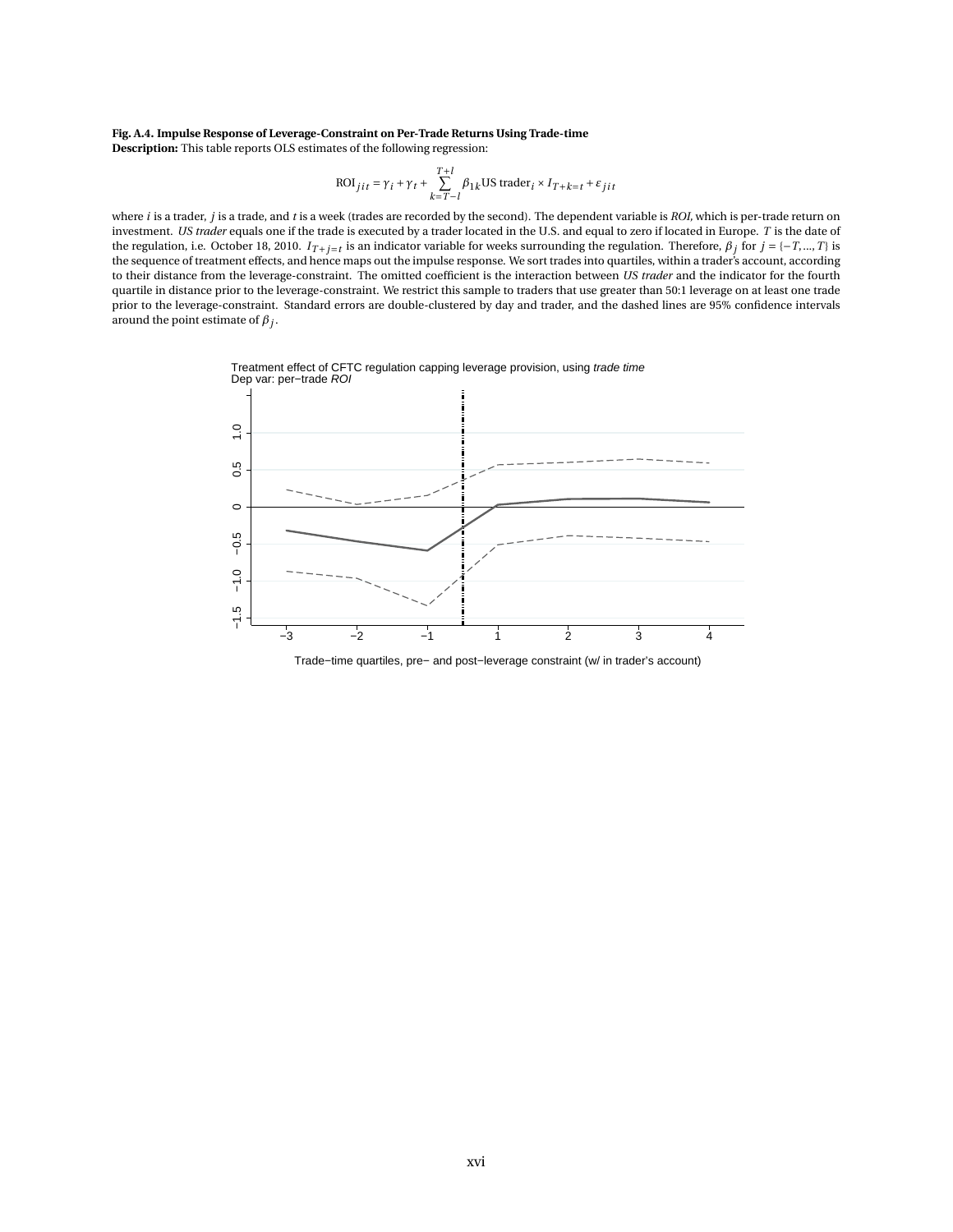**Fig. A.4. Impulse Response of Leverage-Constraint on Per-Trade Returns Using Trade-time**

**Description:** This table reports OLS estimates of the following regression:

$$\text{ROI}_{jit} = \gamma_i + \gamma_t + \sum_{k=T-l}^{T+l} \beta_{1k} \text{US trader}_i \times I_{T+k=t} + \varepsilon_{jit}$$

where $i$ is a trader, $j$ is a trade, and $t$ is a week (trades are recorded by the second). The dependent variable is *ROI*, which is per-trade return on investment. *US trader* equals one if the trade is executed by a trader located in the U.S. and equal to zero if located in Europe. $T$ is the date of the regulation, i.e. October 18, 2010. $I_{T+j=t}$ is an indicator variable for weeks surrounding the regulation. Therefore, $\beta_j$ for $j = \{-T, ..., T\}$ is the sequence of treatment effects, and hence maps out the impulse response. We sort trades into quartiles, within a trader's account, according to their distance from the leverage-constraint. The omitted coefficient is the interaction between *US trader* and the indicator for the fourth quartile in distance prior to the leverage-constraint. We restrict this sample to traders that use greater than 50:1 leverage on at least one trade prior to the leverage-constraint. Standard errors are double-clustered by day and trader, and the dashed lines are 95% confidence intervals around the point estimate of $\beta_j$.

Treatment effect of CFTC regulation capping leverage provision, using *trade time*
Dep var: per−trade *ROI*

Trade−time quartiles, pre− and post−leverage constraint (w/ in trader's account)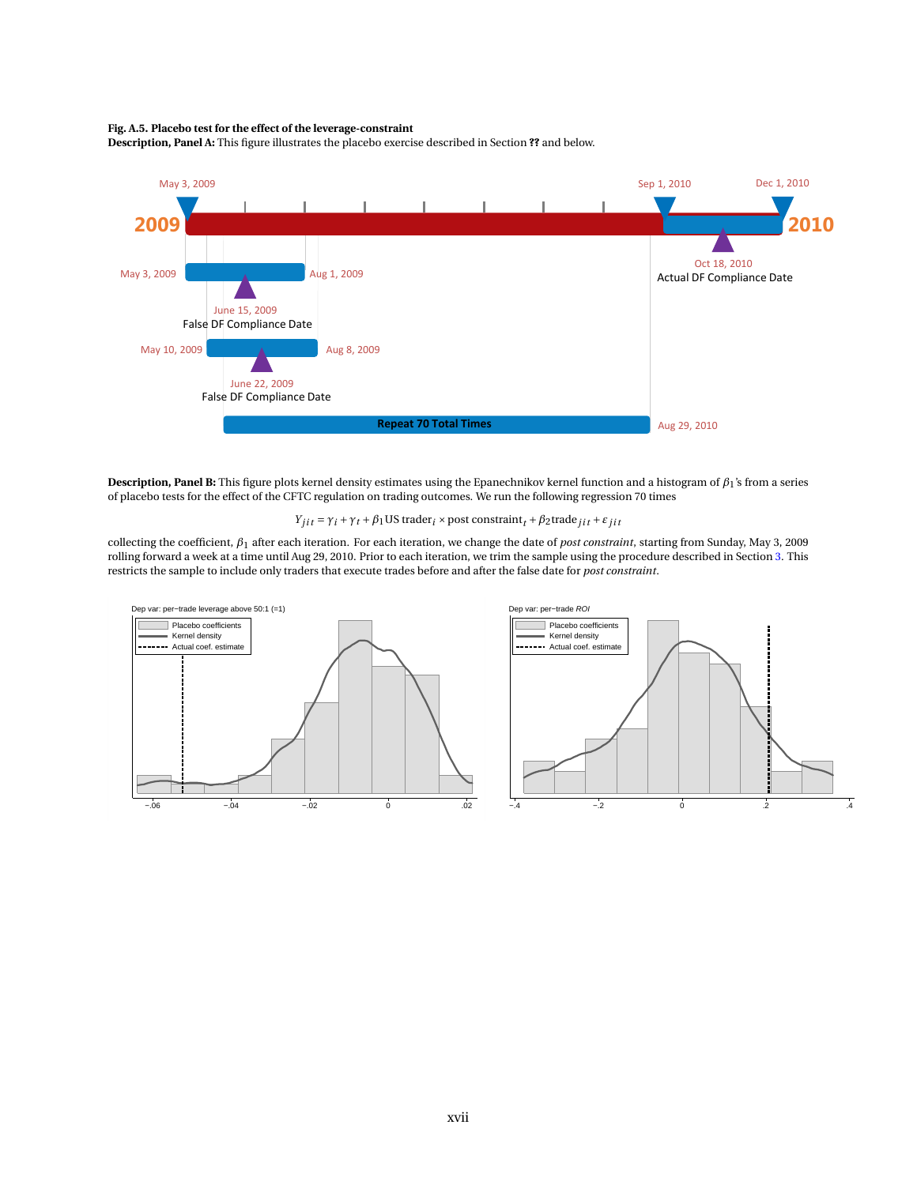**Fig. A.5. Placebo test for the effect of the leverage-constraint**

**Description, Panel A:** This figure illustrates the placebo exercise described in Section **??** and below.

**Description, Panel B:** This figure plots kernel density estimates using the Epanechnikov kernel function and a histogram of $\beta_1$'s from a series of placebo tests for the effect of the CFTC regulation on trading outcomes. We run the following regression 70 times

$$Y_{jit} = \gamma_i + \gamma_t + \beta_1 \text{US trader}_i \times \text{post constraint}_t + \beta_2 \text{trade}_{jit} + \varepsilon_{jit}$$

collecting the coefficient, $\beta_1$ after each iteration. For each iteration, we change the date of *post constraint*, starting from Sunday, May 3, 2009 rolling forward a week at a time until Aug 29, 2010. Prior to each iteration, we trim the sample using the procedure described in Section 3. This restricts the sample to include only traders that execute trades before and after the false date for *post constraint*.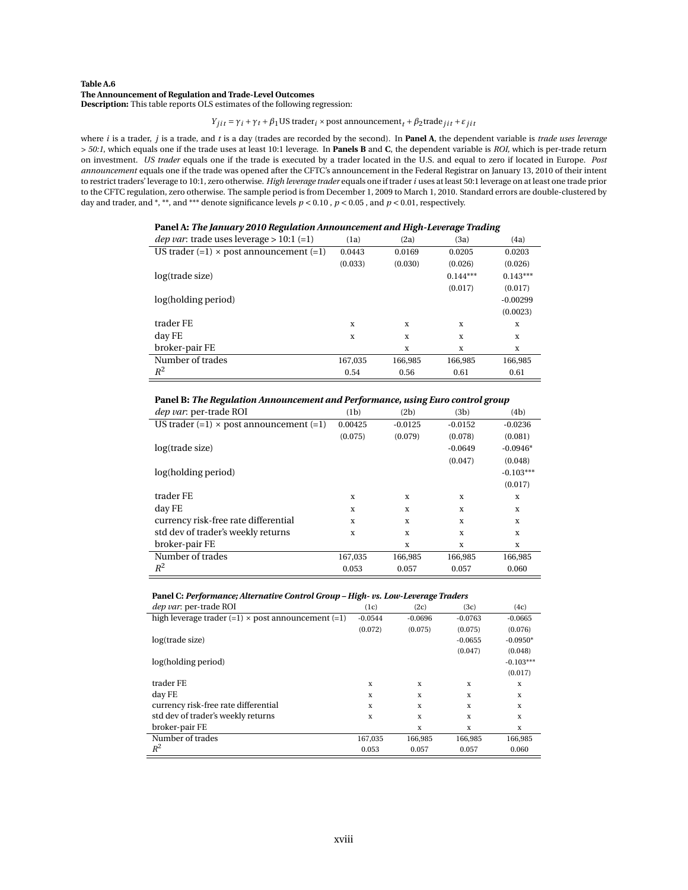**Table A.6**
**The Announcement of Regulation and Trade-Level Outcomes**
**Description:** This table reports OLS estimates of the following regression:

$$Y_{jit} = \gamma_i + \gamma_t + \beta_1 \text{US trader}_i \times \text{post announcement}_t + \beta_2 \text{trade}_{jit} + \varepsilon_{jit}$$

where $i$ is a trader, $j$ is a trade, and $t$ is a day (trades are recorded by the second). In **Panel A**, the dependent variable is *trade uses leverage > 50:1*, which equals one if the trade uses at least 10:1 leverage. In **Panels B** and **C**, the dependent variable is *ROI*, which is per-trade return on investment. *US trader* equals one if the trade is executed by a trader located in the U.S. and equal to zero if located in Europe. *Post announcement* equals one if the trade was opened after the CFTC's announcement in the Federal Registrar on January 13, 2010 of their intent to restrict traders' leverage to 10:1, zero otherwise. *High leverage trader* equals one if trader $i$ uses at least 50:1 leverage on at least one trade prior to the CFTC regulation, zero otherwise. The sample period is from December 1, 2009 to March 1, 2010. Standard errors are double-clustered by day and trader, and \*, \*\*, and \*\*\* denote significance levels $p < 0.10$, $p < 0.05$, and $p < 0.01$, respectively.

**Panel A:** ***The January 2010 Regulation Announcement and High-Leverage Trading***

| *dep var*: trade uses leverage > 10:1 (=1) | (1a) | (2a) | (3a) | (4a) |
|---|---|---|---|---|
| US trader (=1) × post announcement (=1) | 0.0443 | 0.0169 | 0.0205 | 0.0203 |
| | (0.033) | (0.030) | (0.026) | (0.026) |
| log(trade size) | | | 0.144*** | 0.143*** |
| | | | (0.017) | (0.017) |
| log(holding period) | | | | -0.00299 |
| | | | | (0.0023) |
| trader FE | x | x | x | x |
| day FE | x | x | x | x |
| broker-pair FE | | x | x | x |
| Number of trades | 167,035 | 166,985 | 166,985 | 166,985 |
| $R^2$ | 0.54 | 0.56 | 0.61 | 0.61 |

**Panel B:** ***The Regulation Announcement and Performance, using Euro control group***

| *dep var*: per-trade ROI | (1b) | (2b) | (3b) | (4b) |
|---|---|---|---|---|
| US trader (=1) × post announcement (=1) | 0.00425 | -0.0125 | -0.0152 | -0.0236 |
| | (0.075) | (0.079) | (0.078) | (0.081) |
| log(trade size) | | | -0.0649 | -0.0946* |
| | | | (0.047) | (0.048) |
| log(holding period) | | | | -0.103*** |
| | | | | (0.017) |
| trader FE | x | x | x | x |
| day FE | x | x | x | x |
| currency risk-free rate differential | x | x | x | x |
| std dev of trader's weekly returns | x | x | x | x |
| broker-pair FE | | x | x | x |
| Number of trades | 167,035 | 166,985 | 166,985 | 166,985 |
| $R^2$ | 0.053 | 0.057 | 0.057 | 0.060 |

**Panel C:** ***Performance; Alternative Control Group – High- vs. Low-Leverage Traders***

| *dep var*: per-trade ROI | (1c) | (2c) | (3c) | (4c) |
|---|---|---|---|---|
| high leverage trader (=1) × post announcement (=1) | -0.0544 | -0.0696 | -0.0763 | -0.0665 |
| | (0.072) | (0.075) | (0.075) | (0.076) |
| log(trade size) | | | -0.0655 | -0.0950* |
| | | | (0.047) | (0.048) |
| log(holding period) | | | | -0.103*** |
| | | | | (0.017) |
| trader FE | x | x | x | x |
| day FE | x | x | x | x |
| currency risk-free rate differential | x | x | x | x |
| std dev of trader's weekly returns | x | x | x | x |
| broker-pair FE | | x | x | x |
| Number of trades | 167,035 | 166,985 | 166,985 | 166,985 |
| $R^2$ | 0.053 | 0.057 | 0.057 | 0.060 |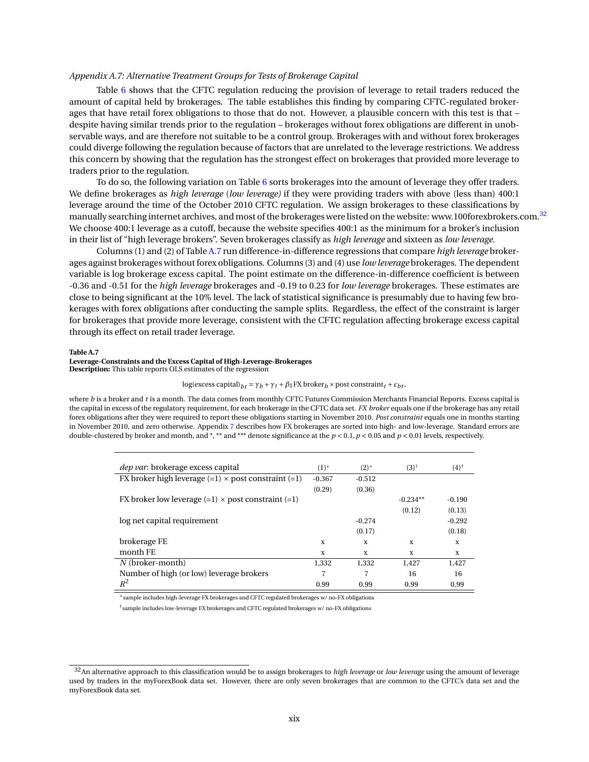*Appendix A.7: Alternative Treatment Groups for Tests of Brokerage Capital*

Table 6 shows that the CFTC regulation reducing the provision of leverage to retail traders reduced the amount of capital held by brokerages. The table establishes this finding by comparing CFTC-regulated brokerages that have retail forex obligations to those that do not. However, a plausible concern with this test is that – despite having similar trends prior to the regulation – brokerages without forex obligations are different in unobservable ways, and are therefore not suitable to be a control group. Brokerages with and without forex brokerages could diverge following the regulation because of factors that are unrelated to the leverage restrictions. We address this concern by showing that the regulation has the strongest effect on brokerages that provided more leverage to traders prior to the regulation.

To do so, the following variation on Table 6 sorts brokerages into the amount of leverage they offer traders. We define brokerages as *high leverage* (*low leverage)* if they were providing traders with above (less than) 400:1 leverage around the time of the October 2010 CFTC regulation. We assign brokerages to these classifications by manually searching internet archives, and most of the brokerages were listed on the website: www.100forexbrokers.com.[32] We choose 400:1 leverage as a cutoff, because the website specifies 400:1 as the minimum for a broker's inclusion in their list of "high leverage brokers". Seven brokerages classify as *high leverage* and sixteen as *low leverage.*

Columns (1) and (2) of Table A.7 run difference-in-difference regressions that compare *high leverage* brokerages against brokerages without forex obligations. Columns (3) and (4) use *low leverage* brokerages. The dependent variable is log brokerage excess capital. The point estimate on the difference-in-difference coefficient is between -0.36 and -0.51 for the *high leverage* brokerages and -0.19 to 0.23 for *low leverage* brokerages. These estimates are close to being significant at the 10% level. The lack of statistical significance is presumably due to having few brokerages with forex obligations after conducting the sample splits. Regardless, the effect of the constraint is larger for brokerages that provide more leverage, consistent with the CFTC regulation affecting brokerage excess capital through its effect on retail trader leverage.

**Table A.7**
**Leverage-Constraints and the Excess Capital of High-Leverage-Brokerages**
**Description:** This table reports OLS estimates of the regression

$$\log(\text{excess capital})_{bt} = \gamma_b + \gamma_t + \beta_1 \text{FX broker}_b \times \text{post constraint}_t + \varepsilon_{bt},$$

where $b$ is a broker and $t$ is a month. The data comes from monthly CFTC Futures Commission Merchants Financial Reports. Excess capital is the capital in excess of the regulatory requirement, for each brokerage in the CFTC data set. *FX broker* equals one if the brokerage has any retail forex obligations after they were required to report these obligations starting in November 2010. *Post constraint* equals one in months starting in November 2010, and zero otherwise. Appendix 7 describes how FX brokerages are sorted into high- and low-leverage. Standard errors are double-clustered by broker and month, and *, ** and *** denote significance at the $p < 0.1$, $p < 0.05$ and $p < 0.01$ levels, respectively.

| *dep var*: brokerage excess capital | (1)* | (2)* | (3)† | (4)† |
|---|---|---|---|---|
| FX broker high leverage (=1) × post constraint (=1) | -0.367 | -0.512 | | |
| | (0.29) | (0.36) | | |
| FX broker low leverage (=1) × post constraint (=1) | | | -0.234** | -0.190 |
| | | | (0.12) | (0.13) |
| log net capital requirement | | -0.274 | | -0.292 |
| | | (0.17) | | (0.18) |
| brokerage FE | x | x | x | x |
| month FE | x | x | x | x |
| $N$ (broker-month) | 1,332 | 1,332 | 1,427 | 1,427 |
| Number of high (or low) leverage brokers | 7 | 7 | 16 | 16 |
| $R^2$ | 0.99 | 0.99 | 0.99 | 0.99 |

* sample includes high-leverage FX brokerages and CFTC regulated brokerages w/ no-FX obligations

† sample includes low-leverage FX brokerages and CFTC regulated brokerages w/ no-FX obligations

[32] An alternative approach to this classification would be to assign brokerages to *high leverage* or *low leverage* using the amount of leverage used by traders in the myForexBook data set. However, there are only seven brokerages that are common to the CFTC's data set and the myForexBook data set.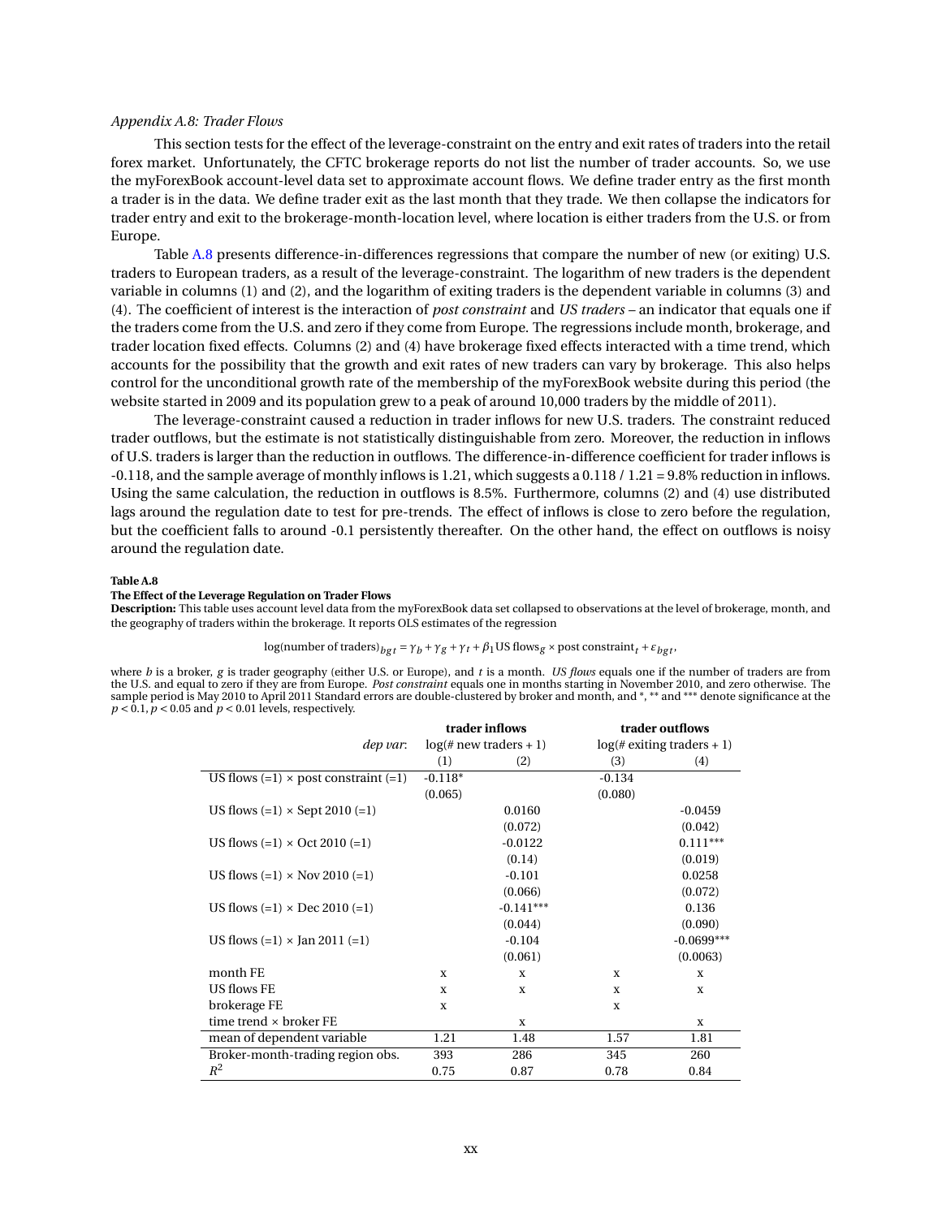*Appendix A.8: Trader Flows*

This section tests for the effect of the leverage-constraint on the entry and exit rates of traders into the retail forex market. Unfortunately, the CFTC brokerage reports do not list the number of trader accounts. So, we use the myForexBook account-level data set to approximate account flows. We define trader entry as the first month a trader is in the data. We define trader exit as the last month that they trade. We then collapse the indicators for trader entry and exit to the brokerage-month-location level, where location is either traders from the U.S. or from Europe.

Table A.8 presents difference-in-differences regressions that compare the number of new (or exiting) U.S. traders to European traders, as a result of the leverage-constraint. The logarithm of new traders is the dependent variable in columns (1) and (2), and the logarithm of exiting traders is the dependent variable in columns (3) and (4). The coefficient of interest is the interaction of *post constraint* and *US traders* – an indicator that equals one if the traders come from the U.S. and zero if they come from Europe. The regressions include month, brokerage, and trader location fixed effects. Columns (2) and (4) have brokerage fixed effects interacted with a time trend, which accounts for the possibility that the growth and exit rates of new traders can vary by brokerage. This also helps control for the unconditional growth rate of the membership of the myForexBook website during this period (the website started in 2009 and its population grew to a peak of around 10,000 traders by the middle of 2011).

The leverage-constraint caused a reduction in trader inflows for new U.S. traders. The constraint reduced trader outflows, but the estimate is not statistically distinguishable from zero. Moreover, the reduction in inflows of U.S. traders is larger than the reduction in outflows. The difference-in-difference coefficient for trader inflows is -0.118, and the sample average of monthly inflows is 1.21, which suggests a 0.118 / 1.21 = 9.8% reduction in inflows. Using the same calculation, the reduction in outflows is 8.5%. Furthermore, columns (2) and (4) use distributed lags around the regulation date to test for pre-trends. The effect of inflows is close to zero before the regulation, but the coefficient falls to around -0.1 persistently thereafter. On the other hand, the effect on outflows is noisy around the regulation date.

**Table A.8**

**The Effect of the Leverage Regulation on Trader Flows**

**Description:** This table uses account level data from the myForexBook data set collapsed to observations at the level of brokerage, month, and the geography of traders within the brokerage. It reports OLS estimates of the regression

$$\log(\text{number of traders})_{bgt} = \gamma_b + \gamma_g + \gamma_t + \beta_1 \text{US flows}_g \times \text{post constraint}_t + \varepsilon_{bgt},$$

where $b$ is a broker, $g$ is trader geography (either U.S. or Europe), and $t$ is a month. *US flows* equals one if the number of traders are from the U.S. and equal to zero if they are from Europe. *Post constraint* equals one in months starting in November 2010, and zero otherwise. The sample period is May 2010 to April 2011 Standard errors are double-clustered by broker and month, and *, ** and *** denote significance at the $p < 0.1$, $p < 0.05$ and $p < 0.01$ levels, respectively.

| | trader inflows | | trader outflows | |
|---|---|---|---|---|
| *dep var*: | log(# new traders + 1) | | log(# exiting traders + 1) | |
| | (1) | (2) | (3) | (4) |
| US flows (=1) × post constraint (=1) | -0.118* | | -0.134 | |
| | (0.065) | | (0.080) | |
| US flows (=1) × Sept 2010 (=1) | | 0.0160 | | -0.0459 |
| | | (0.072) | | (0.042) |
| US flows (=1) × Oct 2010 (=1) | | -0.0122 | | 0.111*** |
| | | (0.14) | | (0.019) |
| US flows (=1) × Nov 2010 (=1) | | -0.101 | | 0.0258 |
| | | (0.066) | | (0.072) |
| US flows (=1) × Dec 2010 (=1) | | -0.141*** | | 0.136 |
| | | (0.044) | | (0.090) |
| US flows (=1) × Jan 2011 (=1) | | -0.104 | | -0.0699*** |
| | | (0.061) | | (0.0063) |
| month FE | x | x | x | x |
| US flows FE | x | x | x | x |
| brokerage FE | x | | x | |
| time trend × broker FE | | x | | x |
| mean of dependent variable | 1.21 | 1.48 | 1.57 | 1.81 |
| Broker-month-trading region obs. | 393 | 286 | 345 | 260 |
| $R^2$ | 0.75 | 0.87 | 0.78 | 0.84 |